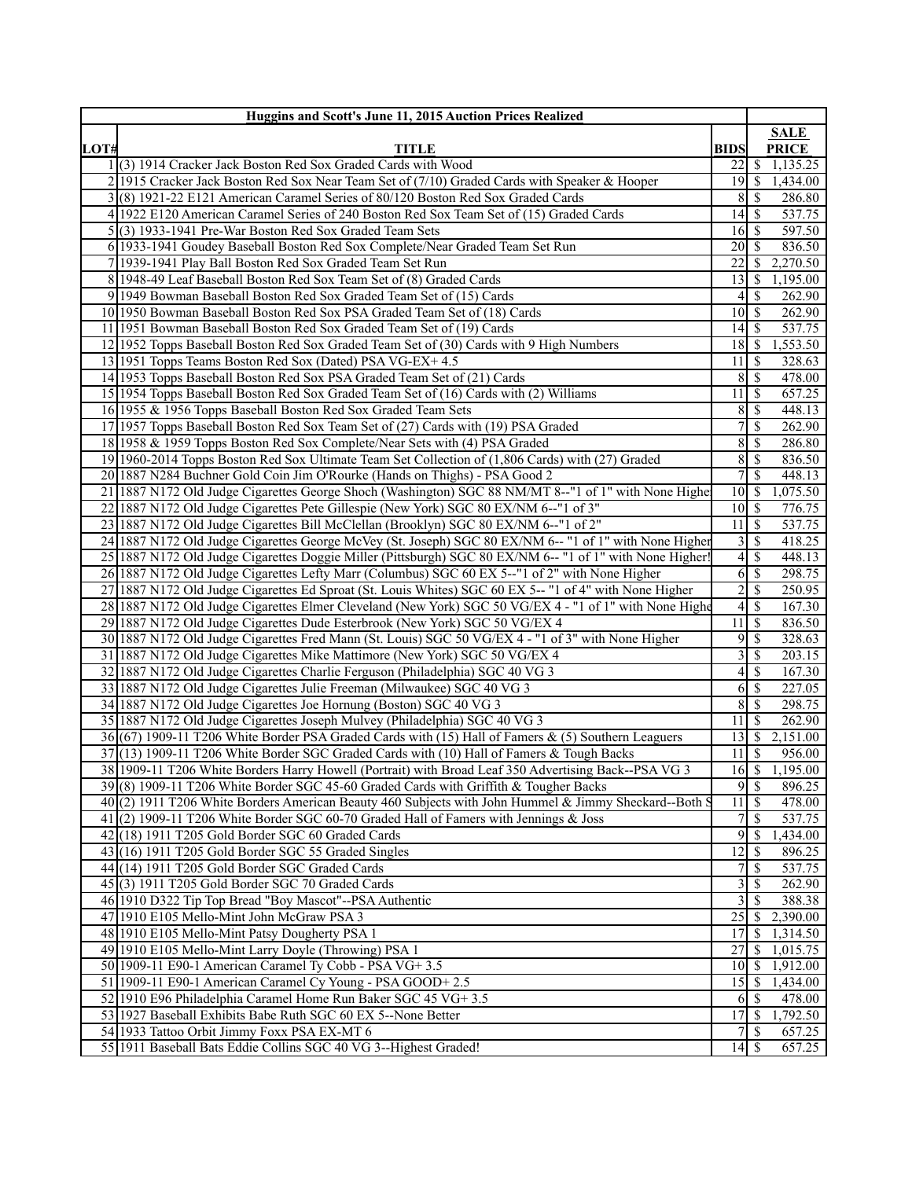| Huggins and Scott's June 11, 2015 Auction Prices Realized | | | |
|---|---|---|---|
| **LOT#** | **TITLE** | **BIDS** | **SALE PRICE** |
| 1 | (3) 1914 Cracker Jack Boston Red Sox Graded Cards with Wood | 22 | $ 1,135.25 |
| 2 | 1915 Cracker Jack Boston Red Sox Near Team Set of (7/10) Graded Cards with Speaker & Hooper | 19 | $ 1,434.00 |
| 3 | (8) 1921-22 E121 American Caramel Series of 80/120 Boston Red Sox Graded Cards | 8 | $ 286.80 |
| 4 | 1922 E120 American Caramel Series of 240 Boston Red Sox Team Set of (15) Graded Cards | 14 | $ 537.75 |
| 5 | (3) 1933-1941 Pre-War Boston Red Sox Graded Team Sets | 16 | $ 597.50 |
| 6 | 1933-1941 Goudey Baseball Boston Red Sox Complete/Near Graded Team Set Run | 20 | $ 836.50 |
| 7 | 1939-1941 Play Ball Boston Red Sox Graded Team Set Run | 22 | $ 2,270.50 |
| 8 | 1948-49 Leaf Baseball Boston Red Sox Team Set of (8) Graded Cards | 13 | $ 1,195.00 |
| 9 | 1949 Bowman Baseball Boston Red Sox Graded Team Set of (15) Cards | 4 | $ 262.90 |
| 10 | 1950 Bowman Baseball Boston Red Sox PSA Graded Team Set of (18) Cards | 10 | $ 262.90 |
| 11 | 1951 Bowman Baseball Boston Red Sox Graded Team Set of (19) Cards | 14 | $ 537.75 |
| 12 | 1952 Topps Baseball Boston Red Sox Graded Team Set of (30) Cards with 9 High Numbers | 18 | $ 1,553.50 |
| 13 | 1951 Topps Teams Boston Red Sox (Dated) PSA VG-EX+ 4.5 | 11 | $ 328.63 |
| 14 | 1953 Topps Baseball Boston Red Sox PSA Graded Team Set of (21) Cards | 8 | $ 478.00 |
| 15 | 1954 Topps Baseball Boston Red Sox Graded Team Set of (16) Cards with (2) Williams | 11 | $ 657.25 |
| 16 | 1955 & 1956 Topps Baseball Boston Red Sox Graded Team Sets | 8 | $ 448.13 |
| 17 | 1957 Topps Baseball Boston Red Sox Team Set of (27) Cards with (19) PSA Graded | 7 | $ 262.90 |
| 18 | 1958 & 1959 Topps Boston Red Sox Complete/Near Sets with (4) PSA Graded | 8 | $ 286.80 |
| 19 | 1960-2014 Topps Boston Red Sox Ultimate Team Set Collection of (1,806 Cards) with (27) Graded | 8 | $ 836.50 |
| 20 | 1887 N284 Buchner Gold Coin Jim O'Rourke (Hands on Thighs) - PSA Good 2 | 7 | $ 448.13 |
| 21 | 1887 N172 Old Judge Cigarettes George Shoch (Washington) SGC 88 NM/MT 8--"1 of 1" with None Highe | 10 | $ 1,075.50 |
| 22 | 1887 N172 Old Judge Cigarettes Pete Gillespie (New York) SGC 80 EX/NM 6--"1 of 3" | 10 | $ 776.75 |
| 23 | 1887 N172 Old Judge Cigarettes Bill McClellan (Brooklyn) SGC 80 EX/NM 6--"1 of 2" | 11 | $ 537.75 |
| 24 | 1887 N172 Old Judge Cigarettes George McVey (St. Joseph) SGC 80 EX/NM 6-- "1 of 1" with None Higher | 3 | $ 418.25 |
| 25 | 1887 N172 Old Judge Cigarettes Doggie Miller (Pittsburgh) SGC 80 EX/NM 6-- "1 of 1" with None Higher! | 4 | $ 448.13 |
| 26 | 1887 N172 Old Judge Cigarettes Lefty Marr (Columbus) SGC 60 EX 5--"1 of 2" with None Higher | 6 | $ 298.75 |
| 27 | 1887 N172 Old Judge Cigarettes Ed Sproat (St. Louis Whites) SGC 60 EX 5-- "1 of 4" with None Higher | 2 | $ 250.95 |
| 28 | 1887 N172 Old Judge Cigarettes Elmer Cleveland (New York) SGC 50 VG/EX 4 - "1 of 1" with None Highe | 4 | $ 167.30 |
| 29 | 1887 N172 Old Judge Cigarettes Dude Esterbrook (New York) SGC 50 VG/EX 4 | 11 | $ 836.50 |
| 30 | 1887 N172 Old Judge Cigarettes Fred Mann (St. Louis) SGC 50 VG/EX 4 - "1 of 3" with None Higher | 9 | $ 328.63 |
| 31 | 1887 N172 Old Judge Cigarettes Mike Mattimore (New York) SGC 50 VG/EX 4 | 3 | $ 203.15 |
| 32 | 1887 N172 Old Judge Cigarettes Charlie Ferguson (Philadelphia) SGC 40 VG 3 | 4 | $ 167.30 |
| 33 | 1887 N172 Old Judge Cigarettes Julie Freeman (Milwaukee) SGC 40 VG 3 | 6 | $ 227.05 |
| 34 | 1887 N172 Old Judge Cigarettes Joe Hornung (Boston) SGC 40 VG 3 | 8 | $ 298.75 |
| 35 | 1887 N172 Old Judge Cigarettes Joseph Mulvey (Philadelphia) SGC 40 VG 3 | 11 | $ 262.90 |
| 36 | (67) 1909-11 T206 White Border PSA Graded Cards with (15) Hall of Famers & (5) Southern Leaguers | 13 | $ 2,151.00 |
| 37 | (13) 1909-11 T206 White Border SGC Graded Cards with (10) Hall of Famers & Tough Backs | 11 | $ 956.00 |
| 38 | 1909-11 T206 White Borders Harry Howell (Portrait) with Broad Leaf 350 Advertising Back--PSA VG 3 | 16 | $ 1,195.00 |
| 39 | (8) 1909-11 T206 White Border SGC 45-60 Graded Cards with Griffith & Tougher Backs | 9 | $ 896.25 |
| 40 | (2) 1911 T206 White Borders American Beauty 460 Subjects with John Hummel & Jimmy Sheckard--Both S | 11 | $ 478.00 |
| 41 | (2) 1909-11 T206 White Border SGC 60-70 Graded Hall of Famers with Jennings & Joss | 7 | $ 537.75 |
| 42 | (18) 1911 T205 Gold Border SGC 60 Graded Cards | 9 | $ 1,434.00 |
| 43 | (16) 1911 T205 Gold Border SGC 55 Graded Singles | 12 | $ 896.25 |
| 44 | (14) 1911 T205 Gold Border SGC Graded Cards | 7 | $ 537.75 |
| 45 | (3) 1911 T205 Gold Border SGC 70 Graded Cards | 3 | $ 262.90 |
| 46 | 1910 D322 Tip Top Bread "Boy Mascot"--PSA Authentic | 3 | $ 388.38 |
| 47 | 1910 E105 Mello-Mint John McGraw PSA 3 | 25 | $ 2,390.00 |
| 48 | 1910 E105 Mello-Mint Patsy Dougherty PSA 1 | 17 | $ 1,314.50 |
| 49 | 1910 E105 Mello-Mint Larry Doyle (Throwing) PSA 1 | 27 | $ 1,015.75 |
| 50 | 1909-11 E90-1 American Caramel Ty Cobb - PSA VG+ 3.5 | 10 | $ 1,912.00 |
| 51 | 1909-11 E90-1 American Caramel Cy Young - PSA GOOD+ 2.5 | 15 | $ 1,434.00 |
| 52 | 1910 E96 Philadelphia Caramel Home Run Baker SGC 45 VG+ 3.5 | 6 | $ 478.00 |
| 53 | 1927 Baseball Exhibits Babe Ruth SGC 60 EX 5--None Better | 17 | $ 1,792.50 |
| 54 | 1933 Tattoo Orbit Jimmy Foxx PSA EX-MT 6 | 7 | $ 657.25 |
| 55 | 1911 Baseball Bats Eddie Collins SGC 40 VG 3--Highest Graded! | 14 | $ 657.25 |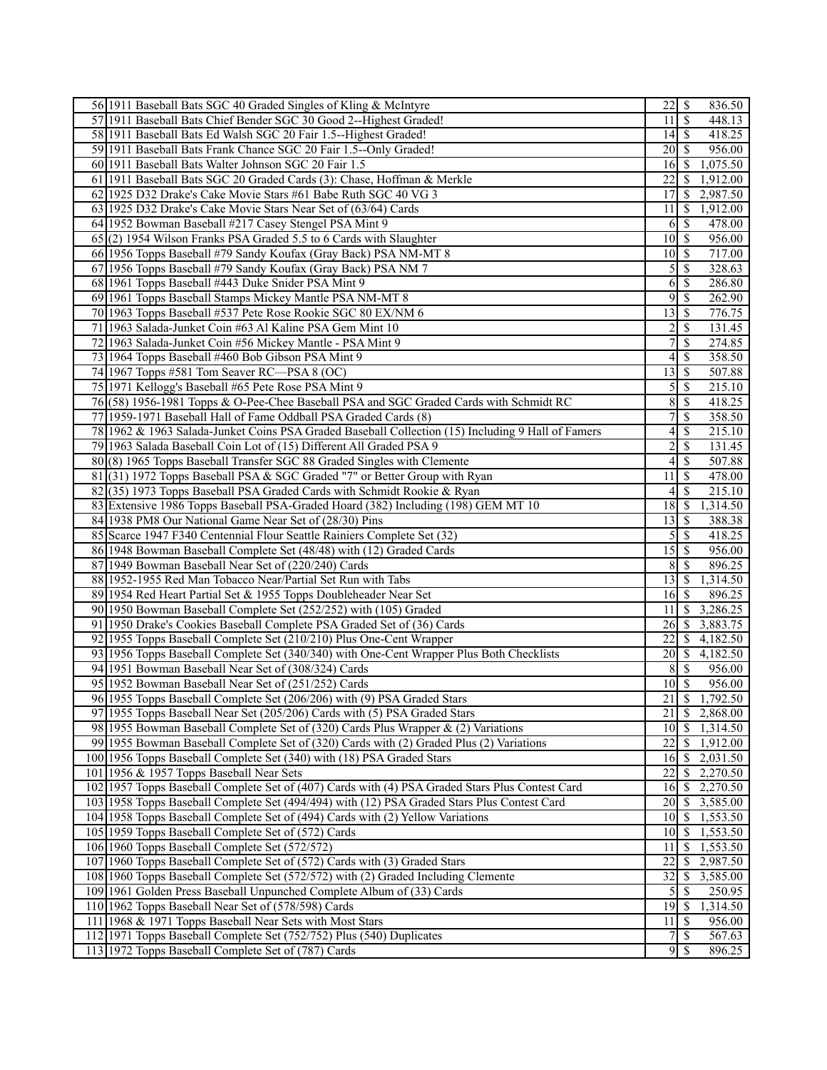| | | | | |
|---|---|---|---|---|
| 56 | 1911 Baseball Bats SGC 40 Graded Singles of Kling & McIntyre | 22 | $ | 836.50 |
| 57 | 1911 Baseball Bats Chief Bender SGC 30 Good 2--Highest Graded! | 11 | $ | 448.13 |
| 58 | 1911 Baseball Bats Ed Walsh SGC 20 Fair 1.5--Highest Graded! | 14 | $ | 418.25 |
| 59 | 1911 Baseball Bats Frank Chance SGC 20 Fair 1.5--Only Graded! | 20 | $ | 956.00 |
| 60 | 1911 Baseball Bats Walter Johnson SGC 20 Fair 1.5 | 16 | $ | 1,075.50 |
| 61 | 1911 Baseball Bats SGC 20 Graded Cards (3): Chase, Hoffman & Merkle | 22 | $ | 1,912.00 |
| 62 | 1925 D32 Drake's Cake Movie Stars #61 Babe Ruth SGC 40 VG 3 | 17 | $ | 2,987.50 |
| 63 | 1925 D32 Drake's Cake Movie Stars Near Set of (63/64) Cards | 11 | $ | 1,912.00 |
| 64 | 1952 Bowman Baseball #217 Casey Stengel PSA Mint 9 | 6 | $ | 478.00 |
| 65 | (2) 1954 Wilson Franks PSA Graded 5.5 to 6 Cards with Slaughter | 10 | $ | 956.00 |
| 66 | 1956 Topps Baseball #79 Sandy Koufax (Gray Back) PSA NM-MT 8 | 10 | $ | 717.00 |
| 67 | 1956 Topps Baseball #79 Sandy Koufax (Gray Back) PSA NM 7 | 5 | $ | 328.63 |
| 68 | 1961 Topps Baseball #443 Duke Snider PSA Mint 9 | 6 | $ | 286.80 |
| 69 | 1961 Topps Baseball Stamps Mickey Mantle PSA NM-MT 8 | 9 | $ | 262.90 |
| 70 | 1963 Topps Baseball #537 Pete Rose Rookie SGC 80 EX/NM 6 | 13 | $ | 776.75 |
| 71 | 1963 Salada-Junket Coin #63 Al Kaline PSA Gem Mint 10 | 2 | $ | 131.45 |
| 72 | 1963 Salada-Junket Coin #56 Mickey Mantle - PSA Mint 9 | 7 | $ | 274.85 |
| 73 | 1964 Topps Baseball #460 Bob Gibson PSA Mint 9 | 4 | $ | 358.50 |
| 74 | 1967 Topps #581 Tom Seaver RC—PSA 8 (OC) | 13 | $ | 507.88 |
| 75 | 1971 Kellogg's Baseball #65 Pete Rose PSA Mint 9 | 5 | $ | 215.10 |
| 76 | (58) 1956-1981 Topps & O-Pee-Chee Baseball PSA and SGC Graded Cards with Schmidt RC | 8 | $ | 418.25 |
| 77 | 1959-1971 Baseball Hall of Fame Oddball PSA Graded Cards (8) | 7 | $ | 358.50 |
| 78 | 1962 & 1963 Salada-Junket Coins PSA Graded Baseball Collection (15) Including 9 Hall of Famers | 4 | $ | 215.10 |
| 79 | 1963 Salada Baseball Coin Lot of (15) Different All Graded PSA 9 | 2 | $ | 131.45 |
| 80 | (8) 1965 Topps Baseball Transfer SGC 88 Graded Singles with Clemente | 4 | $ | 507.88 |
| 81 | (31) 1972 Topps Baseball PSA & SGC Graded "7" or Better Group with Ryan | 11 | $ | 478.00 |
| 82 | (35) 1973 Topps Baseball PSA Graded Cards with Schmidt Rookie & Ryan | 4 | $ | 215.10 |
| 83 | Extensive 1986 Topps Baseball PSA-Graded Hoard (382) Including (198) GEM MT 10 | 18 | $ | 1,314.50 |
| 84 | 1938 PM8 Our National Game Near Set of (28/30) Pins | 13 | $ | 388.38 |
| 85 | Scarce 1947 F340 Centennial Flour Seattle Rainiers Complete Set (32) | 5 | $ | 418.25 |
| 86 | 1948 Bowman Baseball Complete Set (48/48) with (12) Graded Cards | 15 | $ | 956.00 |
| 87 | 1949 Bowman Baseball Near Set of (220/240) Cards | 8 | $ | 896.25 |
| 88 | 1952-1955 Red Man Tobacco Near/Partial Set Run with Tabs | 13 | $ | 1,314.50 |
| 89 | 1954 Red Heart Partial Set & 1955 Topps Doubleheader Near Set | 16 | $ | 896.25 |
| 90 | 1950 Bowman Baseball Complete Set (252/252) with (105) Graded | 11 | $ | 3,286.25 |
| 91 | 1950 Drake's Cookies Baseball Complete PSA Graded Set of (36) Cards | 26 | $ | 3,883.75 |
| 92 | 1955 Topps Baseball Complete Set (210/210) Plus One-Cent Wrapper | 22 | $ | 4,182.50 |
| 93 | 1956 Topps Baseball Complete Set (340/340) with One-Cent Wrapper Plus Both Checklists | 20 | $ | 4,182.50 |
| 94 | 1951 Bowman Baseball Near Set of (308/324) Cards | 8 | $ | 956.00 |
| 95 | 1952 Bowman Baseball Near Set of (251/252) Cards | 10 | $ | 956.00 |
| 96 | 1955 Topps Baseball Complete Set (206/206) with (9) PSA Graded Stars | 21 | $ | 1,792.50 |
| 97 | 1955 Topps Baseball Near Set (205/206) Cards with (5) PSA Graded Stars | 21 | $ | 2,868.00 |
| 98 | 1955 Bowman Baseball Complete Set of (320) Cards Plus Wrapper & (2) Variations | 10 | $ | 1,314.50 |
| 99 | 1955 Bowman Baseball Complete Set of (320) Cards with (2) Graded Plus (2) Variations | 22 | $ | 1,912.00 |
| 100 | 1956 Topps Baseball Complete Set (340) with (18) PSA Graded Stars | 16 | $ | 2,031.50 |
| 101 | 1956 & 1957 Topps Baseball Near Sets | 22 | $ | 2,270.50 |
| 102 | 1957 Topps Baseball Complete Set of (407) Cards with (4) PSA Graded Stars Plus Contest Card | 16 | $ | 2,270.50 |
| 103 | 1958 Topps Baseball Complete Set (494/494) with (12) PSA Graded Stars Plus Contest Card | 20 | $ | 3,585.00 |
| 104 | 1958 Topps Baseball Complete Set of (494) Cards with (2) Yellow Variations | 10 | $ | 1,553.50 |
| 105 | 1959 Topps Baseball Complete Set of (572) Cards | 10 | $ | 1,553.50 |
| 106 | 1960 Topps Baseball Complete Set (572/572) | 11 | $ | 1,553.50 |
| 107 | 1960 Topps Baseball Complete Set of (572) Cards with (3) Graded Stars | 22 | $ | 2,987.50 |
| 108 | 1960 Topps Baseball Complete Set (572/572) with (2) Graded Including Clemente | 32 | $ | 3,585.00 |
| 109 | 1961 Golden Press Baseball Unpunched Complete Album of (33) Cards | 5 | $ | 250.95 |
| 110 | 1962 Topps Baseball Near Set of (578/598) Cards | 19 | $ | 1,314.50 |
| 111 | 1968 & 1971 Topps Baseball Near Sets with Most Stars | 11 | $ | 956.00 |
| 112 | 1971 Topps Baseball Complete Set (752/752) Plus (540) Duplicates | 7 | $ | 567.63 |
| 113 | 1972 Topps Baseball Complete Set of (787) Cards | 9 | $ | 896.25 |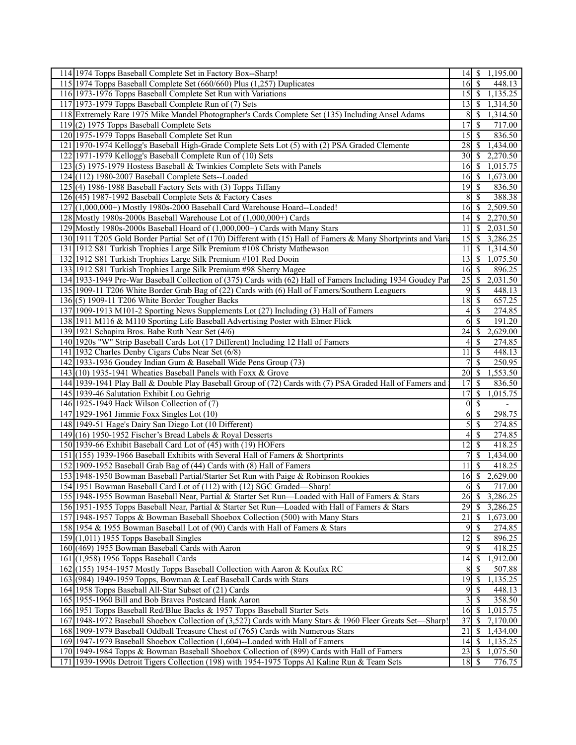| | | | |
|---|---|---|---|
| 114 | 1974 Topps Baseball Complete Set in Factory Box--Sharp! | 14 | $ 1,195.00 |
| 115 | 1974 Topps Baseball Complete Set (660/660) Plus (1,257) Duplicates | 16 | $ 448.13 |
| 116 | 1973-1976 Topps Baseball Complete Set Run with Variations | 15 | $ 1,135.25 |
| 117 | 1973-1979 Topps Baseball Complete Run of (7) Sets | 13 | $ 1,314.50 |
| 118 | Extremely Rare 1975 Mike Mandel Photographer's Cards Complete Set (135) Including Ansel Adams | 8 | $ 1,314.50 |
| 119 | (2) 1975 Topps Baseball Complete Sets | 17 | $ 717.00 |
| 120 | 1975-1979 Topps Baseball Complete Set Run | 15 | $ 836.50 |
| 121 | 1970-1974 Kellogg's Baseball High-Grade Complete Sets Lot (5) with (2) PSA Graded Clemente | 28 | $ 1,434.00 |
| 122 | 1971-1979 Kellogg's Baseball Complete Run of (10) Sets | 30 | $ 2,270.50 |
| 123 | (5) 1975-1979 Hostess Baseball & Twinkies Complete Sets with Panels | 16 | $ 1,015.75 |
| 124 | (112) 1980-2007 Baseball Complete Sets--Loaded | 16 | $ 1,673.00 |
| 125 | (4) 1986-1988 Baseball Factory Sets with (3) Topps Tiffany | 19 | $ 836.50 |
| 126 | (45) 1987-1992 Baseball Complete Sets & Factory Cases | 8 | $ 388.38 |
| 127 | (1,000,000+) Mostly 1980s-2000 Baseball Card Warehouse Hoard--Loaded! | 16 | $ 2,509.50 |
| 128 | Mostly 1980s-2000s Baseball Warehouse Lot of (1,000,000+) Cards | 14 | $ 2,270.50 |
| 129 | Mostly 1980s-2000s Baseball Hoard of (1,000,000+) Cards with Many Stars | 11 | $ 2,031.50 |
| 130 | 1911 T205 Gold Border Partial Set of (170) Different with (15) Hall of Famers & Many Shortprints and Vari | 15 | $ 3,286.25 |
| 131 | 1912 S81 Turkish Trophies Large Silk Premium #108 Christy Mathewson | 11 | $ 1,314.50 |
| 132 | 1912 S81 Turkish Trophies Large Silk Premium #101 Red Dooin | 13 | $ 1,075.50 |
| 133 | 1912 S81 Turkish Trophies Large Silk Premium #98 Sherry Magee | 16 | $ 896.25 |
| 134 | 1933-1949 Pre-War Baseball Collection of (375) Cards with (62) Hall of Famers Including 1934 Goudey Par | 25 | $ 2,031.50 |
| 135 | 1909-11 T206 White Border Grab Bag of (22) Cards with (6) Hall of Famers/Southern Leaguers | 9 | $ 448.13 |
| 136 | (5) 1909-11 T206 White Border Tougher Backs | 18 | $ 657.25 |
| 137 | 1909-1913 M101-2 Sporting News Supplements Lot (27) Including (3) Hall of Famers | 4 | $ 274.85 |
| 138 | 1911 M116 & M110 Sporting Life Baseball Advertising Poster with Elmer Flick | 6 | $ 191.20 |
| 139 | 1921 Schapira Bros. Babe Ruth Near Set (4/6) | 24 | $ 2,629.00 |
| 140 | 1920s "W" Strip Baseball Cards Lot (17 Different) Including 12 Hall of Famers | 4 | $ 274.85 |
| 141 | 1932 Charles Denby Cigars Cubs Near Set (6/8) | 11 | $ 448.13 |
| 142 | 1933-1936 Goudey Indian Gum & Baseball Wide Pens Group (73) | 7 | $ 250.95 |
| 143 | (10) 1935-1941 Wheaties Baseball Panels with Foxx & Grove | 20 | $ 1,553.50 |
| 144 | 1939-1941 Play Ball & Double Play Baseball Group of (72) Cards with (7) PSA Graded Hall of Famers and | 17 | $ 836.50 |
| 145 | 1939-46 Salutation Exhibit Lou Gehrig | 17 | $ 1,015.75 |
| 146 | 1925-1949 Hack Wilson Collection of (7) | 0 | $ - |
| 147 | 1929-1961 Jimmie Foxx Singles Lot (10) | 6 | $ 298.75 |
| 148 | 1949-51 Hage's Dairy San Diego Lot (10 Different) | 5 | $ 274.85 |
| 149 | (16) 1950-1952 Fischer's Bread Labels & Royal Desserts | 4 | $ 274.85 |
| 150 | 1939-66 Exhibit Baseball Card Lot of (45) with (19) HOFers | 12 | $ 418.25 |
| 151 | (155) 1939-1966 Baseball Exhibits with Several Hall of Famers & Shortprints | 7 | $ 1,434.00 |
| 152 | 1909-1952 Baseball Grab Bag of (44) Cards with (8) Hall of Famers | 11 | $ 418.25 |
| 153 | 1948-1950 Bowman Baseball Partial/Starter Set Run with Paige & Robinson Rookies | 16 | $ 2,629.00 |
| 154 | 1951 Bowman Baseball Card Lot of (112) with (12) SGC Graded—Sharp! | 6 | $ 717.00 |
| 155 | 1948-1955 Bowman Baseball Near, Partial & Starter Set Run—Loaded with Hall of Famers & Stars | 26 | $ 3,286.25 |
| 156 | 1951-1955 Topps Baseball Near, Partial & Starter Set Run—Loaded with Hall of Famers & Stars | 29 | $ 3,286.25 |
| 157 | 1948-1957 Topps & Bowman Baseball Shoebox Collection (500) with Many Stars | 21 | $ 1,673.00 |
| 158 | 1954 & 1955 Bowman Baseball Lot of (90) Cards with Hall of Famers & Stars | 9 | $ 274.85 |
| 159 | (1,011) 1955 Topps Baseball Singles | 12 | $ 896.25 |
| 160 | (469) 1955 Bowman Baseball Cards with Aaron | 9 | $ 418.25 |
| 161 | (1,958) 1956 Topps Baseball Cards | 14 | $ 1,912.00 |
| 162 | (155) 1954-1957 Mostly Topps Baseball Collection with Aaron & Koufax RC | 8 | $ 507.88 |
| 163 | (984) 1949-1959 Topps, Bowman & Leaf Baseball Cards with Stars | 19 | $ 1,135.25 |
| 164 | 1958 Topps Baseball All-Star Subset of (21) Cards | 9 | $ 448.13 |
| 165 | 1955-1960 Bill and Bob Braves Postcard Hank Aaron | 3 | $ 358.50 |
| 166 | 1951 Topps Baseball Red/Blue Backs & 1957 Topps Baseball Starter Sets | 16 | $ 1,015.75 |
| 167 | 1948-1972 Baseball Shoebox Collection of (3,527) Cards with Many Stars & 1960 Fleer Greats Set—Sharp! | 37 | $ 7,170.00 |
| 168 | 1909-1979 Baseball Oddball Treasure Chest of (765) Cards with Numerous Stars | 21 | $ 1,434.00 |
| 169 | 1947-1979 Baseball Shoebox Collection (1,604)--Loaded with Hall of Famers | 14 | $ 1,135.25 |
| 170 | 1949-1984 Topps & Bowman Baseball Shoebox Collection of (899) Cards with Hall of Famers | 23 | $ 1,075.50 |
| 171 | 1939-1990s Detroit Tigers Collection (198) with 1954-1975 Topps Al Kaline Run & Team Sets | 18 | $ 776.75 |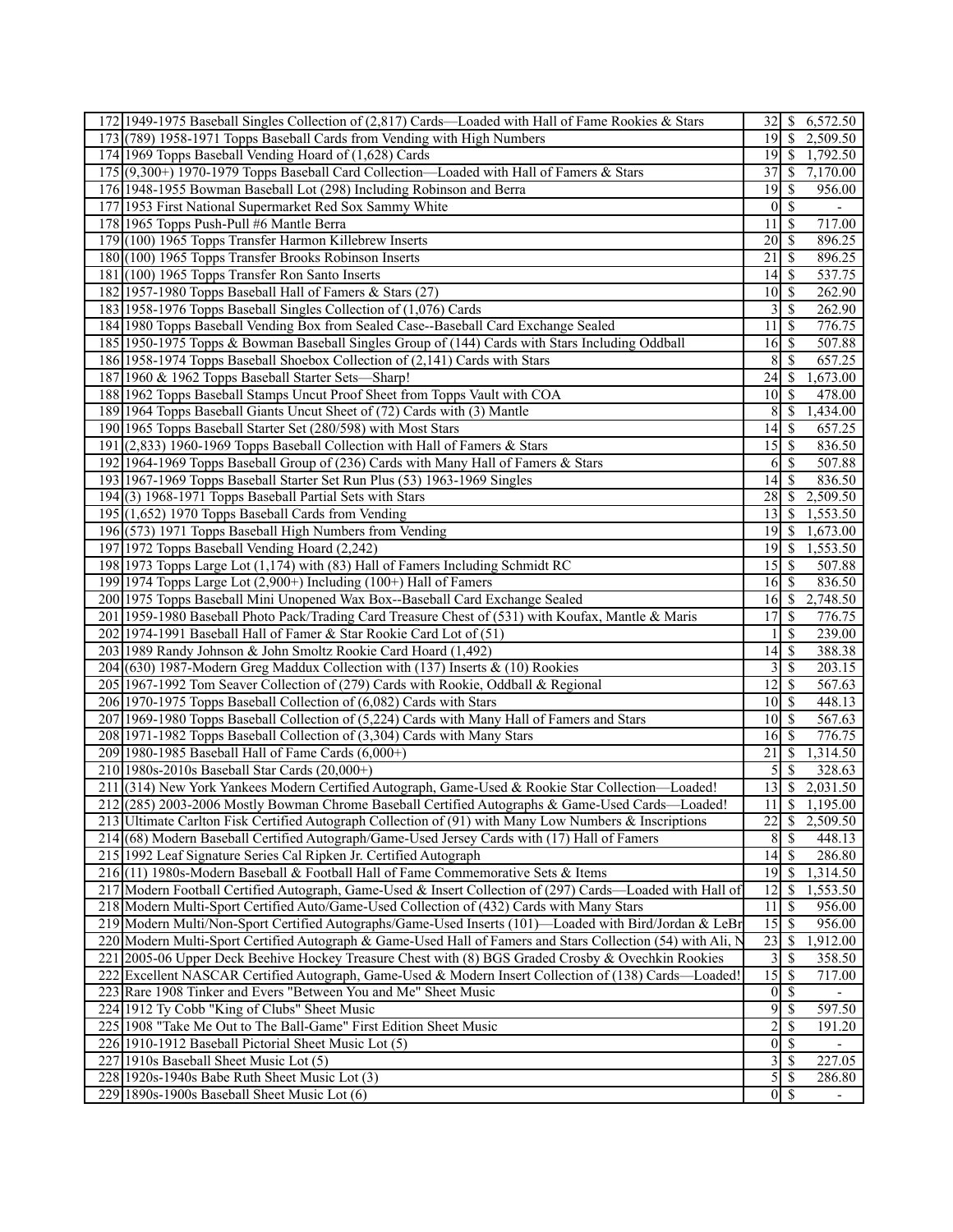| | | | |
|---|---|---|---|
| 172 | 1949-1975 Baseball Singles Collection of (2,817) Cards—Loaded with Hall of Fame Rookies & Stars | 32 | $ 6,572.50 |
| 173 | (789) 1958-1971 Topps Baseball Cards from Vending with High Numbers | 19 | $ 2,509.50 |
| 174 | 1969 Topps Baseball Vending Hoard of (1,628) Cards | 19 | $ 1,792.50 |
| 175 | (9,300+) 1970-1979 Topps Baseball Card Collection—Loaded with Hall of Famers & Stars | 37 | $ 7,170.00 |
| 176 | 1948-1955 Bowman Baseball Lot (298) Including Robinson and Berra | 19 | $ 956.00 |
| 177 | 1953 First National Supermarket Red Sox Sammy White | 0 | $ - |
| 178 | 1965 Topps Push-Pull #6 Mantle Berra | 11 | $ 717.00 |
| 179 | (100) 1965 Topps Transfer Harmon Killebrew Inserts | 20 | $ 896.25 |
| 180 | (100) 1965 Topps Transfer Brooks Robinson Inserts | 21 | $ 896.25 |
| 181 | (100) 1965 Topps Transfer Ron Santo Inserts | 14 | $ 537.75 |
| 182 | 1957-1980 Topps Baseball Hall of Famers & Stars (27) | 10 | $ 262.90 |
| 183 | 1958-1976 Topps Baseball Singles Collection of (1,076) Cards | 3 | $ 262.90 |
| 184 | 1980 Topps Baseball Vending Box from Sealed Case--Baseball Card Exchange Sealed | 11 | $ 776.75 |
| 185 | 1950-1975 Topps & Bowman Baseball Singles Group of (144) Cards with Stars Including Oddball | 16 | $ 507.88 |
| 186 | 1958-1974 Topps Baseball Shoebox Collection of (2,141) Cards with Stars | 8 | $ 657.25 |
| 187 | 1960 & 1962 Topps Baseball Starter Sets—Sharp! | 24 | $ 1,673.00 |
| 188 | 1962 Topps Baseball Stamps Uncut Proof Sheet from Topps Vault with COA | 10 | $ 478.00 |
| 189 | 1964 Topps Baseball Giants Uncut Sheet of (72) Cards with (3) Mantle | 8 | $ 1,434.00 |
| 190 | 1965 Topps Baseball Starter Set (280/598) with Most Stars | 14 | $ 657.25 |
| 191 | (2,833) 1960-1969 Topps Baseball Collection with Hall of Famers & Stars | 15 | $ 836.50 |
| 192 | 1964-1969 Topps Baseball Group of (236) Cards with Many Hall of Famers & Stars | 6 | $ 507.88 |
| 193 | 1967-1969 Topps Baseball Starter Set Run Plus (53) 1963-1969 Singles | 14 | $ 836.50 |
| 194 | (3) 1968-1971 Topps Baseball Partial Sets with Stars | 28 | $ 2,509.50 |
| 195 | (1,652) 1970 Topps Baseball Cards from Vending | 13 | $ 1,553.50 |
| 196 | (573) 1971 Topps Baseball High Numbers from Vending | 19 | $ 1,673.00 |
| 197 | 1972 Topps Baseball Vending Hoard (2,242) | 19 | $ 1,553.50 |
| 198 | 1973 Topps Large Lot (1,174) with (83) Hall of Famers Including Schmidt RC | 15 | $ 507.88 |
| 199 | 1974 Topps Large Lot (2,900+) Including (100+) Hall of Famers | 16 | $ 836.50 |
| 200 | 1975 Topps Baseball Mini Unopened Wax Box--Baseball Card Exchange Sealed | 16 | $ 2,748.50 |
| 201 | 1959-1980 Baseball Photo Pack/Trading Card Treasure Chest of (531) with Koufax, Mantle & Maris | 17 | $ 776.75 |
| 202 | 1974-1991 Baseball Hall of Famer & Star Rookie Card Lot of (51) | 1 | $ 239.00 |
| 203 | 1989 Randy Johnson & John Smoltz Rookie Card Hoard (1,492) | 14 | $ 388.38 |
| 204 | (630) 1987-Modern Greg Maddux Collection with (137) Inserts & (10) Rookies | 3 | $ 203.15 |
| 205 | 1967-1992 Tom Seaver Collection of (279) Cards with Rookie, Oddball & Regional | 12 | $ 567.63 |
| 206 | 1970-1975 Topps Baseball Collection of (6,082) Cards with Stars | 10 | $ 448.13 |
| 207 | 1969-1980 Topps Baseball Collection of (5,224) Cards with Many Hall of Famers and Stars | 10 | $ 567.63 |
| 208 | 1971-1982 Topps Baseball Collection of (3,304) Cards with Many Stars | 16 | $ 776.75 |
| 209 | 1980-1985 Baseball Hall of Fame Cards (6,000+) | 21 | $ 1,314.50 |
| 210 | 1980s-2010s Baseball Star Cards (20,000+) | 5 | $ 328.63 |
| 211 | (314) New York Yankees Modern Certified Autograph, Game-Used & Rookie Star Collection—Loaded! | 13 | $ 2,031.50 |
| 212 | (285) 2003-2006 Mostly Bowman Chrome Baseball Certified Autographs & Game-Used Cards—Loaded! | 11 | $ 1,195.00 |
| 213 | Ultimate Carlton Fisk Certified Autograph Collection of (91) with Many Low Numbers & Inscriptions | 22 | $ 2,509.50 |
| 214 | (68) Modern Baseball Certified Autograph/Game-Used Jersey Cards with (17) Hall of Famers | 8 | $ 448.13 |
| 215 | 1992 Leaf Signature Series Cal Ripken Jr. Certified Autograph | 14 | $ 286.80 |
| 216 | (11) 1980s-Modern Baseball & Football Hall of Fame Commemorative Sets & Items | 19 | $ 1,314.50 |
| 217 | Modern Football Certified Autograph, Game-Used & Insert Collection of (297) Cards—Loaded with Hall of | 12 | $ 1,553.50 |
| 218 | Modern Multi-Sport Certified Auto/Game-Used Collection of (432) Cards with Many Stars | 11 | $ 956.00 |
| 219 | Modern Multi/Non-Sport Certified Autographs/Game-Used Inserts (101)—Loaded with Bird/Jordan & LeBr | 15 | $ 956.00 |
| 220 | Modern Multi-Sport Certified Autograph & Game-Used Hall of Famers and Stars Collection (54) with Ali, N | 23 | $ 1,912.00 |
| 221 | 2005-06 Upper Deck Beehive Hockey Treasure Chest with (8) BGS Graded Crosby & Ovechkin Rookies | 3 | $ 358.50 |
| 222 | Excellent NASCAR Certified Autograph, Game-Used & Modern Insert Collection of (138) Cards—Loaded! | 15 | $ 717.00 |
| 223 | Rare 1908 Tinker and Evers "Between You and Me" Sheet Music | 0 | $ - |
| 224 | 1912 Ty Cobb "King of Clubs" Sheet Music | 9 | $ 597.50 |
| 225 | 1908 "Take Me Out to The Ball-Game" First Edition Sheet Music | 2 | $ 191.20 |
| 226 | 1910-1912 Baseball Pictorial Sheet Music Lot (5) | 0 | $ - |
| 227 | 1910s Baseball Sheet Music Lot (5) | 3 | $ 227.05 |
| 228 | 1920s-1940s Babe Ruth Sheet Music Lot (3) | 5 | $ 286.80 |
| 229 | 1890s-1900s Baseball Sheet Music Lot (6) | 0 | $ - |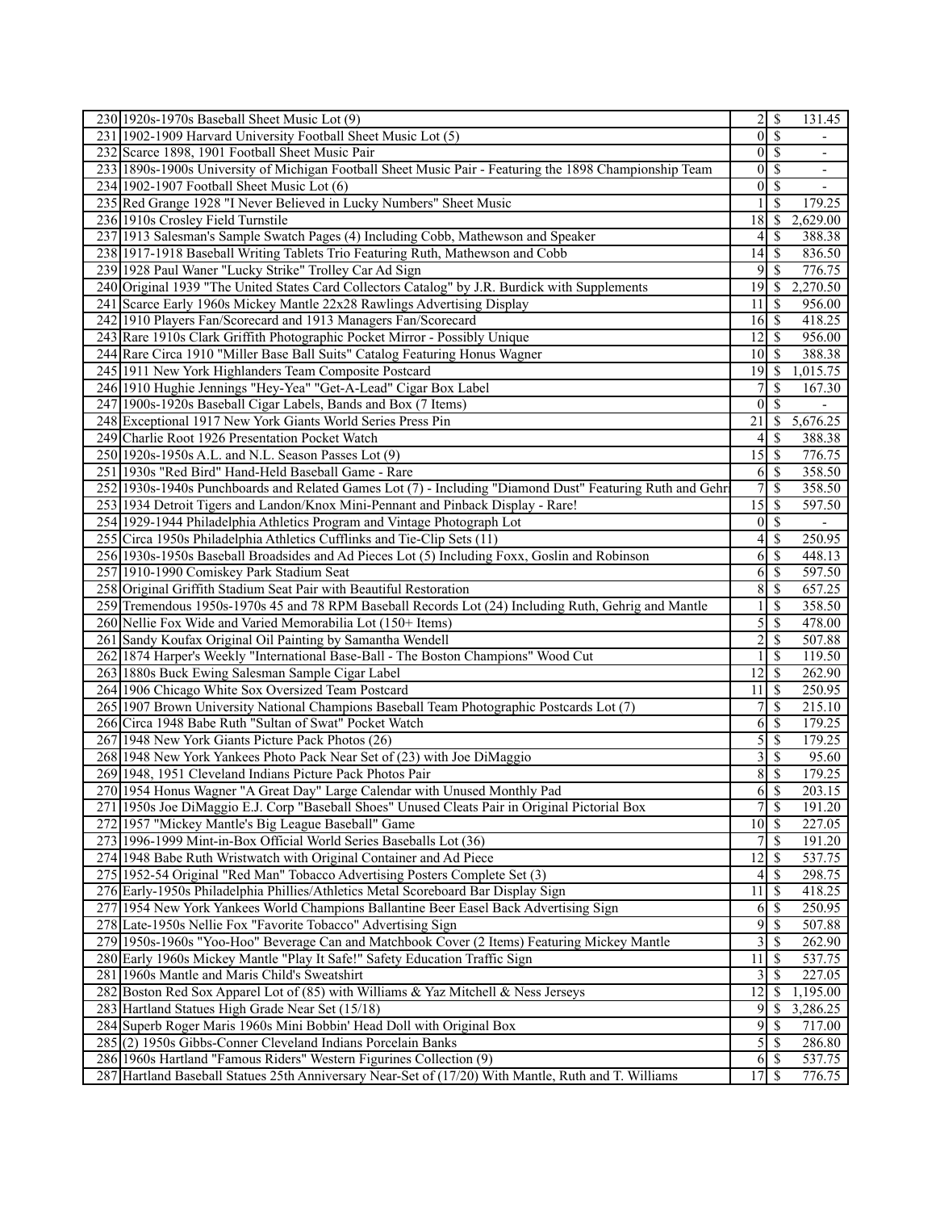| | | | | |
|---|---|---|---|---|
| 230 | 1920s-1970s Baseball Sheet Music Lot (9) | 2 | $ | 131.45 |
| 231 | 1902-1909 Harvard University Football Sheet Music Lot (5) | 0 | $ | - |
| 232 | Scarce 1898, 1901 Football Sheet Music Pair | 0 | $ | - |
| 233 | 1890s-1900s University of Michigan Football Sheet Music Pair - Featuring the 1898 Championship Team | 0 | $ | - |
| 234 | 1902-1907 Football Sheet Music Lot (6) | 0 | $ | - |
| 235 | Red Grange 1928 "I Never Believed in Lucky Numbers" Sheet Music | 1 | $ | 179.25 |
| 236 | 1910s Crosley Field Turnstile | 18 | $ | 2,629.00 |
| 237 | 1913 Salesman's Sample Swatch Pages (4) Including Cobb, Mathewson and Speaker | 4 | $ | 388.38 |
| 238 | 1917-1918 Baseball Writing Tablets Trio Featuring Ruth, Mathewson and Cobb | 14 | $ | 836.50 |
| 239 | 1928 Paul Waner "Lucky Strike" Trolley Car Ad Sign | 9 | $ | 776.75 |
| 240 | Original 1939 "The United States Card Collectors Catalog" by J.R. Burdick with Supplements | 19 | $ | 2,270.50 |
| 241 | Scarce Early 1960s Mickey Mantle 22x28 Rawlings Advertising Display | 11 | $ | 956.00 |
| 242 | 1910 Players Fan/Scorecard and 1913 Managers Fan/Scorecard | 16 | $ | 418.25 |
| 243 | Rare 1910s Clark Griffith Photographic Pocket Mirror - Possibly Unique | 12 | $ | 956.00 |
| 244 | Rare Circa 1910 "Miller Base Ball Suits" Catalog Featuring Honus Wagner | 10 | $ | 388.38 |
| 245 | 1911 New York Highlanders Team Composite Postcard | 19 | $ | 1,015.75 |
| 246 | 1910 Hughie Jennings "Hey-Yea" "Get-A-Lead" Cigar Box Label | 7 | $ | 167.30 |
| 247 | 1900s-1920s Baseball Cigar Labels, Bands and Box (7 Items) | 0 | $ | - |
| 248 | Exceptional 1917 New York Giants World Series Press Pin | 21 | $ | 5,676.25 |
| 249 | Charlie Root 1926 Presentation Pocket Watch | 4 | $ | 388.38 |
| 250 | 1920s-1950s A.L. and N.L. Season Passes Lot (9) | 15 | $ | 776.75 |
| 251 | 1930s "Red Bird" Hand-Held Baseball Game - Rare | 6 | $ | 358.50 |
| 252 | 1930s-1940s Punchboards and Related Games Lot (7) - Including "Diamond Dust" Featuring Ruth and Gehr | 7 | $ | 358.50 |
| 253 | 1934 Detroit Tigers and Landon/Knox Mini-Pennant and Pinback Display - Rare! | 15 | $ | 597.50 |
| 254 | 1929-1944 Philadelphia Athletics Program and Vintage Photograph Lot | 0 | $ | - |
| 255 | Circa 1950s Philadelphia Athletics Cufflinks and Tie-Clip Sets (11) | 4 | $ | 250.95 |
| 256 | 1930s-1950s Baseball Broadsides and Ad Pieces Lot (5) Including Foxx, Goslin and Robinson | 6 | $ | 448.13 |
| 257 | 1910-1990 Comiskey Park Stadium Seat | 6 | $ | 597.50 |
| 258 | Original Griffith Stadium Seat Pair with Beautiful Restoration | 8 | $ | 657.25 |
| 259 | Tremendous 1950s-1970s 45 and 78 RPM Baseball Records Lot (24) Including Ruth, Gehrig and Mantle | 1 | $ | 358.50 |
| 260 | Nellie Fox Wide and Varied Memorabilia Lot (150+ Items) | 5 | $ | 478.00 |
| 261 | Sandy Koufax Original Oil Painting by Samantha Wendell | 2 | $ | 507.88 |
| 262 | 1874 Harper's Weekly "International Base-Ball - The Boston Champions" Wood Cut | 1 | $ | 119.50 |
| 263 | 1880s Buck Ewing Salesman Sample Cigar Label | 12 | $ | 262.90 |
| 264 | 1906 Chicago White Sox Oversized Team Postcard | 11 | $ | 250.95 |
| 265 | 1907 Brown University National Champions Baseball Team Photographic Postcards Lot (7) | 7 | $ | 215.10 |
| 266 | Circa 1948 Babe Ruth "Sultan of Swat" Pocket Watch | 6 | $ | 179.25 |
| 267 | 1948 New York Giants Picture Pack Photos (26) | 5 | $ | 179.25 |
| 268 | 1948 New York Yankees Photo Pack Near Set of (23) with Joe DiMaggio | 3 | $ | 95.60 |
| 269 | 1948, 1951 Cleveland Indians Picture Pack Photos Pair | 8 | $ | 179.25 |
| 270 | 1954 Honus Wagner "A Great Day" Large Calendar with Unused Monthly Pad | 6 | $ | 203.15 |
| 271 | 1950s Joe DiMaggio E.J. Corp "Baseball Shoes" Unused Cleats Pair in Original Pictorial Box | 7 | $ | 191.20 |
| 272 | 1957 "Mickey Mantle's Big League Baseball" Game | 10 | $ | 227.05 |
| 273 | 1996-1999 Mint-in-Box Official World Series Baseballs Lot (36) | 7 | $ | 191.20 |
| 274 | 1948 Babe Ruth Wristwatch with Original Container and Ad Piece | 12 | $ | 537.75 |
| 275 | 1952-54 Original "Red Man" Tobacco Advertising Posters Complete Set (3) | 4 | $ | 298.75 |
| 276 | Early-1950s Philadelphia Phillies/Athletics Metal Scoreboard Bar Display Sign | 11 | $ | 418.25 |
| 277 | 1954 New York Yankees World Champions Ballantine Beer Easel Back Advertising Sign | 6 | $ | 250.95 |
| 278 | Late-1950s Nellie Fox "Favorite Tobacco" Advertising Sign | 9 | $ | 507.88 |
| 279 | 1950s-1960s "Yoo-Hoo" Beverage Can and Matchbook Cover (2 Items) Featuring Mickey Mantle | 3 | $ | 262.90 |
| 280 | Early 1960s Mickey Mantle "Play It Safe!" Safety Education Traffic Sign | 11 | $ | 537.75 |
| 281 | 1960s Mantle and Maris Child's Sweatshirt | 3 | $ | 227.05 |
| 282 | Boston Red Sox Apparel Lot of (85) with Williams & Yaz Mitchell & Ness Jerseys | 12 | $ | 1,195.00 |
| 283 | Hartland Statues High Grade Near Set (15/18) | 9 | $ | 3,286.25 |
| 284 | Superb Roger Maris 1960s Mini Bobbin' Head Doll with Original Box | 9 | $ | 717.00 |
| 285 | (2) 1950s Gibbs-Conner Cleveland Indians Porcelain Banks | 5 | $ | 286.80 |
| 286 | 1960s Hartland "Famous Riders" Western Figurines Collection (9) | 6 | $ | 537.75 |
| 287 | Hartland Baseball Statues 25th Anniversary Near-Set of (17/20) With Mantle, Ruth and T. Williams | 17 | $ | 776.75 |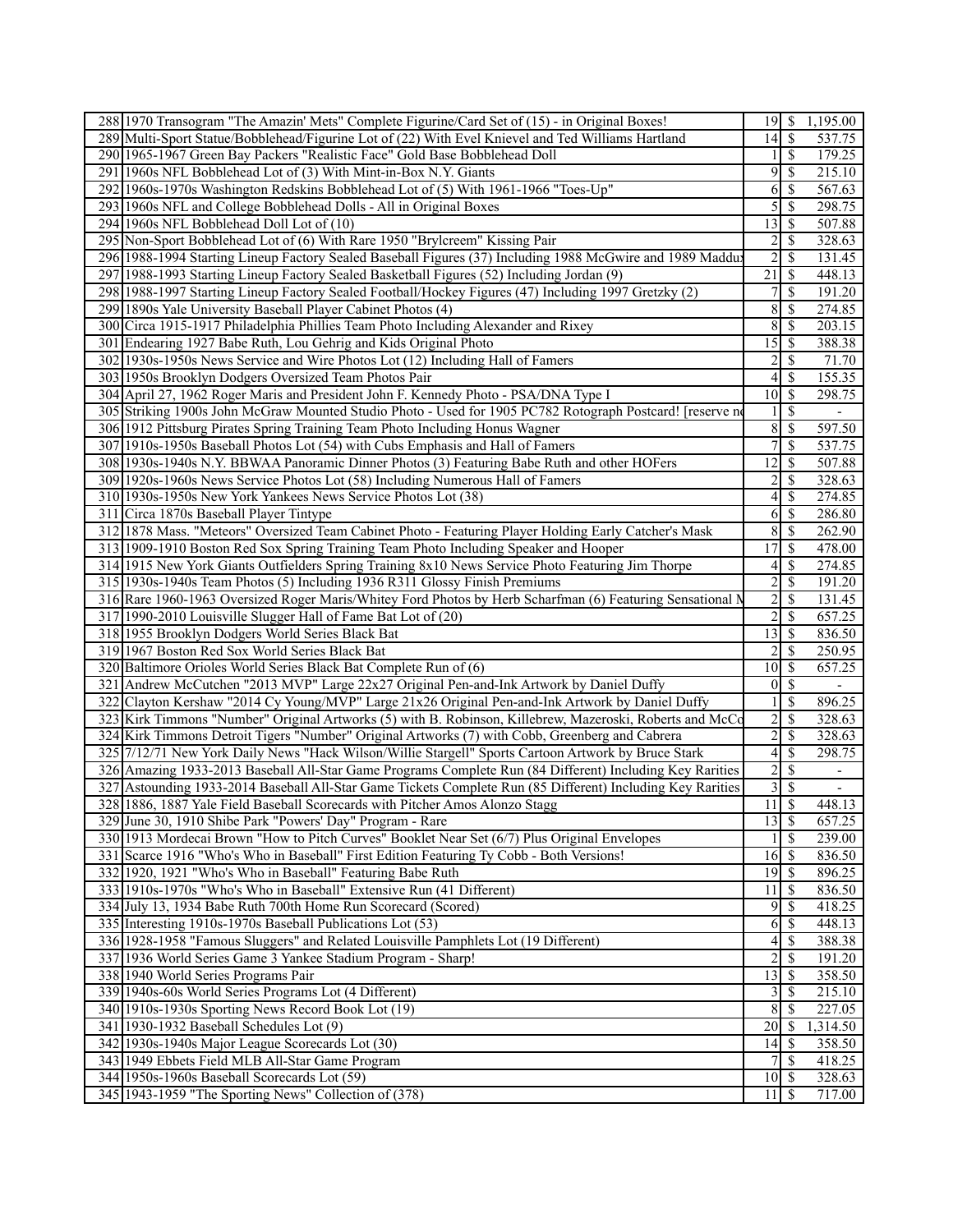| | | | | |
|---|---|---|---|---|
| 288 | 1970 Transogram "The Amazin' Mets" Complete Figurine/Card Set of (15) - in Original Boxes! | 19 | $ | 1,195.00 |
| 289 | Multi-Sport Statue/Bobblehead/Figurine Lot of (22) With Evel Knievel and Ted Williams Hartland | 14 | $ | 537.75 |
| 290 | 1965-1967 Green Bay Packers "Realistic Face" Gold Base Bobblehead Doll | 1 | $ | 179.25 |
| 291 | 1960s NFL Bobblehead Lot of (3) With Mint-in-Box N.Y. Giants | 9 | $ | 215.10 |
| 292 | 1960s-1970s Washington Redskins Bobblehead Lot of (5) With 1961-1966 "Toes-Up" | 6 | $ | 567.63 |
| 293 | 1960s NFL and College Bobblehead Dolls - All in Original Boxes | 5 | $ | 298.75 |
| 294 | 1960s NFL Bobblehead Doll Lot of (10) | 13 | $ | 507.88 |
| 295 | Non-Sport Bobblehead Lot of (6) With Rare 1950 "Brylcreem" Kissing Pair | 2 | $ | 328.63 |
| 296 | 1988-1994 Starting Lineup Factory Sealed Baseball Figures (37) Including 1988 McGwire and 1989 Maddux | 2 | $ | 131.45 |
| 297 | 1988-1993 Starting Lineup Factory Sealed Basketball Figures (52) Including Jordan (9) | 21 | $ | 448.13 |
| 298 | 1988-1997 Starting Lineup Factory Sealed Football/Hockey Figures (47) Including 1997 Gretzky (2) | 7 | $ | 191.20 |
| 299 | 1890s Yale University Baseball Player Cabinet Photos (4) | 8 | $ | 274.85 |
| 300 | Circa 1915-1917 Philadelphia Phillies Team Photo Including Alexander and Rixey | 8 | $ | 203.15 |
| 301 | Endearing 1927 Babe Ruth, Lou Gehrig and Kids Original Photo | 15 | $ | 388.38 |
| 302 | 1930s-1950s News Service and Wire Photos Lot (12) Including Hall of Famers | 2 | $ | 71.70 |
| 303 | 1950s Brooklyn Dodgers Oversized Team Photos Pair | 4 | $ | 155.35 |
| 304 | April 27, 1962 Roger Maris and President John F. Kennedy Photo - PSA/DNA Type I | 10 | $ | 298.75 |
| 305 | Striking 1900s John McGraw Mounted Studio Photo - Used for 1905 PC782 Rotograph Postcard! [reserve no | 1 | $ | - |
| 306 | 1912 Pittsburg Pirates Spring Training Team Photo Including Honus Wagner | 8 | $ | 597.50 |
| 307 | 1910s-1950s Baseball Photos Lot (54) with Cubs Emphasis and Hall of Famers | 7 | $ | 537.75 |
| 308 | 1930s-1940s N.Y. BBWAA Panoramic Dinner Photos (3) Featuring Babe Ruth and other HOFers | 12 | $ | 507.88 |
| 309 | 1920s-1960s News Service Photos Lot (58) Including Numerous Hall of Famers | 2 | $ | 328.63 |
| 310 | 1930s-1950s New York Yankees News Service Photos Lot (38) | 4 | $ | 274.85 |
| 311 | Circa 1870s Baseball Player Tintype | 6 | $ | 286.80 |
| 312 | 1878 Mass. "Meteors" Oversized Team Cabinet Photo - Featuring Player Holding Early Catcher's Mask | 8 | $ | 262.90 |
| 313 | 1909-1910 Boston Red Sox Spring Training Team Photo Including Speaker and Hooper | 17 | $ | 478.00 |
| 314 | 1915 New York Giants Outfielders Spring Training 8x10 News Service Photo Featuring Jim Thorpe | 4 | $ | 274.85 |
| 315 | 1930s-1940s Team Photos (5) Including 1936 R311 Glossy Finish Premiums | 2 | $ | 191.20 |
| 316 | Rare 1960-1963 Oversized Roger Maris/Whitey Ford Photos by Herb Scharfman (6) Featuring Sensational M | 2 | $ | 131.45 |
| 317 | 1990-2010 Louisville Slugger Hall of Fame Bat Lot of (20) | 2 | $ | 657.25 |
| 318 | 1955 Brooklyn Dodgers World Series Black Bat | 13 | $ | 836.50 |
| 319 | 1967 Boston Red Sox World Series Black Bat | 2 | $ | 250.95 |
| 320 | Baltimore Orioles World Series Black Bat Complete Run of (6) | 10 | $ | 657.25 |
| 321 | Andrew McCutchen "2013 MVP" Large 22x27 Original Pen-and-Ink Artwork by Daniel Duffy | 0 | $ | - |
| 322 | Clayton Kershaw "2014 Cy Young/MVP" Large 21x26 Original Pen-and-Ink Artwork by Daniel Duffy | 1 | $ | 896.25 |
| 323 | Kirk Timmons "Number" Original Artworks (5) with B. Robinson, Killebrew, Mazeroski, Roberts and McCo | 2 | $ | 328.63 |
| 324 | Kirk Timmons Detroit Tigers "Number" Original Artworks (7) with Cobb, Greenberg and Cabrera | 2 | $ | 328.63 |
| 325 | 7/12/71 New York Daily News "Hack Wilson/Willie Stargell" Sports Cartoon Artwork by Bruce Stark | 4 | $ | 298.75 |
| 326 | Amazing 1933-2013 Baseball All-Star Game Programs Complete Run (84 Different) Including Key Rarities | 2 | $ | - |
| 327 | Astounding 1933-2014 Baseball All-Star Game Tickets Complete Run (85 Different) Including Key Rarities | 3 | $ | - |
| 328 | 1886, 1887 Yale Field Baseball Scorecards with Pitcher Amos Alonzo Stagg | 11 | $ | 448.13 |
| 329 | June 30, 1910 Shibe Park "Powers' Day" Program - Rare | 13 | $ | 657.25 |
| 330 | 1913 Mordecai Brown "How to Pitch Curves" Booklet Near Set (6/7) Plus Original Envelopes | 1 | $ | 239.00 |
| 331 | Scarce 1916 "Who's Who in Baseball" First Edition Featuring Ty Cobb - Both Versions! | 16 | $ | 836.50 |
| 332 | 1920, 1921 "Who's Who in Baseball" Featuring Babe Ruth | 19 | $ | 896.25 |
| 333 | 1910s-1970s "Who's Who in Baseball" Extensive Run (41 Different) | 11 | $ | 836.50 |
| 334 | July 13, 1934 Babe Ruth 700th Home Run Scorecard (Scored) | 9 | $ | 418.25 |
| 335 | Interesting 1910s-1970s Baseball Publications Lot (53) | 6 | $ | 448.13 |
| 336 | 1928-1958 "Famous Sluggers" and Related Louisville Pamphlets Lot (19 Different) | 4 | $ | 388.38 |
| 337 | 1936 World Series Game 3 Yankee Stadium Program - Sharp! | 2 | $ | 191.20 |
| 338 | 1940 World Series Programs Pair | 13 | $ | 358.50 |
| 339 | 1940s-60s World Series Programs Lot (4 Different) | 3 | $ | 215.10 |
| 340 | 1910s-1930s Sporting News Record Book Lot (19) | 8 | $ | 227.05 |
| 341 | 1930-1932 Baseball Schedules Lot (9) | 20 | $ | 1,314.50 |
| 342 | 1930s-1940s Major League Scorecards Lot (30) | 14 | $ | 358.50 |
| 343 | 1949 Ebbets Field MLB All-Star Game Program | 7 | $ | 418.25 |
| 344 | 1950s-1960s Baseball Scorecards Lot (59) | 10 | $ | 328.63 |
| 345 | 1943-1959 "The Sporting News" Collection of (378) | 11 | $ | 717.00 |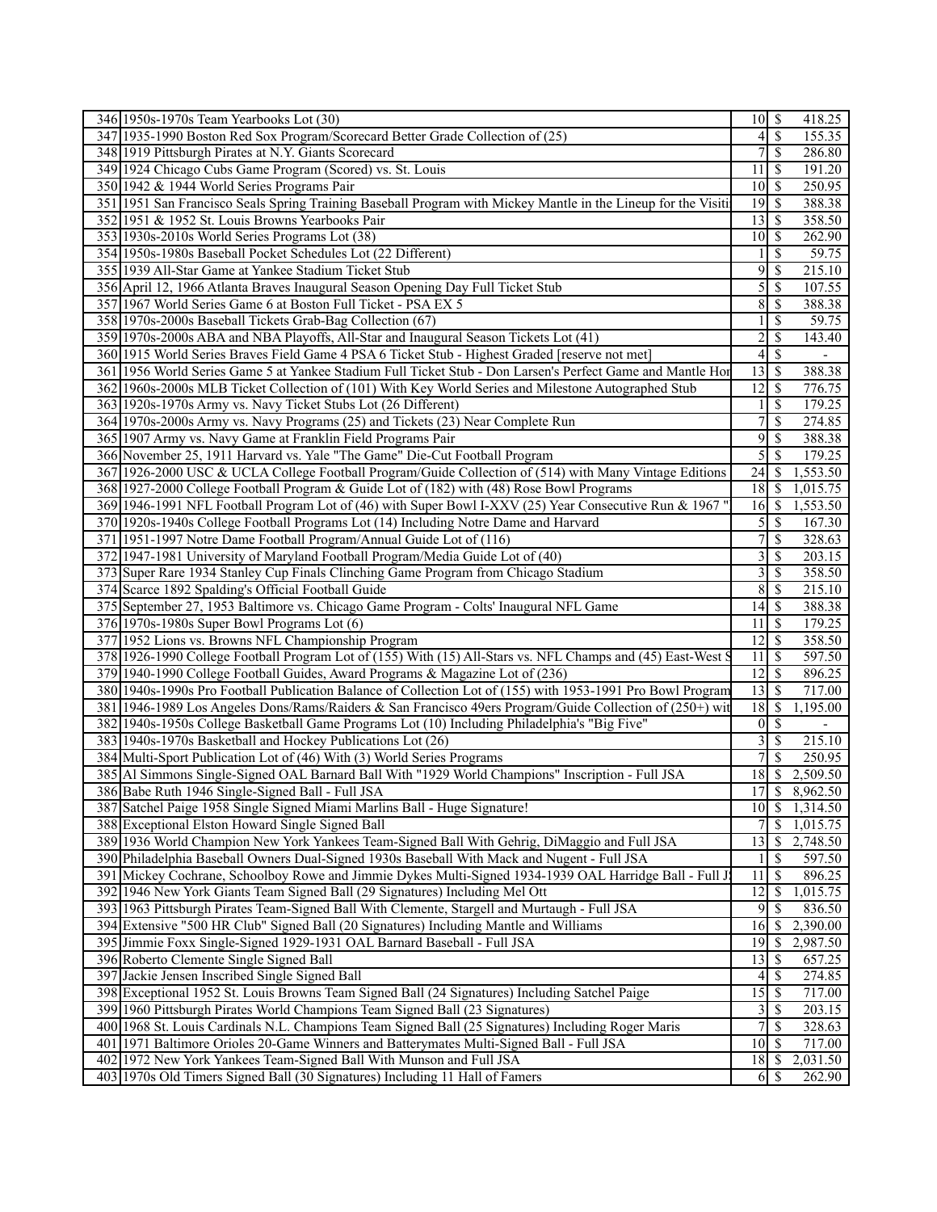| | | | | |
|---|---|---|---|---|
| 346 | 1950s-1970s Team Yearbooks Lot (30) | 10 | $ | 418.25 |
| 347 | 1935-1990 Boston Red Sox Program/Scorecard Better Grade Collection of (25) | 4 | $ | 155.35 |
| 348 | 1919 Pittsburgh Pirates at N.Y. Giants Scorecard | 7 | $ | 286.80 |
| 349 | 1924 Chicago Cubs Game Program (Scored) vs. St. Louis | 11 | $ | 191.20 |
| 350 | 1942 & 1944 World Series Programs Pair | 10 | $ | 250.95 |
| 351 | 1951 San Francisco Seals Spring Training Baseball Program with Mickey Mantle in the Lineup for the Visiti | 19 | $ | 388.38 |
| 352 | 1951 & 1952 St. Louis Browns Yearbooks Pair | 13 | $ | 358.50 |
| 353 | 1930s-2010s World Series Programs Lot (38) | 10 | $ | 262.90 |
| 354 | 1950s-1980s Baseball Pocket Schedules Lot (22 Different) | 1 | $ | 59.75 |
| 355 | 1939 All-Star Game at Yankee Stadium Ticket Stub | 9 | $ | 215.10 |
| 356 | April 12, 1966 Atlanta Braves Inaugural Season Opening Day Full Ticket Stub | 5 | $ | 107.55 |
| 357 | 1967 World Series Game 6 at Boston Full Ticket - PSA EX 5 | 8 | $ | 388.38 |
| 358 | 1970s-2000s Baseball Tickets Grab-Bag Collection (67) | 1 | $ | 59.75 |
| 359 | 1970s-2000s ABA and NBA Playoffs, All-Star and Inaugural Season Tickets Lot (41) | 2 | $ | 143.40 |
| 360 | 1915 World Series Braves Field Game 4 PSA 6 Ticket Stub - Highest Graded [reserve not met] | 4 | $ | - |
| 361 | 1956 World Series Game 5 at Yankee Stadium Full Ticket Stub - Don Larsen's Perfect Game and Mantle Hor | 13 | $ | 388.38 |
| 362 | 1960s-2000s MLB Ticket Collection of (101) With Key World Series and Milestone Autographed Stub | 12 | $ | 776.75 |
| 363 | 1920s-1970s Army vs. Navy Ticket Stubs Lot (26 Different) | 1 | $ | 179.25 |
| 364 | 1970s-2000s Army vs. Navy Programs (25) and Tickets (23) Near Complete Run | 7 | $ | 274.85 |
| 365 | 1907 Army vs. Navy Game at Franklin Field Programs Pair | 9 | $ | 388.38 |
| 366 | November 25, 1911 Harvard vs. Yale "The Game" Die-Cut Football Program | 5 | $ | 179.25 |
| 367 | 1926-2000 USC & UCLA College Football Program/Guide Collection of (514) with Many Vintage Editions | 24 | $ | 1,553.50 |
| 368 | 1927-2000 College Football Program & Guide Lot of (182) with (48) Rose Bowl Programs | 18 | $ | 1,015.75 |
| 369 | 1946-1991 NFL Football Program Lot of (46) with Super Bowl I-XXV (25) Year Consecutive Run & 1967 " | 16 | $ | 1,553.50 |
| 370 | 1920s-1940s College Football Programs Lot (14) Including Notre Dame and Harvard | 5 | $ | 167.30 |
| 371 | 1951-1997 Notre Dame Football Program/Annual Guide Lot of (116) | 7 | $ | 328.63 |
| 372 | 1947-1981 University of Maryland Football Program/Media Guide Lot of (40) | 3 | $ | 203.15 |
| 373 | Super Rare 1934 Stanley Cup Finals Clinching Game Program from Chicago Stadium | 3 | $ | 358.50 |
| 374 | Scarce 1892 Spalding's Official Football Guide | 8 | $ | 215.10 |
| 375 | September 27, 1953 Baltimore vs. Chicago Game Program - Colts' Inaugural NFL Game | 14 | $ | 388.38 |
| 376 | 1970s-1980s Super Bowl Programs Lot (6) | 11 | $ | 179.25 |
| 377 | 1952 Lions vs. Browns NFL Championship Program | 12 | $ | 358.50 |
| 378 | 1926-1990 College Football Program Lot of (155) With (15) All-Stars vs. NFL Champs and (45) East-West S | 11 | $ | 597.50 |
| 379 | 1940-1990 College Football Guides, Award Programs & Magazine Lot of (236) | 12 | $ | 896.25 |
| 380 | 1940s-1990s Pro Football Publication Balance of Collection Lot of (155) with 1953-1991 Pro Bowl Program | 13 | $ | 717.00 |
| 381 | 1946-1989 Los Angeles Dons/Rams/Raiders & San Francisco 49ers Program/Guide Collection of (250+) wit | 18 | $ | 1,195.00 |
| 382 | 1940s-1950s College Basketball Game Programs Lot (10) Including Philadelphia's "Big Five" | 0 | $ | - |
| 383 | 1940s-1970s Basketball and Hockey Publications Lot (26) | 3 | $ | 215.10 |
| 384 | Multi-Sport Publication Lot of (46) With (3) World Series Programs | 7 | $ | 250.95 |
| 385 | Al Simmons Single-Signed OAL Barnard Ball With "1929 World Champions" Inscription - Full JSA | 18 | $ | 2,509.50 |
| 386 | Babe Ruth 1946 Single-Signed Ball - Full JSA | 17 | $ | 8,962.50 |
| 387 | Satchel Paige 1958 Single Signed Miami Marlins Ball - Huge Signature! | 10 | $ | 1,314.50 |
| 388 | Exceptional Elston Howard Single Signed Ball | 7 | $ | 1,015.75 |
| 389 | 1936 World Champion New York Yankees Team-Signed Ball With Gehrig, DiMaggio and Full JSA | 13 | $ | 2,748.50 |
| 390 | Philadelphia Baseball Owners Dual-Signed 1930s Baseball With Mack and Nugent - Full JSA | 1 | $ | 597.50 |
| 391 | Mickey Cochrane, Schoolboy Rowe and Jimmie Dykes Multi-Signed 1934-1939 OAL Harridge Ball - Full J | 11 | $ | 896.25 |
| 392 | 1946 New York Giants Team Signed Ball (29 Signatures) Including Mel Ott | 12 | $ | 1,015.75 |
| 393 | 1963 Pittsburgh Pirates Team-Signed Ball With Clemente, Stargell and Murtaugh - Full JSA | 9 | $ | 836.50 |
| 394 | Extensive "500 HR Club" Signed Ball (20 Signatures) Including Mantle and Williams | 16 | $ | 2,390.00 |
| 395 | Jimmie Foxx Single-Signed 1929-1931 OAL Barnard Baseball - Full JSA | 19 | $ | 2,987.50 |
| 396 | Roberto Clemente Single Signed Ball | 13 | $ | 657.25 |
| 397 | Jackie Jensen Inscribed Single Signed Ball | 4 | $ | 274.85 |
| 398 | Exceptional 1952 St. Louis Browns Team Signed Ball (24 Signatures) Including Satchel Paige | 15 | $ | 717.00 |
| 399 | 1960 Pittsburgh Pirates World Champions Team Signed Ball (23 Signatures) | 3 | $ | 203.15 |
| 400 | 1968 St. Louis Cardinals N.L. Champions Team Signed Ball (25 Signatures) Including Roger Maris | 7 | $ | 328.63 |
| 401 | 1971 Baltimore Orioles 20-Game Winners and Batterymates Multi-Signed Ball - Full JSA | 10 | $ | 717.00 |
| 402 | 1972 New York Yankees Team-Signed Ball With Munson and Full JSA | 18 | $ | 2,031.50 |
| 403 | 1970s Old Timers Signed Ball (30 Signatures) Including 11 Hall of Famers | 6 | $ | 262.90 |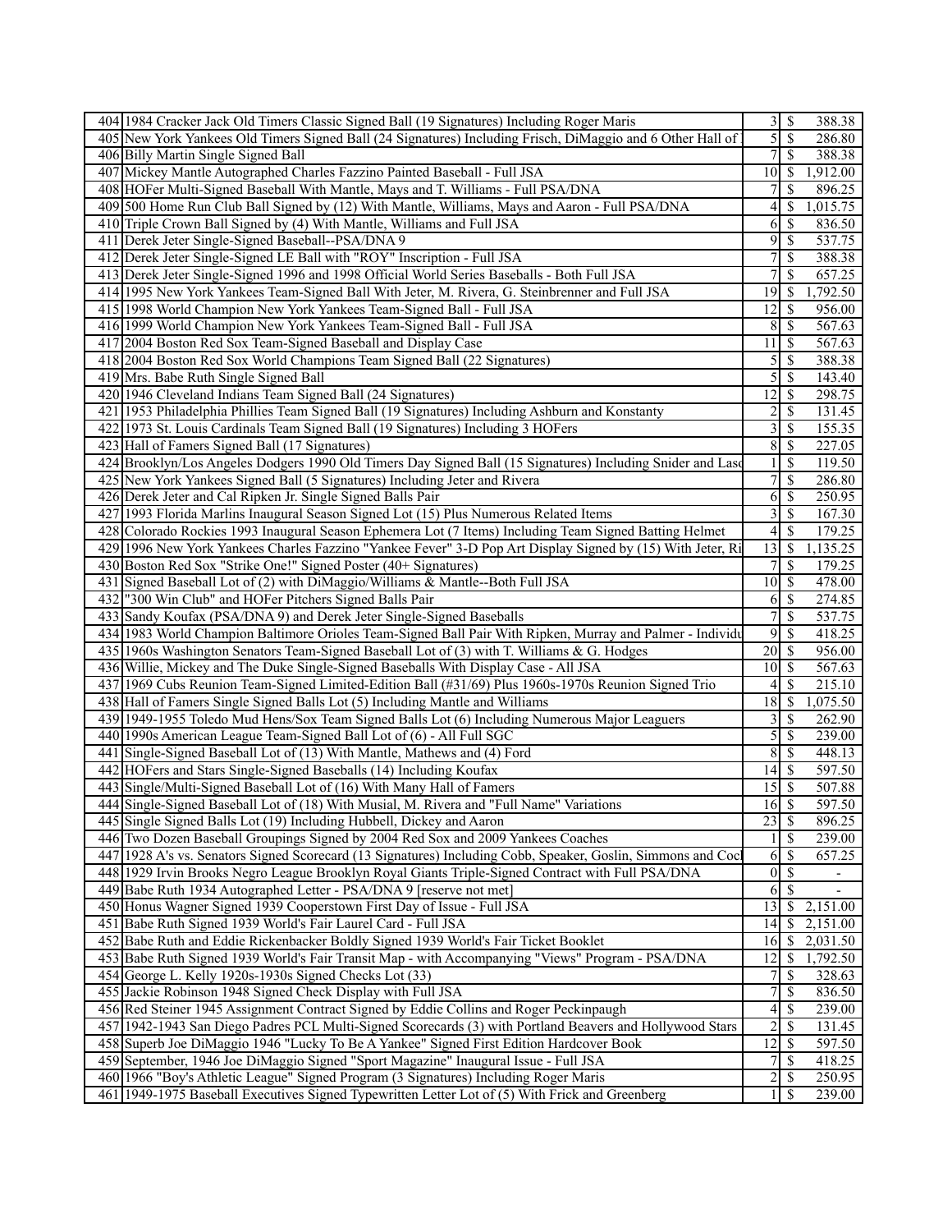| | | | |
|---|---|---|---|
| 404 | 1984 Cracker Jack Old Timers Classic Signed Ball (19 Signatures) Including Roger Maris | 3 | $ 388.38 |
| 405 | New York Yankees Old Timers Signed Ball (24 Signatures) Including Frisch, DiMaggio and 6 Other Hall of | 5 | $ 286.80 |
| 406 | Billy Martin Single Signed Ball | 7 | $ 388.38 |
| 407 | Mickey Mantle Autographed Charles Fazzino Painted Baseball - Full JSA | 10 | $ 1,912.00 |
| 408 | HOFer Multi-Signed Baseball With Mantle, Mays and T. Williams - Full PSA/DNA | 7 | $ 896.25 |
| 409 | 500 Home Run Club Ball Signed by (12) With Mantle, Williams, Mays and Aaron - Full PSA/DNA | 4 | $ 1,015.75 |
| 410 | Triple Crown Ball Signed by (4) With Mantle, Williams and Full JSA | 6 | $ 836.50 |
| 411 | Derek Jeter Single-Signed Baseball--PSA/DNA 9 | 9 | $ 537.75 |
| 412 | Derek Jeter Single-Signed LE Ball with "ROY" Inscription - Full JSA | 7 | $ 388.38 |
| 413 | Derek Jeter Single-Signed 1996 and 1998 Official World Series Baseballs - Both Full JSA | 7 | $ 657.25 |
| 414 | 1995 New York Yankees Team-Signed Ball With Jeter, M. Rivera, G. Steinbrenner and Full JSA | 19 | $ 1,792.50 |
| 415 | 1998 World Champion New York Yankees Team-Signed Ball - Full JSA | 12 | $ 956.00 |
| 416 | 1999 World Champion New York Yankees Team-Signed Ball - Full JSA | 8 | $ 567.63 |
| 417 | 2004 Boston Red Sox Team-Signed Baseball and Display Case | 11 | $ 567.63 |
| 418 | 2004 Boston Red Sox World Champions Team Signed Ball (22 Signatures) | 5 | $ 388.38 |
| 419 | Mrs. Babe Ruth Single Signed Ball | 5 | $ 143.40 |
| 420 | 1946 Cleveland Indians Team Signed Ball (24 Signatures) | 12 | $ 298.75 |
| 421 | 1953 Philadelphia Phillies Team Signed Ball (19 Signatures) Including Ashburn and Konstanty | 2 | $ 131.45 |
| 422 | 1973 St. Louis Cardinals Team Signed Ball (19 Signatures) Including 3 HOFers | 3 | $ 155.35 |
| 423 | Hall of Famers Signed Ball (17 Signatures) | 8 | $ 227.05 |
| 424 | Brooklyn/Los Angeles Dodgers 1990 Old Timers Day Signed Ball (15 Signatures) Including Snider and Laso | 1 | $ 119.50 |
| 425 | New York Yankees Signed Ball (5 Signatures) Including Jeter and Rivera | 7 | $ 286.80 |
| 426 | Derek Jeter and Cal Ripken Jr. Single Signed Balls Pair | 6 | $ 250.95 |
| 427 | 1993 Florida Marlins Inaugural Season Signed Lot (15) Plus Numerous Related Items | 3 | $ 167.30 |
| 428 | Colorado Rockies 1993 Inaugural Season Ephemera Lot (7 Items) Including Team Signed Batting Helmet | 4 | $ 179.25 |
| 429 | 1996 New York Yankees Charles Fazzino "Yankee Fever" 3-D Pop Art Display Signed by (15) With Jeter, Ri | 13 | $ 1,135.25 |
| 430 | Boston Red Sox "Strike One!" Signed Poster (40+ Signatures) | 7 | $ 179.25 |
| 431 | Signed Baseball Lot of (2) with DiMaggio/Williams & Mantle--Both Full JSA | 10 | $ 478.00 |
| 432 | "300 Win Club" and HOFer Pitchers Signed Balls Pair | 6 | $ 274.85 |
| 433 | Sandy Koufax (PSA/DNA 9) and Derek Jeter Single-Signed Baseballs | 7 | $ 537.75 |
| 434 | 1983 World Champion Baltimore Orioles Team-Signed Ball Pair With Ripken, Murray and Palmer - Individu | 9 | $ 418.25 |
| 435 | 1960s Washington Senators Team-Signed Baseball Lot of (3) with T. Williams & G. Hodges | 20 | $ 956.00 |
| 436 | Willie, Mickey and The Duke Single-Signed Baseballs With Display Case - All JSA | 10 | $ 567.63 |
| 437 | 1969 Cubs Reunion Team-Signed Limited-Edition Ball (#31/69) Plus 1960s-1970s Reunion Signed Trio | 4 | $ 215.10 |
| 438 | Hall of Famers Single Signed Balls Lot (5) Including Mantle and Williams | 18 | $ 1,075.50 |
| 439 | 1949-1955 Toledo Mud Hens/Sox Team Signed Balls Lot (6) Including Numerous Major Leaguers | 3 | $ 262.90 |
| 440 | 1990s American League Team-Signed Ball Lot of (6) - All Full SGC | 5 | $ 239.00 |
| 441 | Single-Signed Baseball Lot of (13) With Mantle, Mathews and (4) Ford | 8 | $ 448.13 |
| 442 | HOFers and Stars Single-Signed Baseballs (14) Including Koufax | 14 | $ 597.50 |
| 443 | Single/Multi-Signed Baseball Lot of (16) With Many Hall of Famers | 15 | $ 507.88 |
| 444 | Single-Signed Baseball Lot of (18) With Musial, M. Rivera and "Full Name" Variations | 16 | $ 597.50 |
| 445 | Single Signed Balls Lot (19) Including Hubbell, Dickey and Aaron | 23 | $ 896.25 |
| 446 | Two Dozen Baseball Groupings Signed by 2004 Red Sox and 2009 Yankees Coaches | 1 | $ 239.00 |
| 447 | 1928 A's vs. Senators Signed Scorecard (13 Signatures) Including Cobb, Speaker, Goslin, Simmons and Coc | 6 | $ 657.25 |
| 448 | 1929 Irvin Brooks Negro League Brooklyn Royal Giants Triple-Signed Contract with Full PSA/DNA | 0 | $ - |
| 449 | Babe Ruth 1934 Autographed Letter - PSA/DNA 9 [reserve not met] | 6 | $ - |
| 450 | Honus Wagner Signed 1939 Cooperstown First Day of Issue - Full JSA | 13 | $ 2,151.00 |
| 451 | Babe Ruth Signed 1939 World's Fair Laurel Card - Full JSA | 14 | $ 2,151.00 |
| 452 | Babe Ruth and Eddie Rickenbacker Boldly Signed 1939 World's Fair Ticket Booklet | 16 | $ 2,031.50 |
| 453 | Babe Ruth Signed 1939 World's Fair Transit Map - with Accompanying "Views" Program - PSA/DNA | 12 | $ 1,792.50 |
| 454 | George L. Kelly 1920s-1930s Signed Checks Lot (33) | 7 | $ 328.63 |
| 455 | Jackie Robinson 1948 Signed Check Display with Full JSA | 7 | $ 836.50 |
| 456 | Red Steiner 1945 Assignment Contract Signed by Eddie Collins and Roger Peckinpaugh | 4 | $ 239.00 |
| 457 | 1942-1943 San Diego Padres PCL Multi-Signed Scorecards (3) with Portland Beavers and Hollywood Stars | 2 | $ 131.45 |
| 458 | Superb Joe DiMaggio 1946 "Lucky To Be A Yankee" Signed First Edition Hardcover Book | 12 | $ 597.50 |
| 459 | September, 1946 Joe DiMaggio Signed "Sport Magazine" Inaugural Issue - Full JSA | 7 | $ 418.25 |
| 460 | 1966 "Boy's Athletic League" Signed Program (3 Signatures) Including Roger Maris | 2 | $ 250.95 |
| 461 | 1949-1975 Baseball Executives Signed Typewritten Letter Lot of (5) With Frick and Greenberg | 1 | $ 239.00 |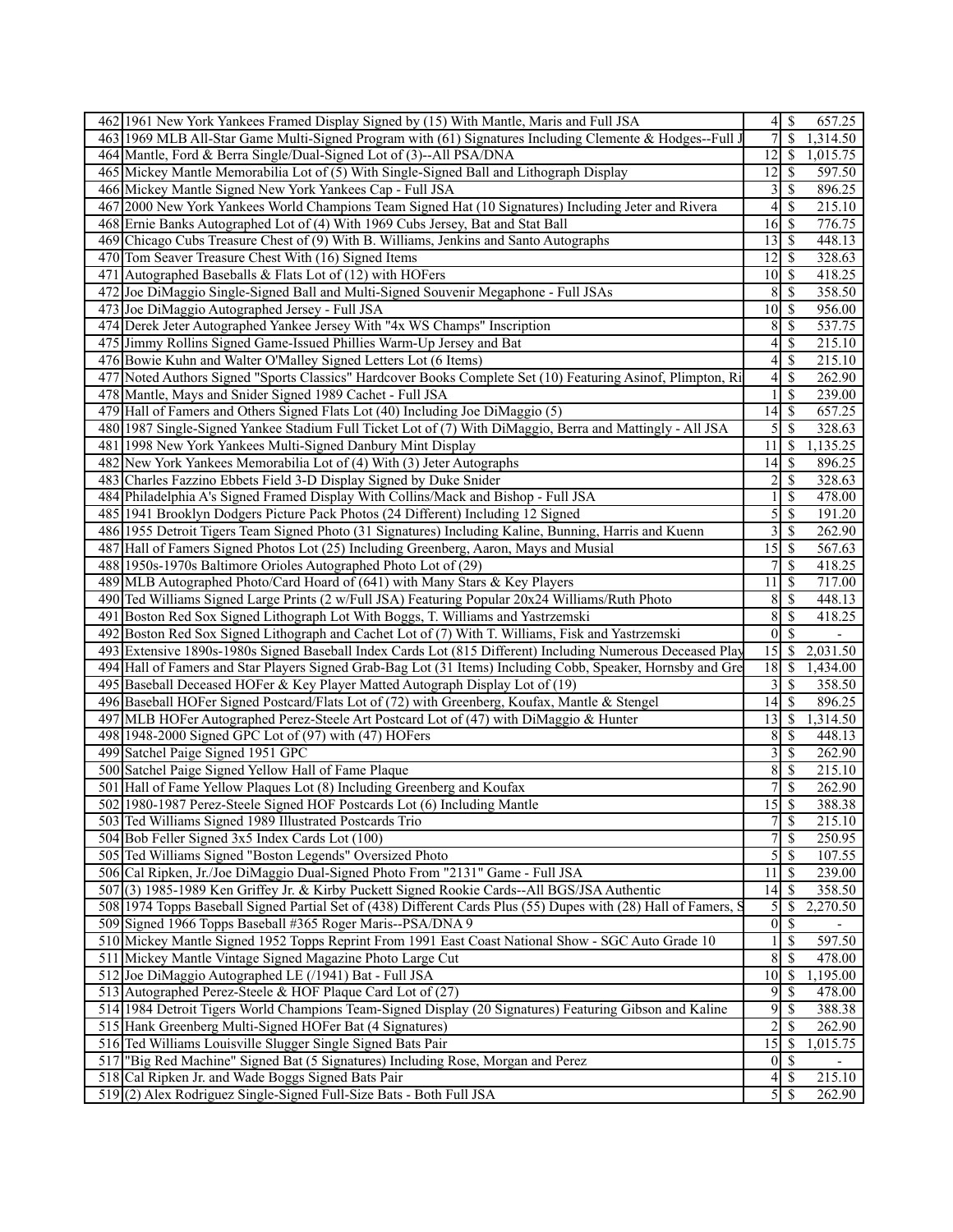| | | | | |
|---|---|---|---|---|
| 462 | 1961 New York Yankees Framed Display Signed by (15) With Mantle, Maris and Full JSA | 4 | $ | 657.25 |
| 463 | 1969 MLB All-Star Game Multi-Signed Program with (61) Signatures Including Clemente & Hodges--Full J | 7 | $ | 1,314.50 |
| 464 | Mantle, Ford & Berra Single/Dual-Signed Lot of (3)--All PSA/DNA | 12 | $ | 1,015.75 |
| 465 | Mickey Mantle Memorabilia Lot of (5) With Single-Signed Ball and Lithograph Display | 12 | $ | 597.50 |
| 466 | Mickey Mantle Signed New York Yankees Cap - Full JSA | 3 | $ | 896.25 |
| 467 | 2000 New York Yankees World Champions Team Signed Hat (10 Signatures) Including Jeter and Rivera | 4 | $ | 215.10 |
| 468 | Ernie Banks Autographed Lot of (4) With 1969 Cubs Jersey, Bat and Stat Ball | 16 | $ | 776.75 |
| 469 | Chicago Cubs Treasure Chest of (9) With B. Williams, Jenkins and Santo Autographs | 13 | $ | 448.13 |
| 470 | Tom Seaver Treasure Chest With (16) Signed Items | 12 | $ | 328.63 |
| 471 | Autographed Baseballs & Flats Lot of (12) with HOFers | 10 | $ | 418.25 |
| 472 | Joe DiMaggio Single-Signed Ball and Multi-Signed Souvenir Megaphone - Full JSAs | 8 | $ | 358.50 |
| 473 | Joe DiMaggio Autographed Jersey - Full JSA | 10 | $ | 956.00 |
| 474 | Derek Jeter Autographed Yankee Jersey With "4x WS Champs" Inscription | 8 | $ | 537.75 |
| 475 | Jimmy Rollins Signed Game-Issued Phillies Warm-Up Jersey and Bat | 4 | $ | 215.10 |
| 476 | Bowie Kuhn and Walter O'Malley Signed Letters Lot (6 Items) | 4 | $ | 215.10 |
| 477 | Noted Authors Signed "Sports Classics" Hardcover Books Complete Set (10) Featuring Asinof, Plimpton, Ri | 4 | $ | 262.90 |
| 478 | Mantle, Mays and Snider Signed 1989 Cachet - Full JSA | 1 | $ | 239.00 |
| 479 | Hall of Famers and Others Signed Flats Lot (40) Including Joe DiMaggio (5) | 14 | $ | 657.25 |
| 480 | 1987 Single-Signed Yankee Stadium Full Ticket Lot of (7) With DiMaggio, Berra and Mattingly - All JSA | 5 | $ | 328.63 |
| 481 | 1998 New York Yankees Multi-Signed Danbury Mint Display | 11 | $ | 1,135.25 |
| 482 | New York Yankees Memorabilia Lot of (4) With (3) Jeter Autographs | 14 | $ | 896.25 |
| 483 | Charles Fazzino Ebbets Field 3-D Display Signed by Duke Snider | 2 | $ | 328.63 |
| 484 | Philadelphia A's Signed Framed Display With Collins/Mack and Bishop - Full JSA | 1 | $ | 478.00 |
| 485 | 1941 Brooklyn Dodgers Picture Pack Photos (24 Different) Including 12 Signed | 5 | $ | 191.20 |
| 486 | 1955 Detroit Tigers Team Signed Photo (31 Signatures) Including Kaline, Bunning, Harris and Kuenn | 3 | $ | 262.90 |
| 487 | Hall of Famers Signed Photos Lot (25) Including Greenberg, Aaron, Mays and Musial | 15 | $ | 567.63 |
| 488 | 1950s-1970s Baltimore Orioles Autographed Photo Lot of (29) | 7 | $ | 418.25 |
| 489 | MLB Autographed Photo/Card Hoard of (641) with Many Stars & Key Players | 11 | $ | 717.00 |
| 490 | Ted Williams Signed Large Prints (2 w/Full JSA) Featuring Popular 20x24 Williams/Ruth Photo | 8 | $ | 448.13 |
| 491 | Boston Red Sox Signed Lithograph Lot With Boggs, T. Williams and Yastrzemski | 8 | $ | 418.25 |
| 492 | Boston Red Sox Signed Lithograph and Cachet Lot of (7) With T. Williams, Fisk and Yastrzemski | 0 | $ | - |
| 493 | Extensive 1890s-1980s Signed Baseball Index Cards Lot (815 Different) Including Numerous Deceased Play | 15 | $ | 2,031.50 |
| 494 | Hall of Famers and Star Players Signed Grab-Bag Lot (31 Items) Including Cobb, Speaker, Hornsby and Gre | 18 | $ | 1,434.00 |
| 495 | Baseball Deceased HOFer & Key Player Matted Autograph Display Lot of (19) | 3 | $ | 358.50 |
| 496 | Baseball HOFer Signed Postcard/Flats Lot of (72) with Greenberg, Koufax, Mantle & Stengel | 14 | $ | 896.25 |
| 497 | MLB HOFer Autographed Perez-Steele Art Postcard Lot of (47) with DiMaggio & Hunter | 13 | $ | 1,314.50 |
| 498 | 1948-2000 Signed GPC Lot of (97) with (47) HOFers | 8 | $ | 448.13 |
| 499 | Satchel Paige Signed 1951 GPC | 3 | $ | 262.90 |
| 500 | Satchel Paige Signed Yellow Hall of Fame Plaque | 8 | $ | 215.10 |
| 501 | Hall of Fame Yellow Plaques Lot (8) Including Greenberg and Koufax | 7 | $ | 262.90 |
| 502 | 1980-1987 Perez-Steele Signed HOF Postcards Lot (6) Including Mantle | 15 | $ | 388.38 |
| 503 | Ted Williams Signed 1989 Illustrated Postcards Trio | 7 | $ | 215.10 |
| 504 | Bob Feller Signed 3x5 Index Cards Lot (100) | 7 | $ | 250.95 |
| 505 | Ted Williams Signed "Boston Legends" Oversized Photo | 5 | $ | 107.55 |
| 506 | Cal Ripken, Jr./Joe DiMaggio Dual-Signed Photo From "2131" Game - Full JSA | 11 | $ | 239.00 |
| 507 | (3) 1985-1989 Ken Griffey Jr. & Kirby Puckett Signed Rookie Cards--All BGS/JSA Authentic | 14 | $ | 358.50 |
| 508 | 1974 Topps Baseball Signed Partial Set of (438) Different Cards Plus (55) Dupes with (28) Hall of Famers, S | 5 | $ | 2,270.50 |
| 509 | Signed 1966 Topps Baseball #365 Roger Maris--PSA/DNA 9 | 0 | $ | - |
| 510 | Mickey Mantle Signed 1952 Topps Reprint From 1991 East Coast National Show - SGC Auto Grade 10 | 1 | $ | 597.50 |
| 511 | Mickey Mantle Vintage Signed Magazine Photo Large Cut | 8 | $ | 478.00 |
| 512 | Joe DiMaggio Autographed LE (/1941) Bat - Full JSA | 10 | $ | 1,195.00 |
| 513 | Autographed Perez-Steele & HOF Plaque Card Lot of (27) | 9 | $ | 478.00 |
| 514 | 1984 Detroit Tigers World Champions Team-Signed Display (20 Signatures) Featuring Gibson and Kaline | 9 | $ | 388.38 |
| 515 | Hank Greenberg Multi-Signed HOFer Bat (4 Signatures) | 2 | $ | 262.90 |
| 516 | Ted Williams Louisville Slugger Single Signed Bats Pair | 15 | $ | 1,015.75 |
| 517 | "Big Red Machine" Signed Bat (5 Signatures) Including Rose, Morgan and Perez | 0 | $ | - |
| 518 | Cal Ripken Jr. and Wade Boggs Signed Bats Pair | 4 | $ | 215.10 |
| 519 | (2) Alex Rodriguez Single-Signed Full-Size Bats - Both Full JSA | 5 | $ | 262.90 |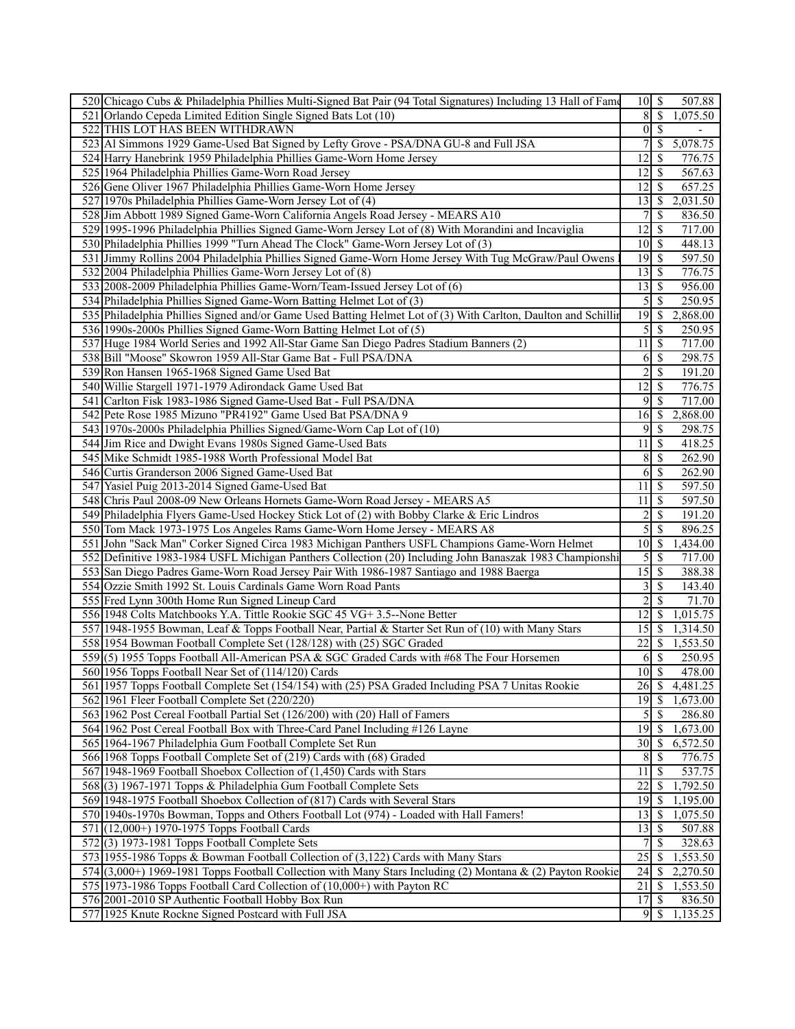| | | | |
|---|---|---|---|
| 520 | Chicago Cubs & Philadelphia Phillies Multi-Signed Bat Pair (94 Total Signatures) Including 13 Hall of Fame | 10 | $ 507.88 |
| 521 | Orlando Cepeda Limited Edition Single Signed Bats Lot (10) | 8 | $ 1,075.50 |
| 522 | THIS LOT HAS BEEN WITHDRAWN | 0 | $ - |
| 523 | Al Simmons 1929 Game-Used Bat Signed by Lefty Grove - PSA/DNA GU-8 and Full JSA | 7 | $ 5,078.75 |
| 524 | Harry Hanebrink 1959 Philadelphia Phillies Game-Worn Home Jersey | 12 | $ 776.75 |
| 525 | 1964 Philadelphia Phillies Game-Worn Road Jersey | 12 | $ 567.63 |
| 526 | Gene Oliver 1967 Philadelphia Phillies Game-Worn Home Jersey | 12 | $ 657.25 |
| 527 | 1970s Philadelphia Phillies Game-Worn Jersey Lot of (4) | 13 | $ 2,031.50 |
| 528 | Jim Abbott 1989 Signed Game-Worn California Angels Road Jersey - MEARS A10 | 7 | $ 836.50 |
| 529 | 1995-1996 Philadelphia Phillies Signed Game-Worn Jersey Lot of (8) With Morandini and Incaviglia | 12 | $ 717.00 |
| 530 | Philadelphia Phillies 1999 "Turn Ahead The Clock" Game-Worn Jersey Lot of (3) | 10 | $ 448.13 |
| 531 | Jimmy Rollins 2004 Philadelphia Phillies Signed Game-Worn Home Jersey With Tug McGraw/Paul Owens | 19 | $ 597.50 |
| 532 | 2004 Philadelphia Phillies Game-Worn Jersey Lot of (8) | 13 | $ 776.75 |
| 533 | 2008-2009 Philadelphia Phillies Game-Worn/Team-Issued Jersey Lot of (6) | 13 | $ 956.00 |
| 534 | Philadelphia Phillies Signed Game-Worn Batting Helmet Lot of (3) | 5 | $ 250.95 |
| 535 | Philadelphia Phillies Signed and/or Game Used Batting Helmet Lot of (3) With Carlton, Daulton and Schillin | 19 | $ 2,868.00 |
| 536 | 1990s-2000s Phillies Signed Game-Worn Batting Helmet Lot of (5) | 5 | $ 250.95 |
| 537 | Huge 1984 World Series and 1992 All-Star Game San Diego Padres Stadium Banners (2) | 11 | $ 717.00 |
| 538 | Bill "Moose" Skowron 1959 All-Star Game Bat - Full PSA/DNA | 6 | $ 298.75 |
| 539 | Ron Hansen 1965-1968 Signed Game Used Bat | 2 | $ 191.20 |
| 540 | Willie Stargell 1971-1979 Adirondack Game Used Bat | 12 | $ 776.75 |
| 541 | Carlton Fisk 1983-1986 Signed Game-Used Bat - Full PSA/DNA | 9 | $ 717.00 |
| 542 | Pete Rose 1985 Mizuno "PR4192" Game Used Bat PSA/DNA 9 | 16 | $ 2,868.00 |
| 543 | 1970s-2000s Philadelphia Phillies Signed/Game-Worn Cap Lot of (10) | 9 | $ 298.75 |
| 544 | Jim Rice and Dwight Evans 1980s Signed Game-Used Bats | 11 | $ 418.25 |
| 545 | Mike Schmidt 1985-1988 Worth Professional Model Bat | 8 | $ 262.90 |
| 546 | Curtis Granderson 2006 Signed Game-Used Bat | 6 | $ 262.90 |
| 547 | Yasiel Puig 2013-2014 Signed Game-Used Bat | 11 | $ 597.50 |
| 548 | Chris Paul 2008-09 New Orleans Hornets Game-Worn Road Jersey - MEARS A5 | 11 | $ 597.50 |
| 549 | Philadelphia Flyers Game-Used Hockey Stick Lot of (2) with Bobby Clarke & Eric Lindros | 2 | $ 191.20 |
| 550 | Tom Mack 1973-1975 Los Angeles Rams Game-Worn Home Jersey - MEARS A8 | 5 | $ 896.25 |
| 551 | John "Sack Man" Corker Signed Circa 1983 Michigan Panthers USFL Champions Game-Worn Helmet | 10 | $ 1,434.00 |
| 552 | Definitive 1983-1984 USFL Michigan Panthers Collection (20) Including John Banaszak 1983 Championshi | 5 | $ 717.00 |
| 553 | San Diego Padres Game-Worn Road Jersey Pair With 1986-1987 Santiago and 1988 Baerga | 15 | $ 388.38 |
| 554 | Ozzie Smith 1992 St. Louis Cardinals Game Worn Road Pants | 3 | $ 143.40 |
| 555 | Fred Lynn 300th Home Run Signed Lineup Card | 2 | $ 71.70 |
| 556 | 1948 Colts Matchbooks Y.A. Tittle Rookie SGC 45 VG+ 3.5--None Better | 12 | $ 1,015.75 |
| 557 | 1948-1955 Bowman, Leaf & Topps Football Near, Partial & Starter Set Run of (10) with Many Stars | 15 | $ 1,314.50 |
| 558 | 1954 Bowman Football Complete Set (128/128) with (25) SGC Graded | 22 | $ 1,553.50 |
| 559 | (5) 1955 Topps Football All-American PSA & SGC Graded Cards with #68 The Four Horsemen | 6 | $ 250.95 |
| 560 | 1956 Topps Football Near Set of (114/120) Cards | 10 | $ 478.00 |
| 561 | 1957 Topps Football Complete Set (154/154) with (25) PSA Graded Including PSA 7 Unitas Rookie | 26 | $ 4,481.25 |
| 562 | 1961 Fleer Football Complete Set (220/220) | 19 | $ 1,673.00 |
| 563 | 1962 Post Cereal Football Partial Set (126/200) with (20) Hall of Famers | 5 | $ 286.80 |
| 564 | 1962 Post Cereal Football Box with Three-Card Panel Including #126 Layne | 19 | $ 1,673.00 |
| 565 | 1964-1967 Philadelphia Gum Football Complete Set Run | 30 | $ 6,572.50 |
| 566 | 1968 Topps Football Complete Set of (219) Cards with (68) Graded | 8 | $ 776.75 |
| 567 | 1948-1969 Football Shoebox Collection of (1,450) Cards with Stars | 11 | $ 537.75 |
| 568 | (3) 1967-1971 Topps & Philadelphia Gum Football Complete Sets | 22 | $ 1,792.50 |
| 569 | 1948-1975 Football Shoebox Collection of (817) Cards with Several Stars | 19 | $ 1,195.00 |
| 570 | 1940s-1970s Bowman, Topps and Others Football Lot (974) - Loaded with Hall Famers! | 13 | $ 1,075.50 |
| 571 | (12,000+) 1970-1975 Topps Football Cards | 13 | $ 507.88 |
| 572 | (3) 1973-1981 Topps Football Complete Sets | 7 | $ 328.63 |
| 573 | 1955-1986 Topps & Bowman Football Collection of (3,122) Cards with Many Stars | 25 | $ 1,553.50 |
| 574 | (3,000+) 1969-1981 Topps Football Collection with Many Stars Including (2) Montana & (2) Payton Rookie | 24 | $ 2,270.50 |
| 575 | 1973-1986 Topps Football Card Collection of (10,000+) with Payton RC | 21 | $ 1,553.50 |
| 576 | 2001-2010 SP Authentic Football Hobby Box Run | 17 | $ 836.50 |
| 577 | 1925 Knute Rockne Signed Postcard with Full JSA | 9 | $ 1,135.25 |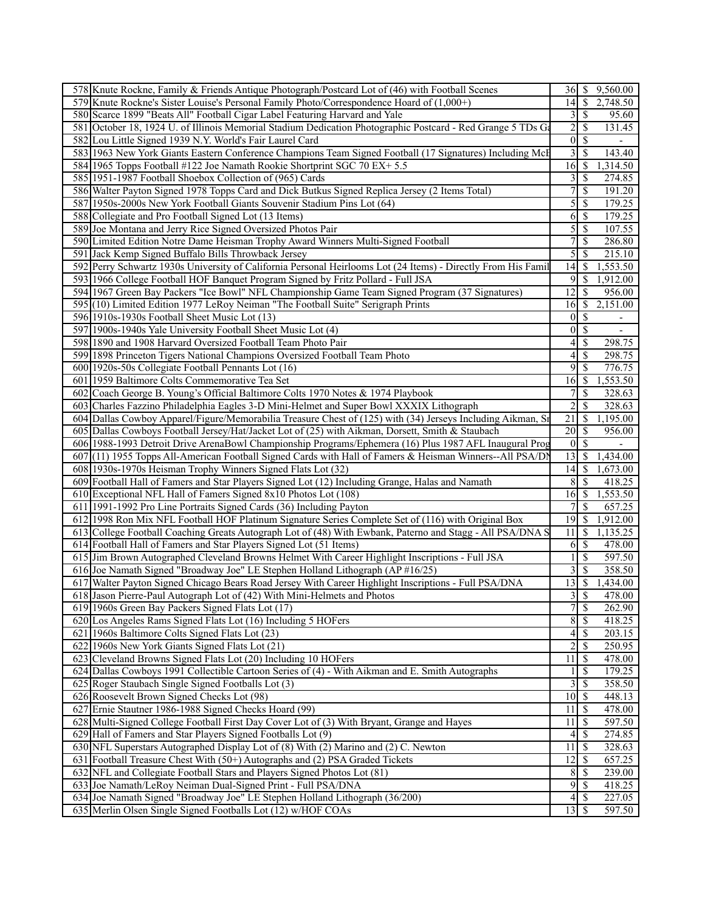| | | | | |
|---|---|---|---|---|
| 578 | Knute Rockne, Family & Friends Antique Photograph/Postcard Lot of (46) with Football Scenes | 36 | $ | 9,560.00 |
| 579 | Knute Rockne's Sister Louise's Personal Family Photo/Correspondence Hoard of (1,000+) | 14 | $ | 2,748.50 |
| 580 | Scarce 1899 "Beats All" Football Cigar Label Featuring Harvard and Yale | 3 | $ | 95.60 |
| 581 | October 18, 1924 U. of Illinois Memorial Stadium Dedication Photographic Postcard - Red Grange 5 TDs Ga | 2 | $ | 131.45 |
| 582 | Lou Little Signed 1939 N.Y. World's Fair Laurel Card | 0 | $ | - |
| 583 | 1963 New York Giants Eastern Conference Champions Team Signed Football (17 Signatures) Including McE | 3 | $ | 143.40 |
| 584 | 1965 Topps Football #122 Joe Namath Rookie Shortprint SGC 70 EX+ 5.5 | 16 | $ | 1,314.50 |
| 585 | 1951-1987 Football Shoebox Collection of (965) Cards | 3 | $ | 274.85 |
| 586 | Walter Payton Signed 1978 Topps Card and Dick Butkus Signed Replica Jersey (2 Items Total) | 7 | $ | 191.20 |
| 587 | 1950s-2000s New York Football Giants Souvenir Stadium Pins Lot (64) | 5 | $ | 179.25 |
| 588 | Collegiate and Pro Football Signed Lot (13 Items) | 6 | $ | 179.25 |
| 589 | Joe Montana and Jerry Rice Signed Oversized Photos Pair | 5 | $ | 107.55 |
| 590 | Limited Edition Notre Dame Heisman Trophy Award Winners Multi-Signed Football | 7 | $ | 286.80 |
| 591 | Jack Kemp Signed Buffalo Bills Throwback Jersey | 5 | $ | 215.10 |
| 592 | Perry Schwartz 1930s University of California Personal Heirlooms Lot (24 Items) - Directly From His Famil | 14 | $ | 1,553.50 |
| 593 | 1966 College Football HOF Banquet Program Signed by Fritz Pollard - Full JSA | 9 | $ | 1,912.00 |
| 594 | 1967 Green Bay Packers "Ice Bowl" NFL Championship Game Team Signed Program (37 Signatures) | 12 | $ | 956.00 |
| 595 | (10) Limited Edition 1977 LeRoy Neiman "The Football Suite" Serigraph Prints | 16 | $ | 2,151.00 |
| 596 | 1910s-1930s Football Sheet Music Lot (13) | 0 | $ | - |
| 597 | 1900s-1940s Yale University Football Sheet Music Lot (4) | 0 | $ | - |
| 598 | 1890 and 1908 Harvard Oversized Football Team Photo Pair | 4 | $ | 298.75 |
| 599 | 1898 Princeton Tigers National Champions Oversized Football Team Photo | 4 | $ | 298.75 |
| 600 | 1920s-50s Collegiate Football Pennants Lot (16) | 9 | $ | 776.75 |
| 601 | 1959 Baltimore Colts Commemorative Tea Set | 16 | $ | 1,553.50 |
| 602 | Coach George B. Young's Official Baltimore Colts 1970 Notes & 1974 Playbook | 7 | $ | 328.63 |
| 603 | Charles Fazzino Philadelphia Eagles 3-D Mini-Helmet and Super Bowl XXXIX Lithograph | 2 | $ | 328.63 |
| 604 | Dallas Cowboy Apparel/Figure/Memorabilia Treasure Chest of (125) with (34) Jerseys Including Aikman, Sr | 21 | $ | 1,195.00 |
| 605 | Dallas Cowboys Football Jersey/Hat/Jacket Lot of (25) with Aikman, Dorsett, Smith & Staubach | 20 | $ | 956.00 |
| 606 | 1988-1993 Detroit Drive ArenaBowl Championship Programs/Ephemera (16) Plus 1987 AFL Inaugural Prog | 0 | $ | - |
| 607 | (11) 1955 Topps All-American Football Signed Cards with Hall of Famers & Heisman Winners--All PSA/DN | 13 | $ | 1,434.00 |
| 608 | 1930s-1970s Heisman Trophy Winners Signed Flats Lot (32) | 14 | $ | 1,673.00 |
| 609 | Football Hall of Famers and Star Players Signed Lot (12) Including Grange, Halas and Namath | 8 | $ | 418.25 |
| 610 | Exceptional NFL Hall of Famers Signed 8x10 Photos Lot (108) | 16 | $ | 1,553.50 |
| 611 | 1991-1992 Pro Line Portraits Signed Cards (36) Including Payton | 7 | $ | 657.25 |
| 612 | 1998 Ron Mix NFL Football HOF Platinum Signature Series Complete Set of (116) with Original Box | 19 | $ | 1,912.00 |
| 613 | College Football Coaching Greats Autograph Lot of (48) With Ewbank, Paterno and Stagg - All PSA/DNA S | 11 | $ | 1,135.25 |
| 614 | Football Hall of Famers and Star Players Signed Lot (51 Items) | 6 | $ | 478.00 |
| 615 | Jim Brown Autographed Cleveland Browns Helmet With Career Highlight Inscriptions - Full JSA | 1 | $ | 597.50 |
| 616 | Joe Namath Signed "Broadway Joe" LE Stephen Holland Lithograph (AP #16/25) | 3 | $ | 358.50 |
| 617 | Walter Payton Signed Chicago Bears Road Jersey With Career Highlight Inscriptions - Full PSA/DNA | 13 | $ | 1,434.00 |
| 618 | Jason Pierre-Paul Autograph Lot of (42) With Mini-Helmets and Photos | 3 | $ | 478.00 |
| 619 | 1960s Green Bay Packers Signed Flats Lot (17) | 7 | $ | 262.90 |
| 620 | Los Angeles Rams Signed Flats Lot (16) Including 5 HOFers | 8 | $ | 418.25 |
| 621 | 1960s Baltimore Colts Signed Flats Lot (23) | 4 | $ | 203.15 |
| 622 | 1960s New York Giants Signed Flats Lot (21) | 2 | $ | 250.95 |
| 623 | Cleveland Browns Signed Flats Lot (20) Including 10 HOFers | 11 | $ | 478.00 |
| 624 | Dallas Cowboys 1991 Collectible Cartoon Series of (4) - With Aikman and E. Smith Autographs | 1 | $ | 179.25 |
| 625 | Roger Staubach Single Signed Footballs Lot (3) | 3 | $ | 358.50 |
| 626 | Roosevelt Brown Signed Checks Lot (98) | 10 | $ | 448.13 |
| 627 | Ernie Stautner 1986-1988 Signed Checks Hoard (99) | 11 | $ | 478.00 |
| 628 | Multi-Signed College Football First Day Cover Lot of (3) With Bryant, Grange and Hayes | 11 | $ | 597.50 |
| 629 | Hall of Famers and Star Players Signed Footballs Lot (9) | 4 | $ | 274.85 |
| 630 | NFL Superstars Autographed Display Lot of (8) With (2) Marino and (2) C. Newton | 11 | $ | 328.63 |
| 631 | Football Treasure Chest With (50+) Autographs and (2) PSA Graded Tickets | 12 | $ | 657.25 |
| 632 | NFL and Collegiate Football Stars and Players Signed Photos Lot (81) | 8 | $ | 239.00 |
| 633 | Joe Namath/LeRoy Neiman Dual-Signed Print - Full PSA/DNA | 9 | $ | 418.25 |
| 634 | Joe Namath Signed "Broadway Joe" LE Stephen Holland Lithograph (36/200) | 4 | $ | 227.05 |
| 635 | Merlin Olsen Single Signed Footballs Lot (12) w/HOF COAs | 13 | $ | 597.50 |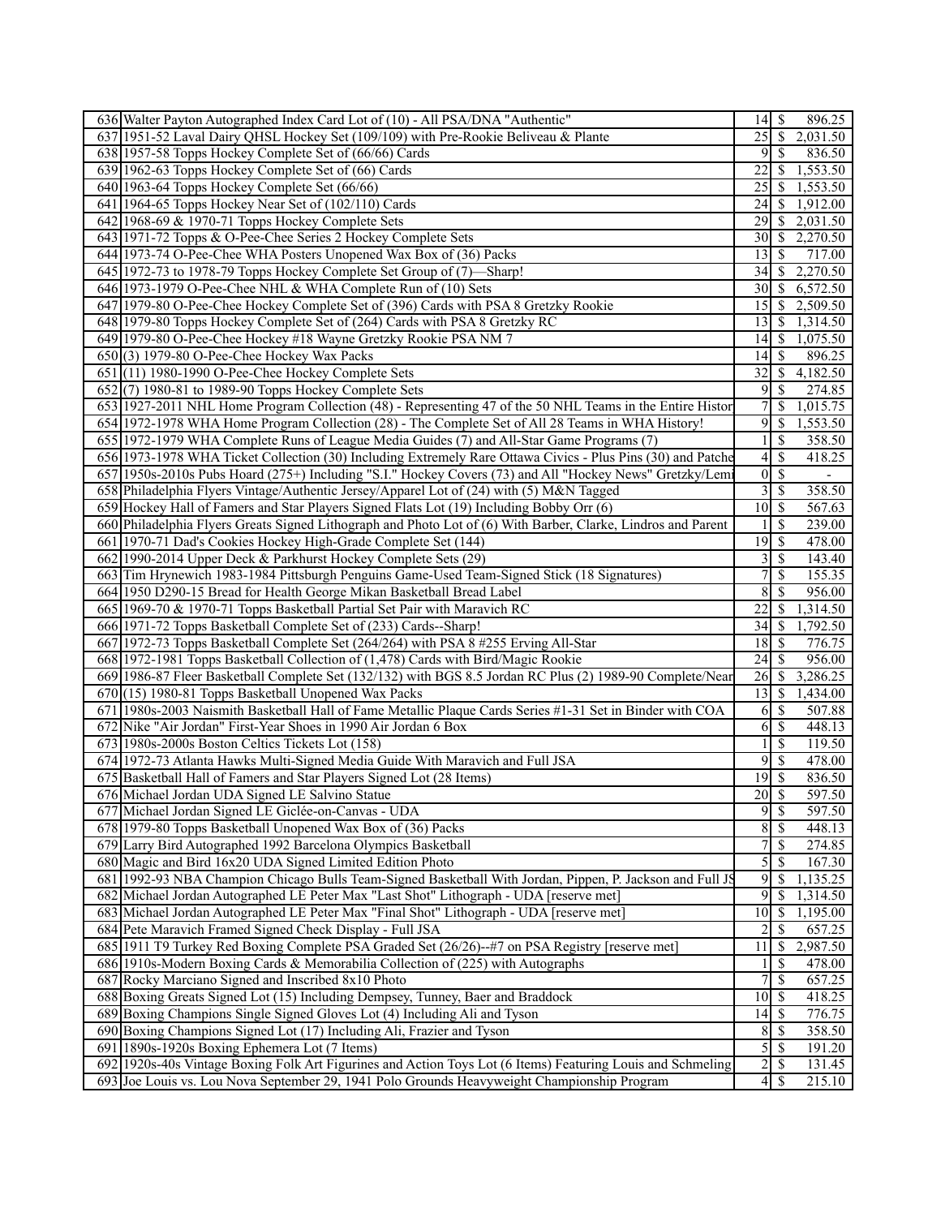| | | | | |
|---|---|---|---|---|
| 636 | Walter Payton Autographed Index Card Lot of (10) - All PSA/DNA "Authentic" | 14 | $ | 896.25 |
| 637 | 1951-52 Laval Dairy QHSL Hockey Set (109/109) with Pre-Rookie Beliveau & Plante | 25 | $ | 2,031.50 |
| 638 | 1957-58 Topps Hockey Complete Set of (66/66) Cards | 9 | $ | 836.50 |
| 639 | 1962-63 Topps Hockey Complete Set of (66) Cards | 22 | $ | 1,553.50 |
| 640 | 1963-64 Topps Hockey Complete Set (66/66) | 25 | $ | 1,553.50 |
| 641 | 1964-65 Topps Hockey Near Set of (102/110) Cards | 24 | $ | 1,912.00 |
| 642 | 1968-69 & 1970-71 Topps Hockey Complete Sets | 29 | $ | 2,031.50 |
| 643 | 1971-72 Topps & O-Pee-Chee Series 2 Hockey Complete Sets | 30 | $ | 2,270.50 |
| 644 | 1973-74 O-Pee-Chee WHA Posters Unopened Wax Box of (36) Packs | 13 | $ | 717.00 |
| 645 | 1972-73 to 1978-79 Topps Hockey Complete Set Group of (7)—Sharp! | 34 | $ | 2,270.50 |
| 646 | 1973-1979 O-Pee-Chee NHL & WHA Complete Run of (10) Sets | 30 | $ | 6,572.50 |
| 647 | 1979-80 O-Pee-Chee Hockey Complete Set of (396) Cards with PSA 8 Gretzky Rookie | 15 | $ | 2,509.50 |
| 648 | 1979-80 Topps Hockey Complete Set of (264) Cards with PSA 8 Gretzky RC | 13 | $ | 1,314.50 |
| 649 | 1979-80 O-Pee-Chee Hockey #18 Wayne Gretzky Rookie PSA NM 7 | 14 | $ | 1,075.50 |
| 650 | (3) 1979-80 O-Pee-Chee Hockey Wax Packs | 14 | $ | 896.25 |
| 651 | (11) 1980-1990 O-Pee-Chee Hockey Complete Sets | 32 | $ | 4,182.50 |
| 652 | (7) 1980-81 to 1989-90 Topps Hockey Complete Sets | 9 | $ | 274.85 |
| 653 | 1927-2011 NHL Home Program Collection (48) - Representing 47 of the 50 NHL Teams in the Entire Histor | 7 | $ | 1,015.75 |
| 654 | 1972-1978 WHA Home Program Collection (28) - The Complete Set of All 28 Teams in WHA History! | 9 | $ | 1,553.50 |
| 655 | 1972-1979 WHA Complete Runs of League Media Guides (7) and All-Star Game Programs (7) | 1 | $ | 358.50 |
| 656 | 1973-1978 WHA Ticket Collection (30) Including Extremely Rare Ottawa Civics - Plus Pins (30) and Patche | 4 | $ | 418.25 |
| 657 | 1950s-2010s Pubs Hoard (275+) Including "S.I." Hockey Covers (73) and All "Hockey News" Gretzky/Lemi | 0 | $ | - |
| 658 | Philadelphia Flyers Vintage/Authentic Jersey/Apparel Lot of (24) with (5) M&N Tagged | 3 | $ | 358.50 |
| 659 | Hockey Hall of Famers and Star Players Signed Flats Lot (19) Including Bobby Orr (6) | 10 | $ | 567.63 |
| 660 | Philadelphia Flyers Greats Signed Lithograph and Photo Lot of (6) With Barber, Clarke, Lindros and Parent | 1 | $ | 239.00 |
| 661 | 1970-71 Dad's Cookies Hockey High-Grade Complete Set (144) | 19 | $ | 478.00 |
| 662 | 1990-2014 Upper Deck & Parkhurst Hockey Complete Sets (29) | 3 | $ | 143.40 |
| 663 | Tim Hrynewich 1983-1984 Pittsburgh Penguins Game-Used Team-Signed Stick (18 Signatures) | 7 | $ | 155.35 |
| 664 | 1950 D290-15 Bread for Health George Mikan Basketball Bread Label | 8 | $ | 956.00 |
| 665 | 1969-70 & 1970-71 Topps Basketball Partial Set Pair with Maravich RC | 22 | $ | 1,314.50 |
| 666 | 1971-72 Topps Basketball Complete Set of (233) Cards--Sharp! | 34 | $ | 1,792.50 |
| 667 | 1972-73 Topps Basketball Complete Set (264/264) with PSA 8 #255 Erving All-Star | 18 | $ | 776.75 |
| 668 | 1972-1981 Topps Basketball Collection of (1,478) Cards with Bird/Magic Rookie | 24 | $ | 956.00 |
| 669 | 1986-87 Fleer Basketball Complete Set (132/132) with BGS 8.5 Jordan RC Plus (2) 1989-90 Complete/Near | 26 | $ | 3,286.25 |
| 670 | (15) 1980-81 Topps Basketball Unopened Wax Packs | 13 | $ | 1,434.00 |
| 671 | 1980s-2003 Naismith Basketball Hall of Fame Metallic Plaque Cards Series #1-31 Set in Binder with COA | 6 | $ | 507.88 |
| 672 | Nike "Air Jordan" First-Year Shoes in 1990 Air Jordan 6 Box | 6 | $ | 448.13 |
| 673 | 1980s-2000s Boston Celtics Tickets Lot (158) | 1 | $ | 119.50 |
| 674 | 1972-73 Atlanta Hawks Multi-Signed Media Guide With Maravich and Full JSA | 9 | $ | 478.00 |
| 675 | Basketball Hall of Famers and Star Players Signed Lot (28 Items) | 19 | $ | 836.50 |
| 676 | Michael Jordan UDA Signed LE Salvino Statue | 20 | $ | 597.50 |
| 677 | Michael Jordan Signed LE Giclée-on-Canvas - UDA | 9 | $ | 597.50 |
| 678 | 1979-80 Topps Basketball Unopened Wax Box of (36) Packs | 8 | $ | 448.13 |
| 679 | Larry Bird Autographed 1992 Barcelona Olympics Basketball | 7 | $ | 274.85 |
| 680 | Magic and Bird 16x20 UDA Signed Limited Edition Photo | 5 | $ | 167.30 |
| 681 | 1992-93 NBA Champion Chicago Bulls Team-Signed Basketball With Jordan, Pippen, P. Jackson and Full JS | 9 | $ | 1,135.25 |
| 682 | Michael Jordan Autographed LE Peter Max "Last Shot" Lithograph - UDA [reserve met] | 9 | $ | 1,314.50 |
| 683 | Michael Jordan Autographed LE Peter Max "Final Shot" Lithograph - UDA [reserve met] | 10 | $ | 1,195.00 |
| 684 | Pete Maravich Framed Signed Check Display - Full JSA | 2 | $ | 657.25 |
| 685 | 1911 T9 Turkey Red Boxing Complete PSA Graded Set (26/26)--#7 on PSA Registry [reserve met] | 11 | $ | 2,987.50 |
| 686 | 1910s-Modern Boxing Cards & Memorabilia Collection of (225) with Autographs | 1 | $ | 478.00 |
| 687 | Rocky Marciano Signed and Inscribed 8x10 Photo | 7 | $ | 657.25 |
| 688 | Boxing Greats Signed Lot (15) Including Dempsey, Tunney, Baer and Braddock | 10 | $ | 418.25 |
| 689 | Boxing Champions Single Signed Gloves Lot (4) Including Ali and Tyson | 14 | $ | 776.75 |
| 690 | Boxing Champions Signed Lot (17) Including Ali, Frazier and Tyson | 8 | $ | 358.50 |
| 691 | 1890s-1920s Boxing Ephemera Lot (7 Items) | 5 | $ | 191.20 |
| 692 | 1920s-40s Vintage Boxing Folk Art Figurines and Action Toys Lot (6 Items) Featuring Louis and Schmeling | 2 | $ | 131.45 |
| 693 | Joe Louis vs. Lou Nova September 29, 1941 Polo Grounds Heavyweight Championship Program | 4 | $ | 215.10 |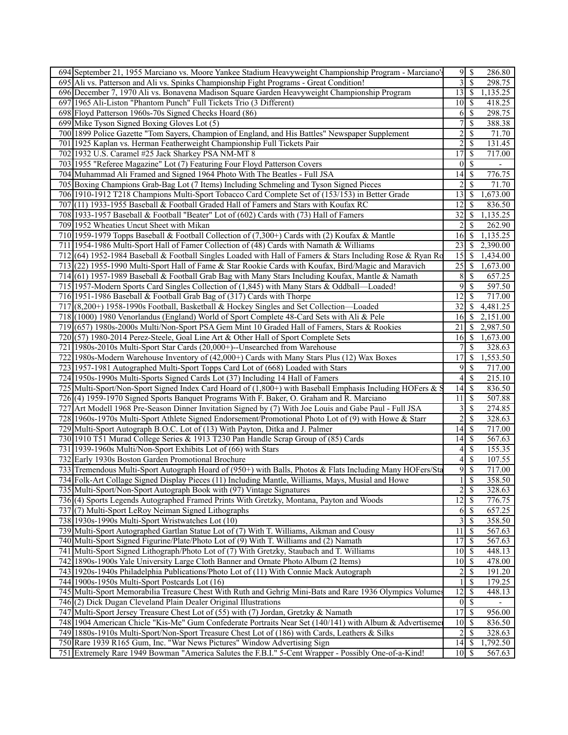| | | | | |
|---|---|---|---|---|
| 694 | September 21, 1955 Marciano vs. Moore Yankee Stadium Heavyweight Championship Program - Marciano's | 9 | $ | 286.80 |
| 695 | Ali vs. Patterson and Ali vs. Spinks Championship Fight Programs - Great Condition! | 3 | $ | 298.75 |
| 696 | December 7, 1970 Ali vs. Bonavena Madison Square Garden Heavyweight Championship Program | 13 | $ | 1,135.25 |
| 697 | 1965 Ali-Liston "Phantom Punch" Full Tickets Trio (3 Different) | 10 | $ | 418.25 |
| 698 | Floyd Patterson 1960s-70s Signed Checks Hoard (86) | 6 | $ | 298.75 |
| 699 | Mike Tyson Signed Boxing Gloves Lot (5) | 7 | $ | 388.38 |
| 700 | 1899 Police Gazette "Tom Sayers, Champion of England, and His Battles" Newspaper Supplement | 2 | $ | 71.70 |
| 701 | 1925 Kaplan vs. Herman Featherweight Championship Full Tickets Pair | 2 | $ | 131.45 |
| 702 | 1932 U.S. Caramel #25 Jack Sharkey PSA NM-MT 8 | 17 | $ | 717.00 |
| 703 | 1955 "Referee Magazine" Lot (7) Featuring Four Floyd Patterson Covers | 0 | $ | - |
| 704 | Muhammad Ali Framed and Signed 1964 Photo With The Beatles - Full JSA | 14 | $ | 776.75 |
| 705 | Boxing Champions Grab-Bag Lot (7 Items) Including Schmeling and Tyson Signed Pieces | 2 | $ | 71.70 |
| 706 | 1910-1912 T218 Champions Multi-Sport Tobacco Card Complete Set of (153/153) in Better Grade | 13 | $ | 1,673.00 |
| 707 | (11) 1933-1955 Baseball & Football Graded Hall of Famers and Stars with Koufax RC | 12 | $ | 836.50 |
| 708 | 1933-1957 Baseball & Football "Beater" Lot of (602) Cards with (73) Hall of Famers | 32 | $ | 1,135.25 |
| 709 | 1952 Wheaties Uncut Sheet with Mikan | 2 | $ | 262.90 |
| 710 | 1959-1979 Topps Baseball & Football Collection of (7,300+) Cards with (2) Koufax & Mantle | 16 | $ | 1,135.25 |
| 711 | 1954-1986 Multi-Sport Hall of Famer Collection of (48) Cards with Namath & Williams | 23 | $ | 2,390.00 |
| 712 | (64) 1952-1984 Baseball & Football Singles Loaded with Hall of Famers & Stars Including Rose & Ryan Ro | 15 | $ | 1,434.00 |
| 713 | (22) 1955-1990 Multi-Sport Hall of Fame & Star Rookie Cards with Koufax, Bird/Magic and Maravich | 25 | $ | 1,673.00 |
| 714 | (61) 1957-1989 Baseball & Football Grab Bag with Many Stars Including Koufax, Mantle & Namath | 8 | $ | 657.25 |
| 715 | 1957-Modern Sports Card Singles Collection of (1,845) with Many Stars & Oddball—Loaded! | 9 | $ | 597.50 |
| 716 | 1951-1986 Baseball & Football Grab Bag of (317) Cards with Thorpe | 12 | $ | 717.00 |
| 717 | (8,200+) 1958-1990s Football, Basketball & Hockey Singles and Set Collection—Loaded | 32 | $ | 4,481.25 |
| 718 | (1000) 1980 Venorlandus (England) World of Sport Complete 48-Card Sets with Ali & Pele | 16 | $ | 2,151.00 |
| 719 | (657) 1980s-2000s Multi/Non-Sport PSA Gem Mint 10 Graded Hall of Famers, Stars & Rookies | 21 | $ | 2,987.50 |
| 720 | (57) 1980-2014 Perez-Steele, Goal Line Art & Other Hall of Sport Complete Sets | 16 | $ | 1,673.00 |
| 721 | 1980s-2010s Multi-Sport Star Cards (20,000+)--Unsearched from Warehouse | 7 | $ | 328.63 |
| 722 | 1980s-Modern Warehouse Inventory of (42,000+) Cards with Many Stars Plus (12) Wax Boxes | 17 | $ | 1,553.50 |
| 723 | 1957-1981 Autographed Multi-Sport Topps Card Lot of (668) Loaded with Stars | 9 | $ | 717.00 |
| 724 | 1950s-1990s Multi-Sports Signed Cards Lot (37) Including 14 Hall of Famers | 4 | $ | 215.10 |
| 725 | Multi-Sport/Non-Sport Signed Index Card Hoard of (1,800+) with Baseball Emphasis Including HOFers & S | 14 | $ | 836.50 |
| 726 | (4) 1959-1970 Signed Sports Banquet Programs With F. Baker, O. Graham and R. Marciano | 11 | $ | 507.88 |
| 727 | Art Modell 1968 Pre-Season Dinner Invitation Signed by (7) With Joe Louis and Gabe Paul - Full JSA | 3 | $ | 274.85 |
| 728 | 1960s-1970s Multi-Sport Athlete Signed Endorsement/Promotional Photo Lot of (9) with Howe & Starr | 2 | $ | 328.63 |
| 729 | Multi-Sport Autograph B.O.C. Lot of (13) With Payton, Ditka and J. Palmer | 14 | $ | 717.00 |
| 730 | 1910 T51 Murad College Series & 1913 T230 Pan Handle Scrap Group of (85) Cards | 14 | $ | 567.63 |
| 731 | 1939-1960s Multi/Non-Sport Exhibits Lot of (66) with Stars | 4 | $ | 155.35 |
| 732 | Early 1930s Boston Garden Promotional Brochure | 4 | $ | 107.55 |
| 733 | Tremendous Multi-Sport Autograph Hoard of (950+) with Balls, Photos & Flats Including Many HOFers/Sta | 9 | $ | 717.00 |
| 734 | Folk-Art Collage Signed Display Pieces (11) Including Mantle, Williams, Mays, Musial and Howe | 1 | $ | 358.50 |
| 735 | Multi-Sport/Non-Sport Autograph Book with (97) Vintage Signatures | 2 | $ | 328.63 |
| 736 | (4) Sports Legends Autographed Framed Prints With Gretzky, Montana, Payton and Woods | 12 | $ | 776.75 |
| 737 | (7) Multi-Sport LeRoy Neiman Signed Lithographs | 6 | $ | 657.25 |
| 738 | 1930s-1990s Multi-Sport Wristwatches Lot (10) | 3 | $ | 358.50 |
| 739 | Multi-Sport Autographed Gartlan Statue Lot of (7) With T. Williams, Aikman and Cousy | 11 | $ | 567.63 |
| 740 | Multi-Sport Signed Figurine/Plate/Photo Lot of (9) With T. Williams and (2) Namath | 17 | $ | 567.63 |
| 741 | Multi-Sport Signed Lithograph/Photo Lot of (7) With Gretzky, Staubach and T. Williams | 10 | $ | 448.13 |
| 742 | 1890s-1900s Yale University Large Cloth Banner and Ornate Photo Album (2 Items) | 10 | $ | 478.00 |
| 743 | 1920s-1940s Philadelphia Publications/Photo Lot of (11) With Connie Mack Autograph | 2 | $ | 191.20 |
| 744 | 1900s-1950s Multi-Sport Postcards Lot (16) | 1 | $ | 179.25 |
| 745 | Multi-Sport Memorabilia Treasure Chest With Ruth and Gehrig Mini-Bats and Rare 1936 Olympics Volumes | 12 | $ | 448.13 |
| 746 | (2) Dick Dugan Cleveland Plain Dealer Original Illustrations | 0 | $ | - |
| 747 | Multi-Sport Jersey Treasure Chest Lot of (55) with (7) Jordan, Gretzky & Namath | 17 | $ | 956.00 |
| 748 | 1904 American Chicle "Kis-Me" Gum Confederate Portraits Near Set (140/141) with Album & Advertisemer | 10 | $ | 836.50 |
| 749 | 1880s-1910s Multi-Sport/Non-Sport Treasure Chest Lot of (186) with Cards, Leathers & Silks | 2 | $ | 328.63 |
| 750 | Rare 1939 R165 Gum, Inc. "War News Pictures" Window Advertising Sign | 14 | $ | 1,792.50 |
| 751 | Extremely Rare 1949 Bowman "America Salutes the F.B.I." 5-Cent Wrapper - Possibly One-of-a-Kind! | 10 | $ | 567.63 |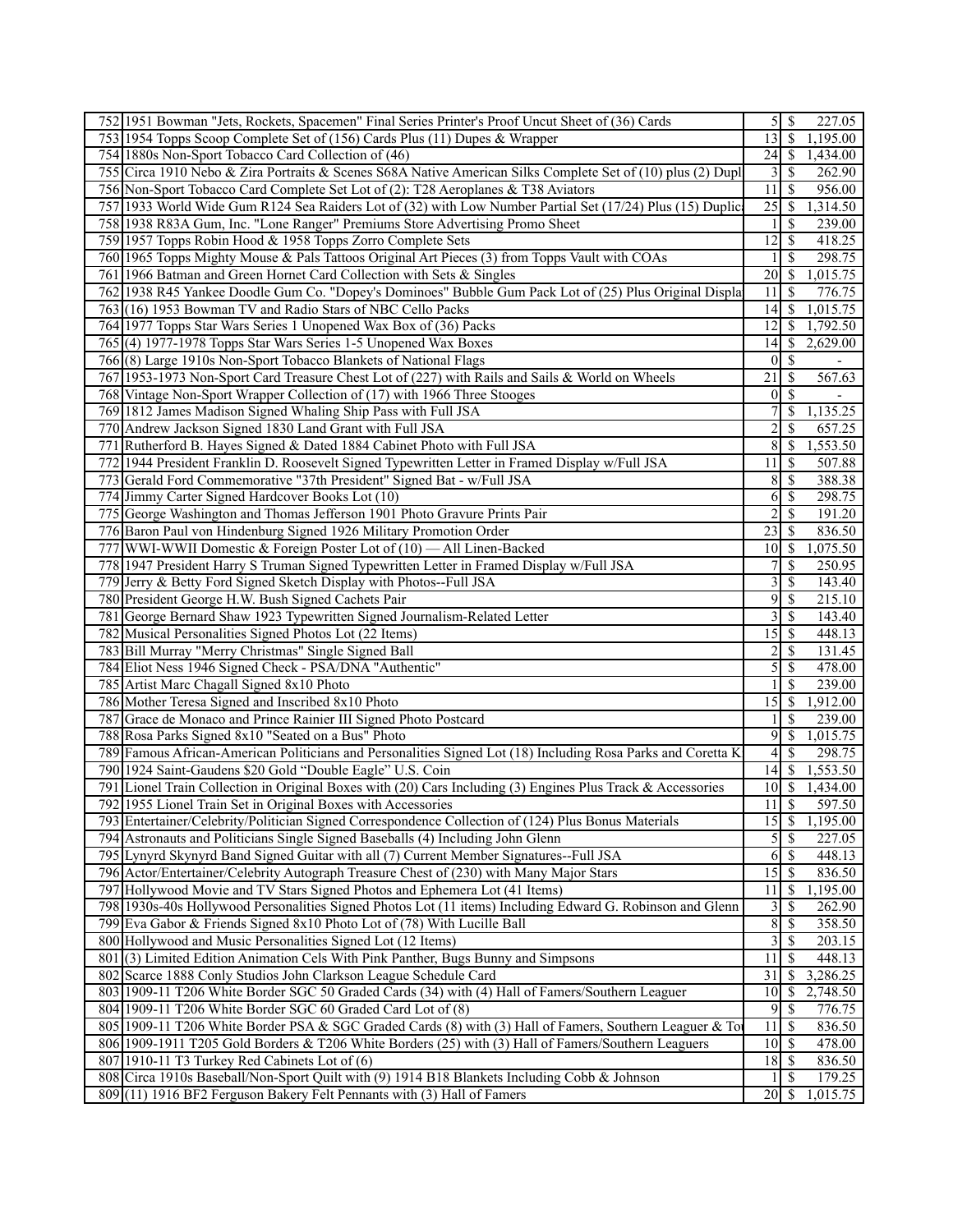| | | | | |
|---|---|---|---|---|
| 752 | 1951 Bowman "Jets, Rockets, Spacemen" Final Series Printer's Proof Uncut Sheet of (36) Cards | 5 | $ | 227.05 |
| 753 | 1954 Topps Scoop Complete Set of (156) Cards Plus (11) Dupes & Wrapper | 13 | $ | 1,195.00 |
| 754 | 1880s Non-Sport Tobacco Card Collection of (46) | 24 | $ | 1,434.00 |
| 755 | Circa 1910 Nebo & Zira Portraits & Scenes S68A Native American Silks Complete Set of (10) plus (2) Dupl | 3 | $ | 262.90 |
| 756 | Non-Sport Tobacco Card Complete Set Lot of (2): T28 Aeroplanes & T38 Aviators | 11 | $ | 956.00 |
| 757 | 1933 World Wide Gum R124 Sea Raiders Lot of (32) with Low Number Partial Set (17/24) Plus (15) Duplic | 25 | $ | 1,314.50 |
| 758 | 1938 R83A Gum, Inc. "Lone Ranger" Premiums Store Advertising Promo Sheet | 1 | $ | 239.00 |
| 759 | 1957 Topps Robin Hood & 1958 Topps Zorro Complete Sets | 12 | $ | 418.25 |
| 760 | 1965 Topps Mighty Mouse & Pals Tattoos Original Art Pieces (3) from Topps Vault with COAs | 1 | $ | 298.75 |
| 761 | 1966 Batman and Green Hornet Card Collection with Sets & Singles | 20 | $ | 1,015.75 |
| 762 | 1938 R45 Yankee Doodle Gum Co. "Dopey's Dominoes" Bubble Gum Pack Lot of (25) Plus Original Displa | 11 | $ | 776.75 |
| 763 | (16) 1953 Bowman TV and Radio Stars of NBC Cello Packs | 14 | $ | 1,015.75 |
| 764 | 1977 Topps Star Wars Series 1 Unopened Wax Box of (36) Packs | 12 | $ | 1,792.50 |
| 765 | (4) 1977-1978 Topps Star Wars Series 1-5 Unopened Wax Boxes | 14 | $ | 2,629.00 |
| 766 | (8) Large 1910s Non-Sport Tobacco Blankets of National Flags | 0 | $ | - |
| 767 | 1953-1973 Non-Sport Card Treasure Chest Lot of (227) with Rails and Sails & World on Wheels | 21 | $ | 567.63 |
| 768 | Vintage Non-Sport Wrapper Collection of (17) with 1966 Three Stooges | 0 | $ | - |
| 769 | 1812 James Madison Signed Whaling Ship Pass with Full JSA | 7 | $ | 1,135.25 |
| 770 | Andrew Jackson Signed 1830 Land Grant with Full JSA | 2 | $ | 657.25 |
| 771 | Rutherford B. Hayes Signed & Dated 1884 Cabinet Photo with Full JSA | 8 | $ | 1,553.50 |
| 772 | 1944 President Franklin D. Roosevelt Signed Typewritten Letter in Framed Display w/Full JSA | 11 | $ | 507.88 |
| 773 | Gerald Ford Commemorative "37th President" Signed Bat - w/Full JSA | 8 | $ | 388.38 |
| 774 | Jimmy Carter Signed Hardcover Books Lot (10) | 6 | $ | 298.75 |
| 775 | George Washington and Thomas Jefferson 1901 Photo Gravure Prints Pair | 2 | $ | 191.20 |
| 776 | Baron Paul von Hindenburg Signed 1926 Military Promotion Order | 23 | $ | 836.50 |
| 777 | WWI-WWII Domestic & Foreign Poster Lot of (10) — All Linen-Backed | 10 | $ | 1,075.50 |
| 778 | 1947 President Harry S Truman Signed Typewritten Letter in Framed Display w/Full JSA | 7 | $ | 250.95 |
| 779 | Jerry & Betty Ford Signed Sketch Display with Photos--Full JSA | 3 | $ | 143.40 |
| 780 | President George H.W. Bush Signed Cachets Pair | 9 | $ | 215.10 |
| 781 | George Bernard Shaw 1923 Typewritten Signed Journalism-Related Letter | 3 | $ | 143.40 |
| 782 | Musical Personalities Signed Photos Lot (22 Items) | 15 | $ | 448.13 |
| 783 | Bill Murray "Merry Christmas" Single Signed Ball | 2 | $ | 131.45 |
| 784 | Eliot Ness 1946 Signed Check - PSA/DNA "Authentic" | 5 | $ | 478.00 |
| 785 | Artist Marc Chagall Signed 8x10 Photo | 1 | $ | 239.00 |
| 786 | Mother Teresa Signed and Inscribed 8x10 Photo | 15 | $ | 1,912.00 |
| 787 | Grace de Monaco and Prince Rainier III Signed Photo Postcard | 1 | $ | 239.00 |
| 788 | Rosa Parks Signed 8x10 "Seated on a Bus" Photo | 9 | $ | 1,015.75 |
| 789 | Famous African-American Politicians and Personalities Signed Lot (18) Including Rosa Parks and Coretta K | 4 | $ | 298.75 |
| 790 | 1924 Saint-Gaudens $20 Gold "Double Eagle" U.S. Coin | 14 | $ | 1,553.50 |
| 791 | Lionel Train Collection in Original Boxes with (20) Cars Including (3) Engines Plus Track & Accessories | 10 | $ | 1,434.00 |
| 792 | 1955 Lionel Train Set in Original Boxes with Accessories | 11 | $ | 597.50 |
| 793 | Entertainer/Celebrity/Politician Signed Correspondence Collection of (124) Plus Bonus Materials | 15 | $ | 1,195.00 |
| 794 | Astronauts and Politicians Single Signed Baseballs (4) Including John Glenn | 5 | $ | 227.05 |
| 795 | Lynyrd Skynyrd Band Signed Guitar with all (7) Current Member Signatures--Full JSA | 6 | $ | 448.13 |
| 796 | Actor/Entertainer/Celebrity Autograph Treasure Chest of (230) with Many Major Stars | 15 | $ | 836.50 |
| 797 | Hollywood Movie and TV Stars Signed Photos and Ephemera Lot (41 Items) | 11 | $ | 1,195.00 |
| 798 | 1930s-40s Hollywood Personalities Signed Photos Lot (11 items) Including Edward G. Robinson and Glenn | 3 | $ | 262.90 |
| 799 | Eva Gabor & Friends Signed 8x10 Photo Lot of (78) With Lucille Ball | 8 | $ | 358.50 |
| 800 | Hollywood and Music Personalities Signed Lot (12 Items) | 3 | $ | 203.15 |
| 801 | (3) Limited Edition Animation Cels With Pink Panther, Bugs Bunny and Simpsons | 11 | $ | 448.13 |
| 802 | Scarce 1888 Conly Studios John Clarkson League Schedule Card | 31 | $ | 3,286.25 |
| 803 | 1909-11 T206 White Border SGC 50 Graded Cards (34) with (4) Hall of Famers/Southern Leaguer | 10 | $ | 2,748.50 |
| 804 | 1909-11 T206 White Border SGC 60 Graded Card Lot of (8) | 9 | $ | 776.75 |
| 805 | 1909-11 T206 White Border PSA & SGC Graded Cards (8) with (3) Hall of Famers, Southern Leaguer & To | 11 | $ | 836.50 |
| 806 | 1909-1911 T205 Gold Borders & T206 White Borders (25) with (3) Hall of Famers/Southern Leaguers | 10 | $ | 478.00 |
| 807 | 1910-11 T3 Turkey Red Cabinets Lot of (6) | 18 | $ | 836.50 |
| 808 | Circa 1910s Baseball/Non-Sport Quilt with (9) 1914 B18 Blankets Including Cobb & Johnson | 1 | $ | 179.25 |
| 809 | (11) 1916 BF2 Ferguson Bakery Felt Pennants with (3) Hall of Famers | 20 | $ | 1,015.75 |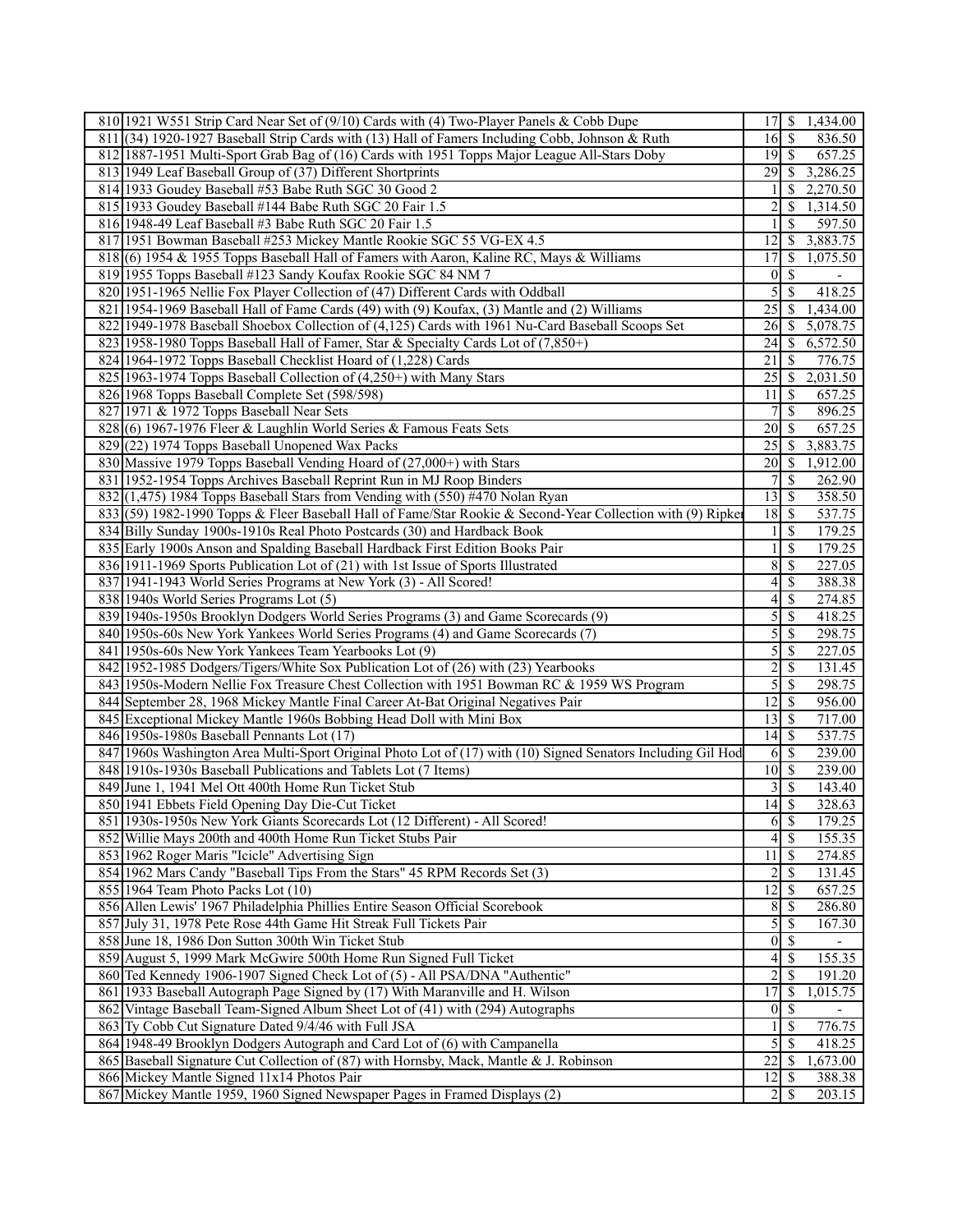| | | | | |
|---|---|---|---|---|
| 810 | 1921 W551 Strip Card Near Set of (9/10) Cards with (4) Two-Player Panels & Cobb Dupe | 17 | $ | 1,434.00 |
| 811 | (34) 1920-1927 Baseball Strip Cards with (13) Hall of Famers Including Cobb, Johnson & Ruth | 16 | $ | 836.50 |
| 812 | 1887-1951 Multi-Sport Grab Bag of (16) Cards with 1951 Topps Major League All-Stars Doby | 19 | $ | 657.25 |
| 813 | 1949 Leaf Baseball Group of (37) Different Shortprints | 29 | $ | 3,286.25 |
| 814 | 1933 Goudey Baseball #53 Babe Ruth SGC 30 Good 2 | 1 | $ | 2,270.50 |
| 815 | 1933 Goudey Baseball #144 Babe Ruth SGC 20 Fair 1.5 | 2 | $ | 1,314.50 |
| 816 | 1948-49 Leaf Baseball #3 Babe Ruth SGC 20 Fair 1.5 | 1 | $ | 597.50 |
| 817 | 1951 Bowman Baseball #253 Mickey Mantle Rookie SGC 55 VG-EX 4.5 | 12 | $ | 3,883.75 |
| 818 | (6) 1954 & 1955 Topps Baseball Hall of Famers with Aaron, Kaline RC, Mays & Williams | 17 | $ | 1,075.50 |
| 819 | 1955 Topps Baseball #123 Sandy Koufax Rookie SGC 84 NM 7 | 0 | $ | - |
| 820 | 1951-1965 Nellie Fox Player Collection of (47) Different Cards with Oddball | 5 | $ | 418.25 |
| 821 | 1954-1969 Baseball Hall of Fame Cards (49) with (9) Koufax, (3) Mantle and (2) Williams | 25 | $ | 1,434.00 |
| 822 | 1949-1978 Baseball Shoebox Collection of (4,125) Cards with 1961 Nu-Card Baseball Scoops Set | 26 | $ | 5,078.75 |
| 823 | 1958-1980 Topps Baseball Hall of Famer, Star & Specialty Cards Lot of (7,850+) | 24 | $ | 6,572.50 |
| 824 | 1964-1972 Topps Baseball Checklist Hoard of (1,228) Cards | 21 | $ | 776.75 |
| 825 | 1963-1974 Topps Baseball Collection of (4,250+) with Many Stars | 25 | $ | 2,031.50 |
| 826 | 1968 Topps Baseball Complete Set (598/598) | 11 | $ | 657.25 |
| 827 | 1971 & 1972 Topps Baseball Near Sets | 7 | $ | 896.25 |
| 828 | (6) 1967-1976 Fleer & Laughlin World Series & Famous Feats Sets | 20 | $ | 657.25 |
| 829 | (22) 1974 Topps Baseball Unopened Wax Packs | 25 | $ | 3,883.75 |
| 830 | Massive 1979 Topps Baseball Vending Hoard of (27,000+) with Stars | 20 | $ | 1,912.00 |
| 831 | 1952-1954 Topps Archives Baseball Reprint Run in MJ Roop Binders | 7 | $ | 262.90 |
| 832 | (1,475) 1984 Topps Baseball Stars from Vending with (550) #470 Nolan Ryan | 13 | $ | 358.50 |
| 833 | (59) 1982-1990 Topps & Fleer Baseball Hall of Fame/Star Rookie & Second-Year Collection with (9) Ripke | 18 | $ | 537.75 |
| 834 | Billy Sunday 1900s-1910s Real Photo Postcards (30) and Hardback Book | 1 | $ | 179.25 |
| 835 | Early 1900s Anson and Spalding Baseball Hardback First Edition Books Pair | 1 | $ | 179.25 |
| 836 | 1911-1969 Sports Publication Lot of (21) with 1st Issue of Sports Illustrated | 8 | $ | 227.05 |
| 837 | 1941-1943 World Series Programs at New York (3) - All Scored! | 4 | $ | 388.38 |
| 838 | 1940s World Series Programs Lot (5) | 4 | $ | 274.85 |
| 839 | 1940s-1950s Brooklyn Dodgers World Series Programs (3) and Game Scorecards (9) | 5 | $ | 418.25 |
| 840 | 1950s-60s New York Yankees World Series Programs (4) and Game Scorecards (7) | 5 | $ | 298.75 |
| 841 | 1950s-60s New York Yankees Team Yearbooks Lot (9) | 5 | $ | 227.05 |
| 842 | 1952-1985 Dodgers/Tigers/White Sox Publication Lot of (26) with (23) Yearbooks | 2 | $ | 131.45 |
| 843 | 1950s-Modern Nellie Fox Treasure Chest Collection with 1951 Bowman RC & 1959 WS Program | 5 | $ | 298.75 |
| 844 | September 28, 1968 Mickey Mantle Final Career At-Bat Original Negatives Pair | 12 | $ | 956.00 |
| 845 | Exceptional Mickey Mantle 1960s Bobbing Head Doll with Mini Box | 13 | $ | 717.00 |
| 846 | 1950s-1980s Baseball Pennants Lot (17) | 14 | $ | 537.75 |
| 847 | 1960s Washington Area Multi-Sport Original Photo Lot of (17) with (10) Signed Senators Including Gil Hod | 6 | $ | 239.00 |
| 848 | 1910s-1930s Baseball Publications and Tablets Lot (7 Items) | 10 | $ | 239.00 |
| 849 | June 1, 1941 Mel Ott 400th Home Run Ticket Stub | 3 | $ | 143.40 |
| 850 | 1941 Ebbets Field Opening Day Die-Cut Ticket | 14 | $ | 328.63 |
| 851 | 1930s-1950s New York Giants Scorecards Lot (12 Different) - All Scored! | 6 | $ | 179.25 |
| 852 | Willie Mays 200th and 400th Home Run Ticket Stubs Pair | 4 | $ | 155.35 |
| 853 | 1962 Roger Maris "Icicle" Advertising Sign | 11 | $ | 274.85 |
| 854 | 1962 Mars Candy "Baseball Tips From the Stars" 45 RPM Records Set (3) | 2 | $ | 131.45 |
| 855 | 1964 Team Photo Packs Lot (10) | 12 | $ | 657.25 |
| 856 | Allen Lewis' 1967 Philadelphia Phillies Entire Season Official Scorebook | 8 | $ | 286.80 |
| 857 | July 31, 1978 Pete Rose 44th Game Hit Streak Full Tickets Pair | 5 | $ | 167.30 |
| 858 | June 18, 1986 Don Sutton 300th Win Ticket Stub | 0 | $ | - |
| 859 | August 5, 1999 Mark McGwire 500th Home Run Signed Full Ticket | 4 | $ | 155.35 |
| 860 | Ted Kennedy 1906-1907 Signed Check Lot of (5) - All PSA/DNA "Authentic" | 2 | $ | 191.20 |
| 861 | 1933 Baseball Autograph Page Signed by (17) With Maranville and H. Wilson | 17 | $ | 1,015.75 |
| 862 | Vintage Baseball Team-Signed Album Sheet Lot of (41) with (294) Autographs | 0 | $ | - |
| 863 | Ty Cobb Cut Signature Dated 9/4/46 with Full JSA | 1 | $ | 776.75 |
| 864 | 1948-49 Brooklyn Dodgers Autograph and Card Lot of (6) with Campanella | 5 | $ | 418.25 |
| 865 | Baseball Signature Cut Collection of (87) with Hornsby, Mack, Mantle & J. Robinson | 22 | $ | 1,673.00 |
| 866 | Mickey Mantle Signed 11x14 Photos Pair | 12 | $ | 388.38 |
| 867 | Mickey Mantle 1959, 1960 Signed Newspaper Pages in Framed Displays (2) | 2 | $ | 203.15 |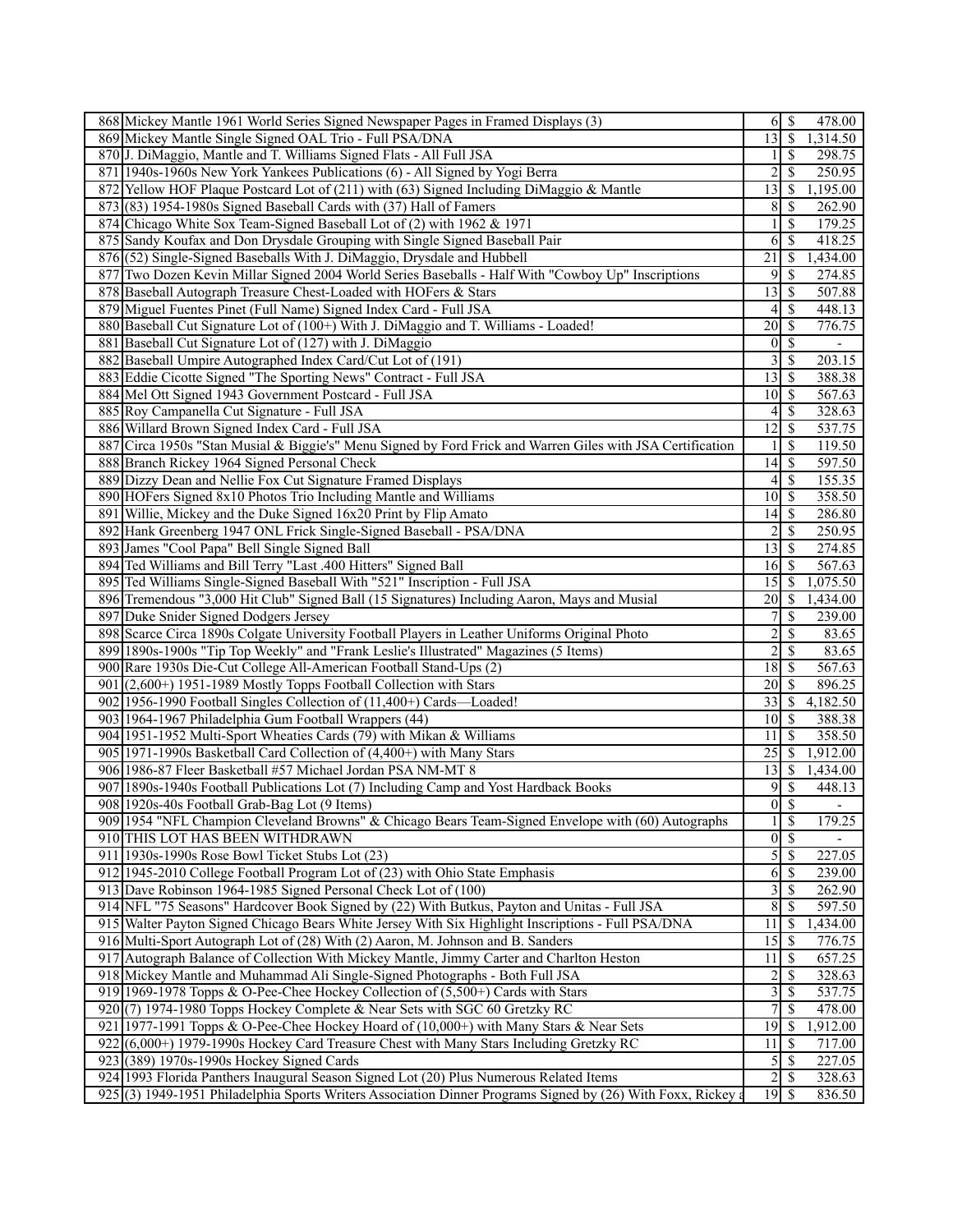| | | | |
|---|---|---|---|
| 868 | Mickey Mantle 1961 World Series Signed Newspaper Pages in Framed Displays (3) | 6 | $ 478.00 |
| 869 | Mickey Mantle Single Signed OAL Trio - Full PSA/DNA | 13 | $ 1,314.50 |
| 870 | J. DiMaggio, Mantle and T. Williams Signed Flats - All Full JSA | 1 | $ 298.75 |
| 871 | 1940s-1960s New York Yankees Publications (6) - All Signed by Yogi Berra | 2 | $ 250.95 |
| 872 | Yellow HOF Plaque Postcard Lot of (211) with (63) Signed Including DiMaggio & Mantle | 13 | $ 1,195.00 |
| 873 | (83) 1954-1980s Signed Baseball Cards with (37) Hall of Famers | 8 | $ 262.90 |
| 874 | Chicago White Sox Team-Signed Baseball Lot of (2) with 1962 & 1971 | 1 | $ 179.25 |
| 875 | Sandy Koufax and Don Drysdale Grouping with Single Signed Baseball Pair | 6 | $ 418.25 |
| 876 | (52) Single-Signed Baseballs With J. DiMaggio, Drysdale and Hubbell | 21 | $ 1,434.00 |
| 877 | Two Dozen Kevin Millar Signed 2004 World Series Baseballs - Half With "Cowboy Up" Inscriptions | 9 | $ 274.85 |
| 878 | Baseball Autograph Treasure Chest-Loaded with HOFers & Stars | 13 | $ 507.88 |
| 879 | Miguel Fuentes Pinet (Full Name) Signed Index Card - Full JSA | 4 | $ 448.13 |
| 880 | Baseball Cut Signature Lot of (100+) With J. DiMaggio and T. Williams - Loaded! | 20 | $ 776.75 |
| 881 | Baseball Cut Signature Lot of (127) with J. DiMaggio | 0 | $ - |
| 882 | Baseball Umpire Autographed Index Card/Cut Lot of (191) | 3 | $ 203.15 |
| 883 | Eddie Cicotte Signed "The Sporting News" Contract - Full JSA | 13 | $ 388.38 |
| 884 | Mel Ott Signed 1943 Government Postcard - Full JSA | 10 | $ 567.63 |
| 885 | Roy Campanella Cut Signature - Full JSA | 4 | $ 328.63 |
| 886 | Willard Brown Signed Index Card - Full JSA | 12 | $ 537.75 |
| 887 | Circa 1950s "Stan Musial & Biggie's" Menu Signed by Ford Frick and Warren Giles with JSA Certification | 1 | $ 119.50 |
| 888 | Branch Rickey 1964 Signed Personal Check | 14 | $ 597.50 |
| 889 | Dizzy Dean and Nellie Fox Cut Signature Framed Displays | 4 | $ 155.35 |
| 890 | HOFers Signed 8x10 Photos Trio Including Mantle and Williams | 10 | $ 358.50 |
| 891 | Willie, Mickey and the Duke Signed 16x20 Print by Flip Amato | 14 | $ 286.80 |
| 892 | Hank Greenberg 1947 ONL Frick Single-Signed Baseball - PSA/DNA | 2 | $ 250.95 |
| 893 | James "Cool Papa" Bell Single Signed Ball | 13 | $ 274.85 |
| 894 | Ted Williams and Bill Terry "Last .400 Hitters" Signed Ball | 16 | $ 567.63 |
| 895 | Ted Williams Single-Signed Baseball With "521" Inscription - Full JSA | 15 | $ 1,075.50 |
| 896 | Tremendous "3,000 Hit Club" Signed Ball (15 Signatures) Including Aaron, Mays and Musial | 20 | $ 1,434.00 |
| 897 | Duke Snider Signed Dodgers Jersey | 7 | $ 239.00 |
| 898 | Scarce Circa 1890s Colgate University Football Players in Leather Uniforms Original Photo | 2 | $ 83.65 |
| 899 | 1890s-1900s "Tip Top Weekly" and "Frank Leslie's Illustrated" Magazines (5 Items) | 2 | $ 83.65 |
| 900 | Rare 1930s Die-Cut College All-American Football Stand-Ups (2) | 18 | $ 567.63 |
| 901 | (2,600+) 1951-1989 Mostly Topps Football Collection with Stars | 20 | $ 896.25 |
| 902 | 1956-1990 Football Singles Collection of (11,400+) Cards—Loaded! | 33 | $ 4,182.50 |
| 903 | 1964-1967 Philadelphia Gum Football Wrappers (44) | 10 | $ 388.38 |
| 904 | 1951-1952 Multi-Sport Wheaties Cards (79) with Mikan & Williams | 11 | $ 358.50 |
| 905 | 1971-1990s Basketball Card Collection of (4,400+) with Many Stars | 25 | $ 1,912.00 |
| 906 | 1986-87 Fleer Basketball #57 Michael Jordan PSA NM-MT 8 | 13 | $ 1,434.00 |
| 907 | 1890s-1940s Football Publications Lot (7) Including Camp and Yost Hardback Books | 9 | $ 448.13 |
| 908 | 1920s-40s Football Grab-Bag Lot (9 Items) | 0 | $ - |
| 909 | 1954 "NFL Champion Cleveland Browns" & Chicago Bears Team-Signed Envelope with (60) Autographs | 1 | $ 179.25 |
| 910 | THIS LOT HAS BEEN WITHDRAWN | 0 | $ - |
| 911 | 1930s-1990s Rose Bowl Ticket Stubs Lot (23) | 5 | $ 227.05 |
| 912 | 1945-2010 College Football Program Lot of (23) with Ohio State Emphasis | 6 | $ 239.00 |
| 913 | Dave Robinson 1964-1985 Signed Personal Check Lot of (100) | 3 | $ 262.90 |
| 914 | NFL "75 Seasons" Hardcover Book Signed by (22) With Butkus, Payton and Unitas - Full JSA | 8 | $ 597.50 |
| 915 | Walter Payton Signed Chicago Bears White Jersey With Six Highlight Inscriptions - Full PSA/DNA | 11 | $ 1,434.00 |
| 916 | Multi-Sport Autograph Lot of (28) With (2) Aaron, M. Johnson and B. Sanders | 15 | $ 776.75 |
| 917 | Autograph Balance of Collection With Mickey Mantle, Jimmy Carter and Charlton Heston | 11 | $ 657.25 |
| 918 | Mickey Mantle and Muhammad Ali Single-Signed Photographs - Both Full JSA | 2 | $ 328.63 |
| 919 | 1969-1978 Topps & O-Pee-Chee Hockey Collection of (5,500+) Cards with Stars | 3 | $ 537.75 |
| 920 | (7) 1974-1980 Topps Hockey Complete & Near Sets with SGC 60 Gretzky RC | 7 | $ 478.00 |
| 921 | 1977-1991 Topps & O-Pee-Chee Hockey Hoard of (10,000+) with Many Stars & Near Sets | 19 | $ 1,912.00 |
| 922 | (6,000+) 1979-1990s Hockey Card Treasure Chest with Many Stars Including Gretzky RC | 11 | $ 717.00 |
| 923 | (389) 1970s-1990s Hockey Signed Cards | 5 | $ 227.05 |
| 924 | 1993 Florida Panthers Inaugural Season Signed Lot (20) Plus Numerous Related Items | 2 | $ 328.63 |
| 925 | (3) 1949-1951 Philadelphia Sports Writers Association Dinner Programs Signed by (26) With Foxx, Rickey a | 19 | $ 836.50 |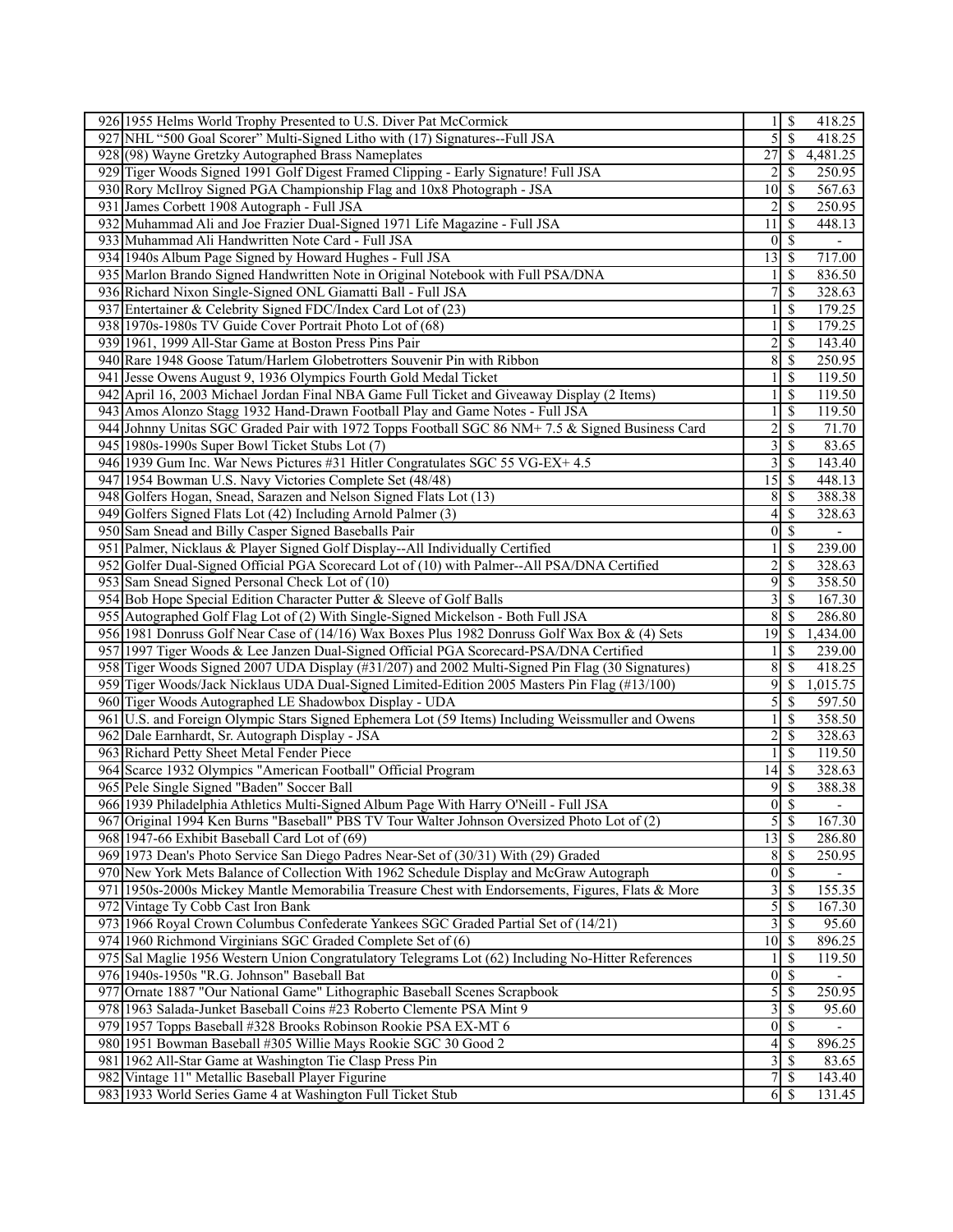| | | | | |
|---|---|---|---|---|
| 926 | 1955 Helms World Trophy Presented to U.S. Diver Pat McCormick | 1 | $ | 418.25 |
| 927 | NHL "500 Goal Scorer" Multi-Signed Litho with (17) Signatures--Full JSA | 5 | $ | 418.25 |
| 928 | (98) Wayne Gretzky Autographed Brass Nameplates | 27 | $ | 4,481.25 |
| 929 | Tiger Woods Signed 1991 Golf Digest Framed Clipping - Early Signature! Full JSA | 2 | $ | 250.95 |
| 930 | Rory McIlroy Signed PGA Championship Flag and 10x8 Photograph - JSA | 10 | $ | 567.63 |
| 931 | James Corbett 1908 Autograph - Full JSA | 2 | $ | 250.95 |
| 932 | Muhammad Ali and Joe Frazier Dual-Signed 1971 Life Magazine - Full JSA | 11 | $ | 448.13 |
| 933 | Muhammad Ali Handwritten Note Card - Full JSA | 0 | $ | - |
| 934 | 1940s Album Page Signed by Howard Hughes - Full JSA | 13 | $ | 717.00 |
| 935 | Marlon Brando Signed Handwritten Note in Original Notebook with Full PSA/DNA | 1 | $ | 836.50 |
| 936 | Richard Nixon Single-Signed ONL Giamatti Ball - Full JSA | 7 | $ | 328.63 |
| 937 | Entertainer & Celebrity Signed FDC/Index Card Lot of (23) | 1 | $ | 179.25 |
| 938 | 1970s-1980s TV Guide Cover Portrait Photo Lot of (68) | 1 | $ | 179.25 |
| 939 | 1961, 1999 All-Star Game at Boston Press Pins Pair | 2 | $ | 143.40 |
| 940 | Rare 1948 Goose Tatum/Harlem Globetrotters Souvenir Pin with Ribbon | 8 | $ | 250.95 |
| 941 | Jesse Owens August 9, 1936 Olympics Fourth Gold Medal Ticket | 1 | $ | 119.50 |
| 942 | April 16, 2003 Michael Jordan Final NBA Game Full Ticket and Giveaway Display (2 Items) | 1 | $ | 119.50 |
| 943 | Amos Alonzo Stagg 1932 Hand-Drawn Football Play and Game Notes - Full JSA | 1 | $ | 119.50 |
| 944 | Johnny Unitas SGC Graded Pair with 1972 Topps Football SGC 86 NM+ 7.5 & Signed Business Card | 2 | $ | 71.70 |
| 945 | 1980s-1990s Super Bowl Ticket Stubs Lot (7) | 3 | $ | 83.65 |
| 946 | 1939 Gum Inc. War News Pictures #31 Hitler Congratulates SGC 55 VG-EX+ 4.5 | 3 | $ | 143.40 |
| 947 | 1954 Bowman U.S. Navy Victories Complete Set (48/48) | 15 | $ | 448.13 |
| 948 | Golfers Hogan, Snead, Sarazen and Nelson Signed Flats Lot (13) | 8 | $ | 388.38 |
| 949 | Golfers Signed Flats Lot (42) Including Arnold Palmer (3) | 4 | $ | 328.63 |
| 950 | Sam Snead and Billy Casper Signed Baseballs Pair | 0 | $ | - |
| 951 | Palmer, Nicklaus & Player Signed Golf Display--All Individually Certified | 1 | $ | 239.00 |
| 952 | Golfer Dual-Signed Official PGA Scorecard Lot of (10) with Palmer--All PSA/DNA Certified | 2 | $ | 328.63 |
| 953 | Sam Snead Signed Personal Check Lot of (10) | 9 | $ | 358.50 |
| 954 | Bob Hope Special Edition Character Putter & Sleeve of Golf Balls | 3 | $ | 167.30 |
| 955 | Autographed Golf Flag Lot of (2) With Single-Signed Mickelson - Both Full JSA | 8 | $ | 286.80 |
| 956 | 1981 Donruss Golf Near Case of (14/16) Wax Boxes Plus 1982 Donruss Golf Wax Box & (4) Sets | 19 | $ | 1,434.00 |
| 957 | 1997 Tiger Woods & Lee Janzen Dual-Signed Official PGA Scorecard-PSA/DNA Certified | 1 | $ | 239.00 |
| 958 | Tiger Woods Signed 2007 UDA Display (#31/207) and 2002 Multi-Signed Pin Flag (30 Signatures) | 8 | $ | 418.25 |
| 959 | Tiger Woods/Jack Nicklaus UDA Dual-Signed Limited-Edition 2005 Masters Pin Flag (#13/100) | 9 | $ | 1,015.75 |
| 960 | Tiger Woods Autographed LE Shadowbox Display - UDA | 5 | $ | 597.50 |
| 961 | U.S. and Foreign Olympic Stars Signed Ephemera Lot (59 Items) Including Weissmuller and Owens | 1 | $ | 358.50 |
| 962 | Dale Earnhardt, Sr. Autograph Display - JSA | 2 | $ | 328.63 |
| 963 | Richard Petty Sheet Metal Fender Piece | 1 | $ | 119.50 |
| 964 | Scarce 1932 Olympics "American Football" Official Program | 14 | $ | 328.63 |
| 965 | Pele Single Signed "Baden" Soccer Ball | 9 | $ | 388.38 |
| 966 | 1939 Philadelphia Athletics Multi-Signed Album Page With Harry O'Neill - Full JSA | 0 | $ | - |
| 967 | Original 1994 Ken Burns "Baseball" PBS TV Tour Walter Johnson Oversized Photo Lot of (2) | 5 | $ | 167.30 |
| 968 | 1947-66 Exhibit Baseball Card Lot of (69) | 13 | $ | 286.80 |
| 969 | 1973 Dean's Photo Service San Diego Padres Near-Set of (30/31) With (29) Graded | 8 | $ | 250.95 |
| 970 | New York Mets Balance of Collection With 1962 Schedule Display and McGraw Autograph | 0 | $ | - |
| 971 | 1950s-2000s Mickey Mantle Memorabilia Treasure Chest with Endorsements, Figures, Flats & More | 3 | $ | 155.35 |
| 972 | Vintage Ty Cobb Cast Iron Bank | 5 | $ | 167.30 |
| 973 | 1966 Royal Crown Columbus Confederate Yankees SGC Graded Partial Set of (14/21) | 3 | $ | 95.60 |
| 974 | 1960 Richmond Virginians SGC Graded Complete Set of (6) | 10 | $ | 896.25 |
| 975 | Sal Maglie 1956 Western Union Congratulatory Telegrams Lot (62) Including No-Hitter References | 1 | $ | 119.50 |
| 976 | 1940s-1950s "R.G. Johnson" Baseball Bat | 0 | $ | - |
| 977 | Ornate 1887 "Our National Game" Lithographic Baseball Scenes Scrapbook | 5 | $ | 250.95 |
| 978 | 1963 Salada-Junket Baseball Coins #23 Roberto Clemente PSA Mint 9 | 3 | $ | 95.60 |
| 979 | 1957 Topps Baseball #328 Brooks Robinson Rookie PSA EX-MT 6 | 0 | $ | - |
| 980 | 1951 Bowman Baseball #305 Willie Mays Rookie SGC 30 Good 2 | 4 | $ | 896.25 |
| 981 | 1962 All-Star Game at Washington Tie Clasp Press Pin | 3 | $ | 83.65 |
| 982 | Vintage 11" Metallic Baseball Player Figurine | 7 | $ | 143.40 |
| 983 | 1933 World Series Game 4 at Washington Full Ticket Stub | 6 | $ | 131.45 |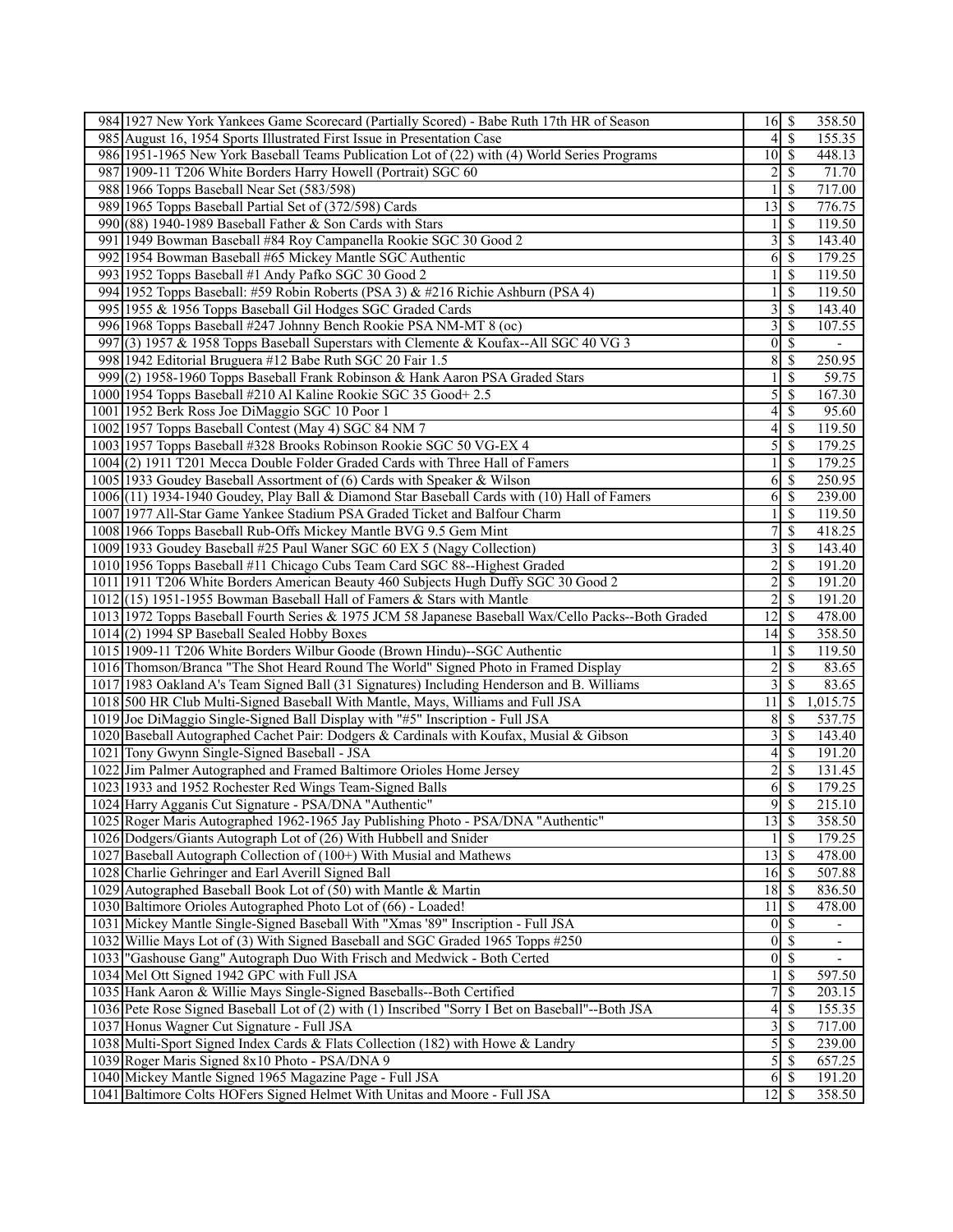| | | | | |
|---|---|---|---|---|
| 984 | 1927 New York Yankees Game Scorecard (Partially Scored) - Babe Ruth 17th HR of Season | 16 | $ | 358.50 |
| 985 | August 16, 1954 Sports Illustrated First Issue in Presentation Case | 4 | $ | 155.35 |
| 986 | 1951-1965 New York Baseball Teams Publication Lot of (22) with (4) World Series Programs | 10 | $ | 448.13 |
| 987 | 1909-11 T206 White Borders Harry Howell (Portrait) SGC 60 | 2 | $ | 71.70 |
| 988 | 1966 Topps Baseball Near Set (583/598) | 1 | $ | 717.00 |
| 989 | 1965 Topps Baseball Partial Set of (372/598) Cards | 13 | $ | 776.75 |
| 990 | (88) 1940-1989 Baseball Father & Son Cards with Stars | 1 | $ | 119.50 |
| 991 | 1949 Bowman Baseball #84 Roy Campanella Rookie SGC 30 Good 2 | 3 | $ | 143.40 |
| 992 | 1954 Bowman Baseball #65 Mickey Mantle SGC Authentic | 6 | $ | 179.25 |
| 993 | 1952 Topps Baseball #1 Andy Pafko SGC 30 Good 2 | 1 | $ | 119.50 |
| 994 | 1952 Topps Baseball: #59 Robin Roberts (PSA 3) & #216 Richie Ashburn (PSA 4) | 1 | $ | 119.50 |
| 995 | 1955 & 1956 Topps Baseball Gil Hodges SGC Graded Cards | 3 | $ | 143.40 |
| 996 | 1968 Topps Baseball #247 Johnny Bench Rookie PSA NM-MT 8 (oc) | 3 | $ | 107.55 |
| 997 | (3) 1957 & 1958 Topps Baseball Superstars with Clemente & Koufax--All SGC 40 VG 3 | 0 | $ | - |
| 998 | 1942 Editorial Bruguera #12 Babe Ruth SGC 20 Fair 1.5 | 8 | $ | 250.95 |
| 999 | (2) 1958-1960 Topps Baseball Frank Robinson & Hank Aaron PSA Graded Stars | 1 | $ | 59.75 |
| 1000 | 1954 Topps Baseball #210 Al Kaline Rookie SGC 35 Good+ 2.5 | 5 | $ | 167.30 |
| 1001 | 1952 Berk Ross Joe DiMaggio SGC 10 Poor 1 | 4 | $ | 95.60 |
| 1002 | 1957 Topps Baseball Contest (May 4) SGC 84 NM 7 | 4 | $ | 119.50 |
| 1003 | 1957 Topps Baseball #328 Brooks Robinson Rookie SGC 50 VG-EX 4 | 5 | $ | 179.25 |
| 1004 | (2) 1911 T201 Mecca Double Folder Graded Cards with Three Hall of Famers | 1 | $ | 179.25 |
| 1005 | 1933 Goudey Baseball Assortment of (6) Cards with Speaker & Wilson | 6 | $ | 250.95 |
| 1006 | (11) 1934-1940 Goudey, Play Ball & Diamond Star Baseball Cards with (10) Hall of Famers | 6 | $ | 239.00 |
| 1007 | 1977 All-Star Game Yankee Stadium PSA Graded Ticket and Balfour Charm | 1 | $ | 119.50 |
| 1008 | 1966 Topps Baseball Rub-Offs Mickey Mantle BVG 9.5 Gem Mint | 7 | $ | 418.25 |
| 1009 | 1933 Goudey Baseball #25 Paul Waner SGC 60 EX 5 (Nagy Collection) | 3 | $ | 143.40 |
| 1010 | 1956 Topps Baseball #11 Chicago Cubs Team Card SGC 88--Highest Graded | 2 | $ | 191.20 |
| 1011 | 1911 T206 White Borders American Beauty 460 Subjects Hugh Duffy SGC 30 Good 2 | 2 | $ | 191.20 |
| 1012 | (15) 1951-1955 Bowman Baseball Hall of Famers & Stars with Mantle | 2 | $ | 191.20 |
| 1013 | 1972 Topps Baseball Fourth Series & 1975 JCM 58 Japanese Baseball Wax/Cello Packs--Both Graded | 12 | $ | 478.00 |
| 1014 | (2) 1994 SP Baseball Sealed Hobby Boxes | 14 | $ | 358.50 |
| 1015 | 1909-11 T206 White Borders Wilbur Goode (Brown Hindu)--SGC Authentic | 1 | $ | 119.50 |
| 1016 | Thomson/Branca "The Shot Heard Round The World" Signed Photo in Framed Display | 2 | $ | 83.65 |
| 1017 | 1983 Oakland A's Team Signed Ball (31 Signatures) Including Henderson and B. Williams | 3 | $ | 83.65 |
| 1018 | 500 HR Club Multi-Signed Baseball With Mantle, Mays, Williams and Full JSA | 11 | $ | 1,015.75 |
| 1019 | Joe DiMaggio Single-Signed Ball Display with "#5" Inscription - Full JSA | 8 | $ | 537.75 |
| 1020 | Baseball Autographed Cachet Pair: Dodgers & Cardinals with Koufax, Musial & Gibson | 3 | $ | 143.40 |
| 1021 | Tony Gwynn Single-Signed Baseball - JSA | 4 | $ | 191.20 |
| 1022 | Jim Palmer Autographed and Framed Baltimore Orioles Home Jersey | 2 | $ | 131.45 |
| 1023 | 1933 and 1952 Rochester Red Wings Team-Signed Balls | 6 | $ | 179.25 |
| 1024 | Harry Agganis Cut Signature - PSA/DNA "Authentic" | 9 | $ | 215.10 |
| 1025 | Roger Maris Autographed 1962-1965 Jay Publishing Photo - PSA/DNA "Authentic" | 13 | $ | 358.50 |
| 1026 | Dodgers/Giants Autograph Lot of (26) With Hubbell and Snider | 1 | $ | 179.25 |
| 1027 | Baseball Autograph Collection of (100+) With Musial and Mathews | 13 | $ | 478.00 |
| 1028 | Charlie Gehringer and Earl Averill Signed Ball | 16 | $ | 507.88 |
| 1029 | Autographed Baseball Book Lot of (50) with Mantle & Martin | 18 | $ | 836.50 |
| 1030 | Baltimore Orioles Autographed Photo Lot of (66) - Loaded! | 11 | $ | 478.00 |
| 1031 | Mickey Mantle Single-Signed Baseball With "Xmas '89" Inscription - Full JSA | 0 | $ | - |
| 1032 | Willie Mays Lot of (3) With Signed Baseball and SGC Graded 1965 Topps #250 | 0 | $ | - |
| 1033 | "Gashouse Gang" Autograph Duo With Frisch and Medwick - Both Certed | 0 | $ | - |
| 1034 | Mel Ott Signed 1942 GPC with Full JSA | 1 | $ | 597.50 |
| 1035 | Hank Aaron & Willie Mays Single-Signed Baseballs--Both Certified | 7 | $ | 203.15 |
| 1036 | Pete Rose Signed Baseball Lot of (2) with (1) Inscribed "Sorry I Bet on Baseball"--Both JSA | 4 | $ | 155.35 |
| 1037 | Honus Wagner Cut Signature - Full JSA | 3 | $ | 717.00 |
| 1038 | Multi-Sport Signed Index Cards & Flats Collection (182) with Howe & Landry | 5 | $ | 239.00 |
| 1039 | Roger Maris Signed 8x10 Photo - PSA/DNA 9 | 5 | $ | 657.25 |
| 1040 | Mickey Mantle Signed 1965 Magazine Page - Full JSA | 6 | $ | 191.20 |
| 1041 | Baltimore Colts HOFers Signed Helmet With Unitas and Moore - Full JSA | 12 | $ | 358.50 |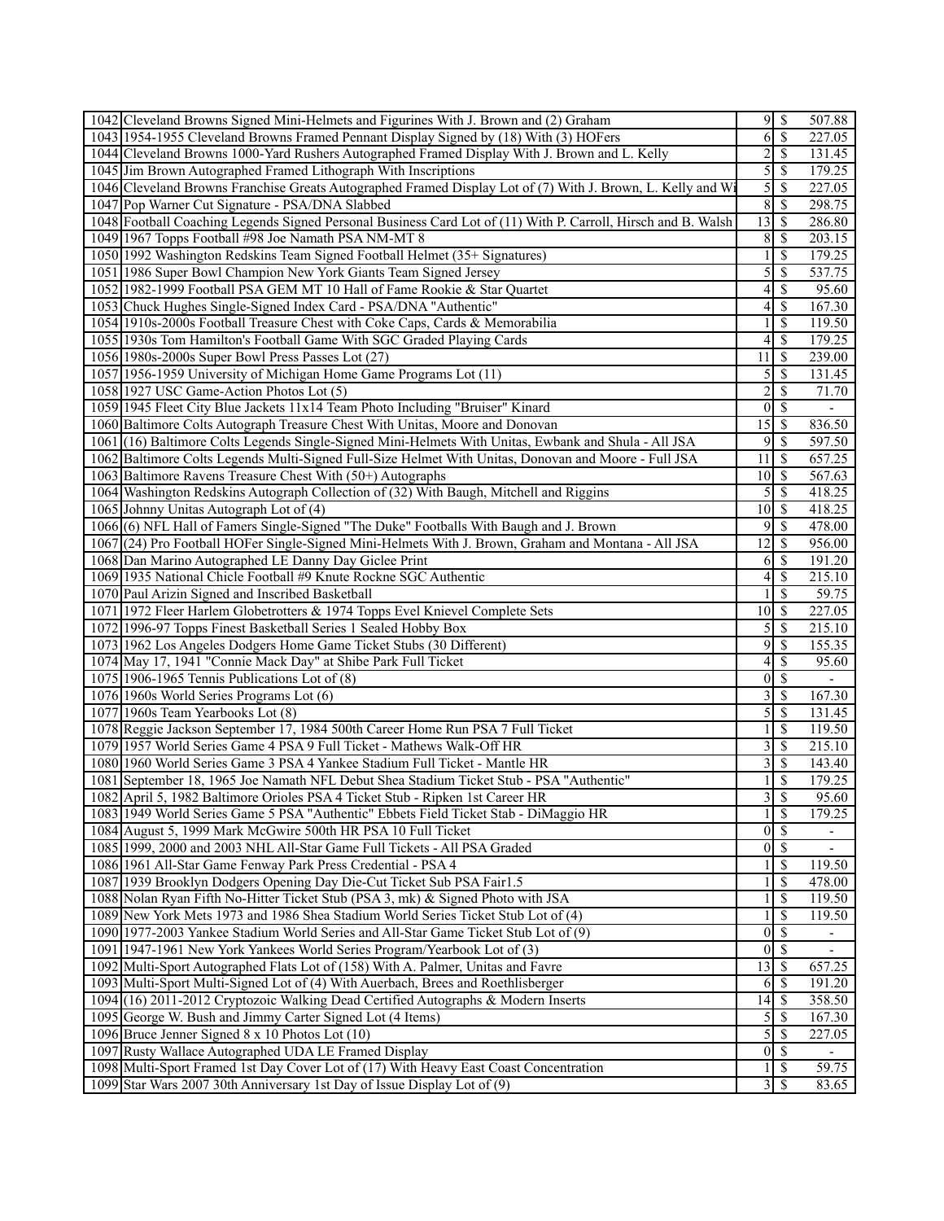| | | | | |
|---|---|---|---|---|
| 1042 | Cleveland Browns Signed Mini-Helmets and Figurines With J. Brown and (2) Graham | 9 | $ | 507.88 |
| 1043 | 1954-1955 Cleveland Browns Framed Pennant Display Signed by (18) With (3) HOFers | 6 | $ | 227.05 |
| 1044 | Cleveland Browns 1000-Yard Rushers Autographed Framed Display With J. Brown and L. Kelly | 2 | $ | 131.45 |
| 1045 | Jim Brown Autographed Framed Lithograph With Inscriptions | 5 | $ | 179.25 |
| 1046 | Cleveland Browns Franchise Greats Autographed Framed Display Lot of (7) With J. Brown, L. Kelly and Wi | 5 | $ | 227.05 |
| 1047 | Pop Warner Cut Signature - PSA/DNA Slabbed | 8 | $ | 298.75 |
| 1048 | Football Coaching Legends Signed Personal Business Card Lot of (11) With P. Carroll, Hirsch and B. Walsh | 13 | $ | 286.80 |
| 1049 | 1967 Topps Football #98 Joe Namath PSA NM-MT 8 | 8 | $ | 203.15 |
| 1050 | 1992 Washington Redskins Team Signed Football Helmet (35+ Signatures) | 1 | $ | 179.25 |
| 1051 | 1986 Super Bowl Champion New York Giants Team Signed Jersey | 5 | $ | 537.75 |
| 1052 | 1982-1999 Football PSA GEM MT 10 Hall of Fame Rookie & Star Quartet | 4 | $ | 95.60 |
| 1053 | Chuck Hughes Single-Signed Index Card - PSA/DNA "Authentic" | 4 | $ | 167.30 |
| 1054 | 1910s-2000s Football Treasure Chest with Coke Caps, Cards & Memorabilia | 1 | $ | 119.50 |
| 1055 | 1930s Tom Hamilton's Football Game With SGC Graded Playing Cards | 4 | $ | 179.25 |
| 1056 | 1980s-2000s Super Bowl Press Passes Lot (27) | 11 | $ | 239.00 |
| 1057 | 1956-1959 University of Michigan Home Game Programs Lot (11) | 5 | $ | 131.45 |
| 1058 | 1927 USC Game-Action Photos Lot (5) | 2 | $ | 71.70 |
| 1059 | 1945 Fleet City Blue Jackets 11x14 Team Photo Including "Bruiser" Kinard | 0 | $ | - |
| 1060 | Baltimore Colts Autograph Treasure Chest With Unitas, Moore and Donovan | 15 | $ | 836.50 |
| 1061 | (16) Baltimore Colts Legends Single-Signed Mini-Helmets With Unitas, Ewbank and Shula - All JSA | 9 | $ | 597.50 |
| 1062 | Baltimore Colts Legends Multi-Signed Full-Size Helmet With Unitas, Donovan and Moore - Full JSA | 11 | $ | 657.25 |
| 1063 | Baltimore Ravens Treasure Chest With (50+) Autographs | 10 | $ | 567.63 |
| 1064 | Washington Redskins Autograph Collection of (32) With Baugh, Mitchell and Riggins | 5 | $ | 418.25 |
| 1065 | Johnny Unitas Autograph Lot of (4) | 10 | $ | 418.25 |
| 1066 | (6) NFL Hall of Famers Single-Signed "The Duke" Footballs With Baugh and J. Brown | 9 | $ | 478.00 |
| 1067 | (24) Pro Football HOFer Single-Signed Mini-Helmets With J. Brown, Graham and Montana - All JSA | 12 | $ | 956.00 |
| 1068 | Dan Marino Autographed LE Danny Day Giclee Print | 6 | $ | 191.20 |
| 1069 | 1935 National Chicle Football #9 Knute Rockne SGC Authentic | 4 | $ | 215.10 |
| 1070 | Paul Arizin Signed and Inscribed Basketball | 1 | $ | 59.75 |
| 1071 | 1972 Fleer Harlem Globetrotters & 1974 Topps Evel Knievel Complete Sets | 10 | $ | 227.05 |
| 1072 | 1996-97 Topps Finest Basketball Series 1 Sealed Hobby Box | 5 | $ | 215.10 |
| 1073 | 1962 Los Angeles Dodgers Home Game Ticket Stubs (30 Different) | 9 | $ | 155.35 |
| 1074 | May 17, 1941 "Connie Mack Day" at Shibe Park Full Ticket | 4 | $ | 95.60 |
| 1075 | 1906-1965 Tennis Publications Lot of (8) | 0 | $ | - |
| 1076 | 1960s World Series Programs Lot (6) | 3 | $ | 167.30 |
| 1077 | 1960s Team Yearbooks Lot (8) | 5 | $ | 131.45 |
| 1078 | Reggie Jackson September 17, 1984 500th Career Home Run PSA 7 Full Ticket | 1 | $ | 119.50 |
| 1079 | 1957 World Series Game 4 PSA 9 Full Ticket - Mathews Walk-Off HR | 3 | $ | 215.10 |
| 1080 | 1960 World Series Game 3 PSA 4 Yankee Stadium Full Ticket - Mantle HR | 3 | $ | 143.40 |
| 1081 | September 18, 1965 Joe Namath NFL Debut Shea Stadium Ticket Stub - PSA "Authentic" | 1 | $ | 179.25 |
| 1082 | April 5, 1982 Baltimore Orioles PSA 4 Ticket Stub - Ripken 1st Career HR | 3 | $ | 95.60 |
| 1083 | 1949 World Series Game 5 PSA "Authentic" Ebbets Field Ticket Stab - DiMaggio HR | 1 | $ | 179.25 |
| 1084 | August 5, 1999 Mark McGwire 500th HR PSA 10 Full Ticket | 0 | $ | - |
| 1085 | 1999, 2000 and 2003 NHL All-Star Game Full Tickets - All PSA Graded | 0 | $ | - |
| 1086 | 1961 All-Star Game Fenway Park Press Credential - PSA 4 | 1 | $ | 119.50 |
| 1087 | 1939 Brooklyn Dodgers Opening Day Die-Cut Ticket Sub PSA Fair1.5 | 1 | $ | 478.00 |
| 1088 | Nolan Ryan Fifth No-Hitter Ticket Stub (PSA 3, mk) & Signed Photo with JSA | 1 | $ | 119.50 |
| 1089 | New York Mets 1973 and 1986 Shea Stadium World Series Ticket Stub Lot of (4) | 1 | $ | 119.50 |
| 1090 | 1977-2003 Yankee Stadium World Series and All-Star Game Ticket Stub Lot of (9) | 0 | $ | - |
| 1091 | 1947-1961 New York Yankees World Series Program/Yearbook Lot of (3) | 0 | $ | - |
| 1092 | Multi-Sport Autographed Flats Lot of (158) With A. Palmer, Unitas and Favre | 13 | $ | 657.25 |
| 1093 | Multi-Sport Multi-Signed Lot of (4) With Auerbach, Brees and Roethlisberger | 6 | $ | 191.20 |
| 1094 | (16) 2011-2012 Cryptozoic Walking Dead Certified Autographs & Modern Inserts | 14 | $ | 358.50 |
| 1095 | George W. Bush and Jimmy Carter Signed Lot (4 Items) | 5 | $ | 167.30 |
| 1096 | Bruce Jenner Signed 8 x 10 Photos Lot (10) | 5 | $ | 227.05 |
| 1097 | Rusty Wallace Autographed UDA LE Framed Display | 0 | $ | - |
| 1098 | Multi-Sport Framed 1st Day Cover Lot of (17) With Heavy East Coast Concentration | 1 | $ | 59.75 |
| 1099 | Star Wars 2007 30th Anniversary 1st Day of Issue Display Lot of (9) | 3 | $ | 83.65 |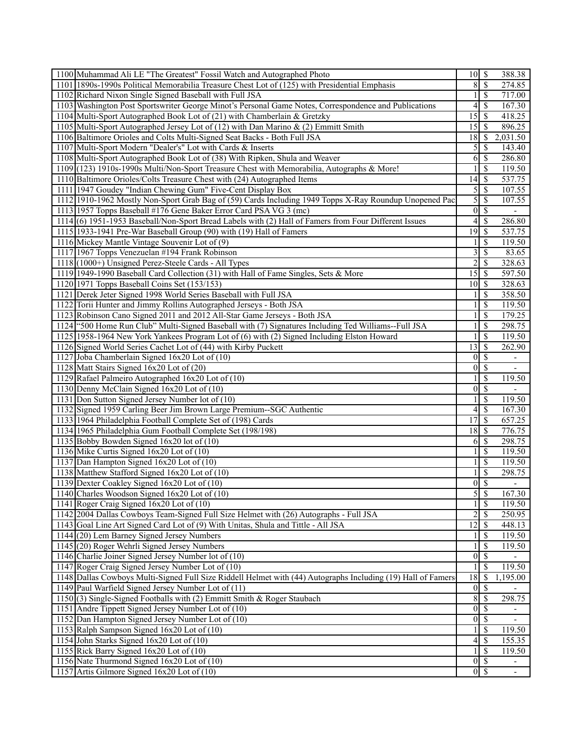| | | | | |
|---|---|---|---|---|
| 1100 | Muhammad Ali LE "The Greatest" Fossil Watch and Autographed Photo | 10 | $ | 388.38 |
| 1101 | 1890s-1990s Political Memorabilia Treasure Chest Lot of (125) with Presidential Emphasis | 8 | $ | 274.85 |
| 1102 | Richard Nixon Single Signed Baseball with Full JSA | 1 | $ | 717.00 |
| 1103 | Washington Post Sportswriter George Minot's Personal Game Notes, Correspondence and Publications | 4 | $ | 167.30 |
| 1104 | Multi-Sport Autographed Book Lot of (21) with Chamberlain & Gretzky | 15 | $ | 418.25 |
| 1105 | Multi-Sport Autographed Jersey Lot of (12) with Dan Marino & (2) Emmitt Smith | 15 | $ | 896.25 |
| 1106 | Baltimore Orioles and Colts Multi-Signed Seat Backs - Both Full JSA | 18 | $ | 2,031.50 |
| 1107 | Multi-Sport Modern "Dealer's" Lot with Cards & Inserts | 5 | $ | 143.40 |
| 1108 | Multi-Sport Autographed Book Lot of (38) With Ripken, Shula and Weaver | 6 | $ | 286.80 |
| 1109 | (123) 1910s-1990s Multi/Non-Sport Treasure Chest with Memorabilia, Autographs & More! | 1 | $ | 119.50 |
| 1110 | Baltimore Orioles/Colts Treasure Chest with (24) Autographed Items | 14 | $ | 537.75 |
| 1111 | 1947 Goudey "Indian Chewing Gum" Five-Cent Display Box | 5 | $ | 107.55 |
| 1112 | 1910-1962 Mostly Non-Sport Grab Bag of (59) Cards Including 1949 Topps X-Ray Roundup Unopened Pac | 5 | $ | 107.55 |
| 1113 | 1957 Topps Baseball #176 Gene Baker Error Card PSA VG 3 (mc) | 0 | $ | - |
| 1114 | (6) 1951-1953 Baseball/Non-Sport Bread Labels with (2) Hall of Famers from Four Different Issues | 4 | $ | 286.80 |
| 1115 | 1933-1941 Pre-War Baseball Group (90) with (19) Hall of Famers | 19 | $ | 537.75 |
| 1116 | Mickey Mantle Vintage Souvenir Lot of (9) | 1 | $ | 119.50 |
| 1117 | 1967 Topps Venezuelan #194 Frank Robinson | 3 | $ | 83.65 |
| 1118 | (1000+) Unsigned Perez-Steele Cards - All Types | 2 | $ | 328.63 |
| 1119 | 1949-1990 Baseball Card Collection (31) with Hall of Fame Singles, Sets & More | 15 | $ | 597.50 |
| 1120 | 1971 Topps Baseball Coins Set (153/153) | 10 | $ | 328.63 |
| 1121 | Derek Jeter Signed 1998 World Series Baseball with Full JSA | 1 | $ | 358.50 |
| 1122 | Torii Hunter and Jimmy Rollins Autographed Jerseys - Both JSA | 1 | $ | 119.50 |
| 1123 | Robinson Cano Signed 2011 and 2012 All-Star Game Jerseys - Both JSA | 1 | $ | 179.25 |
| 1124 | "500 Home Run Club" Multi-Signed Baseball with (7) Signatures Including Ted Williams--Full JSA | 1 | $ | 298.75 |
| 1125 | 1958-1964 New York Yankees Program Lot of (6) with (2) Signed Including Elston Howard | 1 | $ | 119.50 |
| 1126 | Signed World Series Cachet Lot of (44) with Kirby Puckett | 13 | $ | 262.90 |
| 1127 | Joba Chamberlain Signed 16x20 Lot of (10) | 0 | $ | - |
| 1128 | Matt Stairs Signed 16x20 Lot of (20) | 0 | $ | - |
| 1129 | Rafael Palmeiro Autographed 16x20 Lot of (10) | 1 | $ | 119.50 |
| 1130 | Denny McClain Signed 16x20 Lot of (10) | 0 | $ | - |
| 1131 | Don Sutton Signed Jersey Number lot of (10) | 1 | $ | 119.50 |
| 1132 | Signed 1959 Carling Beer Jim Brown Large Premium--SGC Authentic | 4 | $ | 167.30 |
| 1133 | 1964 Philadelphia Football Complete Set of (198) Cards | 17 | $ | 657.25 |
| 1134 | 1965 Philadelphia Gum Football Complete Set (198/198) | 18 | $ | 776.75 |
| 1135 | Bobby Bowden Signed 16x20 lot of (10) | 6 | $ | 298.75 |
| 1136 | Mike Curtis Signed 16x20 Lot of (10) | 1 | $ | 119.50 |
| 1137 | Dan Hampton Signed 16x20 Lot of (10) | 1 | $ | 119.50 |
| 1138 | Matthew Stafford Signed 16x20 Lot of (10) | 1 | $ | 298.75 |
| 1139 | Dexter Coakley Signed 16x20 Lot of (10) | 0 | $ | - |
| 1140 | Charles Woodson Signed 16x20 Lot of (10) | 5 | $ | 167.30 |
| 1141 | Roger Craig Signed 16x20 Lot of (10) | 1 | $ | 119.50 |
| 1142 | 2004 Dallas Cowboys Team-Signed Full Size Helmet with (26) Autographs - Full JSA | 2 | $ | 250.95 |
| 1143 | Goal Line Art Signed Card Lot of (9) With Unitas, Shula and Tittle - All JSA | 12 | $ | 448.13 |
| 1144 | (20) Lem Barney Signed Jersey Numbers | 1 | $ | 119.50 |
| 1145 | (20) Roger Wehrli Signed Jersey Numbers | 1 | $ | 119.50 |
| 1146 | Charlie Joiner Signed Jersey Number lot of (10) | 0 | $ | - |
| 1147 | Roger Craig Signed Jersey Number Lot of (10) | 1 | $ | 119.50 |
| 1148 | Dallas Cowboys Multi-Signed Full Size Riddell Helmet with (44) Autographs Including (19) Hall of Famers | 18 | $ | 1,195.00 |
| 1149 | Paul Warfield Signed Jersey Number Lot of (11) | 0 | $ | - |
| 1150 | (3) Single-Signed Footballs with (2) Emmitt Smith & Roger Staubach | 8 | $ | 298.75 |
| 1151 | Andre Tippett Signed Jersey Number Lot of (10) | 0 | $ | - |
| 1152 | Dan Hampton Signed Jersey Number Lot of (10) | 0 | $ | - |
| 1153 | Ralph Sampson Signed 16x20 Lot of (10) | 1 | $ | 119.50 |
| 1154 | John Starks Signed 16x20 Lot of (10) | 4 | $ | 155.35 |
| 1155 | Rick Barry Signed 16x20 Lot of (10) | 1 | $ | 119.50 |
| 1156 | Nate Thurmond Signed 16x20 Lot of (10) | 0 | $ | - |
| 1157 | Artis Gilmore Signed 16x20 Lot of (10) | 0 | $ | - |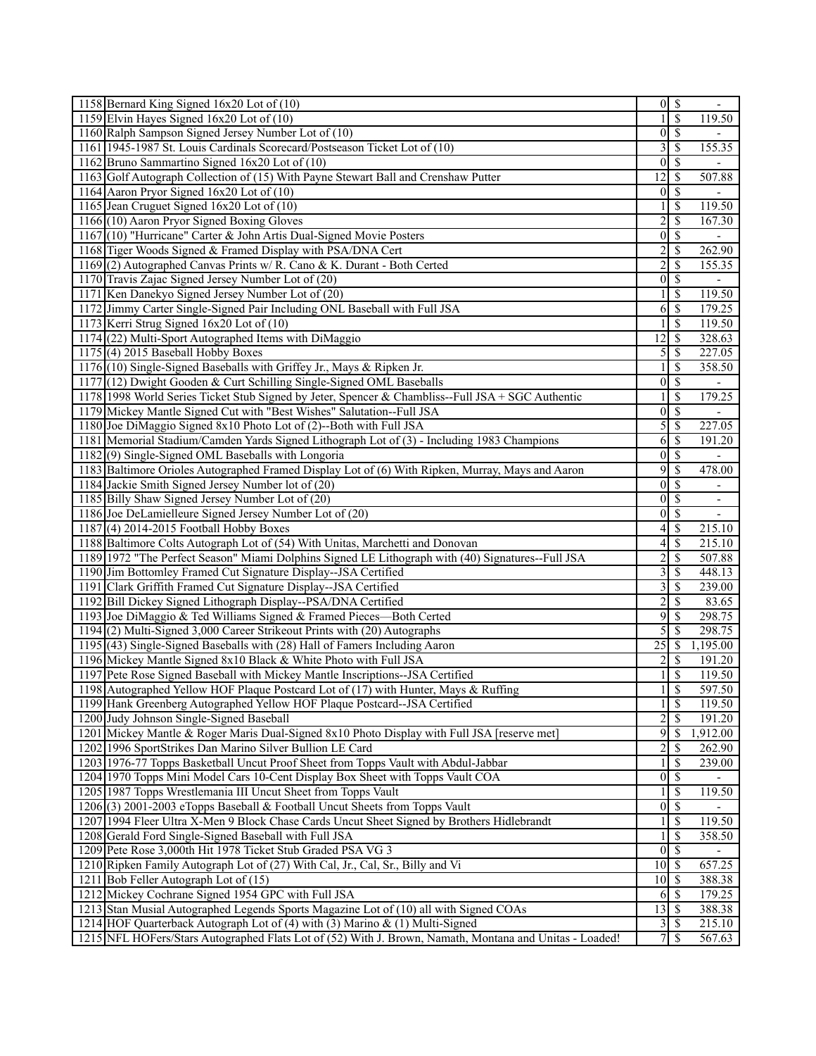| | | | | |
|---|---|---|---|---|
| 1158 | Bernard King Signed 16x20 Lot of (10) | 0 | $ | - |
| 1159 | Elvin Hayes Signed 16x20 Lot of (10) | 1 | $ | 119.50 |
| 1160 | Ralph Sampson Signed Jersey Number Lot of (10) | 0 | $ | - |
| 1161 | 1945-1987 St. Louis Cardinals Scorecard/Postseason Ticket Lot of (10) | 3 | $ | 155.35 |
| 1162 | Bruno Sammartino Signed 16x20 Lot of (10) | 0 | $ | - |
| 1163 | Golf Autograph Collection of (15) With Payne Stewart Ball and Crenshaw Putter | 12 | $ | 507.88 |
| 1164 | Aaron Pryor Signed 16x20 Lot of (10) | 0 | $ | - |
| 1165 | Jean Cruguet Signed 16x20 Lot of (10) | 1 | $ | 119.50 |
| 1166 | (10) Aaron Pryor Signed Boxing Gloves | 2 | $ | 167.30 |
| 1167 | (10) "Hurricane" Carter & John Artis Dual-Signed Movie Posters | 0 | $ | - |
| 1168 | Tiger Woods Signed & Framed Display with PSA/DNA Cert | 2 | $ | 262.90 |
| 1169 | (2) Autographed Canvas Prints w/ R. Cano & K. Durant - Both Certed | 2 | $ | 155.35 |
| 1170 | Travis Zajac Signed Jersey Number Lot of (20) | 0 | $ | - |
| 1171 | Ken Danekyo Signed Jersey Number Lot of (20) | 1 | $ | 119.50 |
| 1172 | Jimmy Carter Single-Signed Pair Including ONL Baseball with Full JSA | 6 | $ | 179.25 |
| 1173 | Kerri Strug Signed 16x20 Lot of (10) | 1 | $ | 119.50 |
| 1174 | (22) Multi-Sport Autographed Items with DiMaggio | 12 | $ | 328.63 |
| 1175 | (4) 2015 Baseball Hobby Boxes | 5 | $ | 227.05 |
| 1176 | (10) Single-Signed Baseballs with Griffey Jr., Mays & Ripken Jr. | 1 | $ | 358.50 |
| 1177 | (12) Dwight Gooden & Curt Schilling Single-Signed OML Baseballs | 0 | $ | - |
| 1178 | 1998 World Series Ticket Stub Signed by Jeter, Spencer & Chambliss--Full JSA + SGC Authentic | 1 | $ | 179.25 |
| 1179 | Mickey Mantle Signed Cut with "Best Wishes" Salutation--Full JSA | 0 | $ | - |
| 1180 | Joe DiMaggio Signed 8x10 Photo Lot of (2)--Both with Full JSA | 5 | $ | 227.05 |
| 1181 | Memorial Stadium/Camden Yards Signed Lithograph Lot of (3) - Including 1983 Champions | 6 | $ | 191.20 |
| 1182 | (9) Single-Signed OML Baseballs with Longoria | 0 | $ | - |
| 1183 | Baltimore Orioles Autographed Framed Display Lot of (6) With Ripken, Murray, Mays and Aaron | 9 | $ | 478.00 |
| 1184 | Jackie Smith Signed Jersey Number lot of (20) | 0 | $ | - |
| 1185 | Billy Shaw Signed Jersey Number Lot of (20) | 0 | $ | - |
| 1186 | Joe DeLamielleure Signed Jersey Number Lot of (20) | 0 | $ | - |
| 1187 | (4) 2014-2015 Football Hobby Boxes | 4 | $ | 215.10 |
| 1188 | Baltimore Colts Autograph Lot of (54) With Unitas, Marchetti and Donovan | 4 | $ | 215.10 |
| 1189 | 1972 "The Perfect Season" Miami Dolphins Signed LE Lithograph with (40) Signatures--Full JSA | 2 | $ | 507.88 |
| 1190 | Jim Bottomley Framed Cut Signature Display--JSA Certified | 3 | $ | 448.13 |
| 1191 | Clark Griffith Framed Cut Signature Display--JSA Certified | 3 | $ | 239.00 |
| 1192 | Bill Dickey Signed Lithograph Display--PSA/DNA Certified | 2 | $ | 83.65 |
| 1193 | Joe DiMaggio & Ted Williams Signed & Framed Pieces—Both Certed | 9 | $ | 298.75 |
| 1194 | (2) Multi-Signed 3,000 Career Strikeout Prints with (20) Autographs | 5 | $ | 298.75 |
| 1195 | (43) Single-Signed Baseballs with (28) Hall of Famers Including Aaron | 25 | $ | 1,195.00 |
| 1196 | Mickey Mantle Signed 8x10 Black & White Photo with Full JSA | 2 | $ | 191.20 |
| 1197 | Pete Rose Signed Baseball with Mickey Mantle Inscriptions--JSA Certified | 1 | $ | 119.50 |
| 1198 | Autographed Yellow HOF Plaque Postcard Lot of (17) with Hunter, Mays & Ruffing | 1 | $ | 597.50 |
| 1199 | Hank Greenberg Autographed Yellow HOF Plaque Postcard--JSA Certified | 1 | $ | 119.50 |
| 1200 | Judy Johnson Single-Signed Baseball | 2 | $ | 191.20 |
| 1201 | Mickey Mantle & Roger Maris Dual-Signed 8x10 Photo Display with Full JSA [reserve met] | 9 | $ | 1,912.00 |
| 1202 | 1996 SportStrikes Dan Marino Silver Bullion LE Card | 2 | $ | 262.90 |
| 1203 | 1976-77 Topps Basketball Uncut Proof Sheet from Topps Vault with Abdul-Jabbar | 1 | $ | 239.00 |
| 1204 | 1970 Topps Mini Model Cars 10-Cent Display Box Sheet with Topps Vault COA | 0 | $ | - |
| 1205 | 1987 Topps Wrestlemania III Uncut Sheet from Topps Vault | 1 | $ | 119.50 |
| 1206 | (3) 2001-2003 eTopps Baseball & Football Uncut Sheets from Topps Vault | 0 | $ | - |
| 1207 | 1994 Fleer Ultra X-Men 9 Block Chase Cards Uncut Sheet Signed by Brothers Hidlebrandt | 1 | $ | 119.50 |
| 1208 | Gerald Ford Single-Signed Baseball with Full JSA | 1 | $ | 358.50 |
| 1209 | Pete Rose 3,000th Hit 1978 Ticket Stub Graded PSA VG 3 | 0 | $ | - |
| 1210 | Ripken Family Autograph Lot of (27) With Cal, Jr., Cal, Sr., Billy and Vi | 10 | $ | 657.25 |
| 1211 | Bob Feller Autograph Lot of (15) | 10 | $ | 388.38 |
| 1212 | Mickey Cochrane Signed 1954 GPC with Full JSA | 6 | $ | 179.25 |
| 1213 | Stan Musial Autographed Legends Sports Magazine Lot of (10) all with Signed COAs | 13 | $ | 388.38 |
| 1214 | HOF Quarterback Autograph Lot of (4) with (3) Marino & (1) Multi-Signed | 3 | $ | 215.10 |
| 1215 | NFL HOFers/Stars Autographed Flats Lot of (52) With J. Brown, Namath, Montana and Unitas - Loaded! | 7 | $ | 567.63 |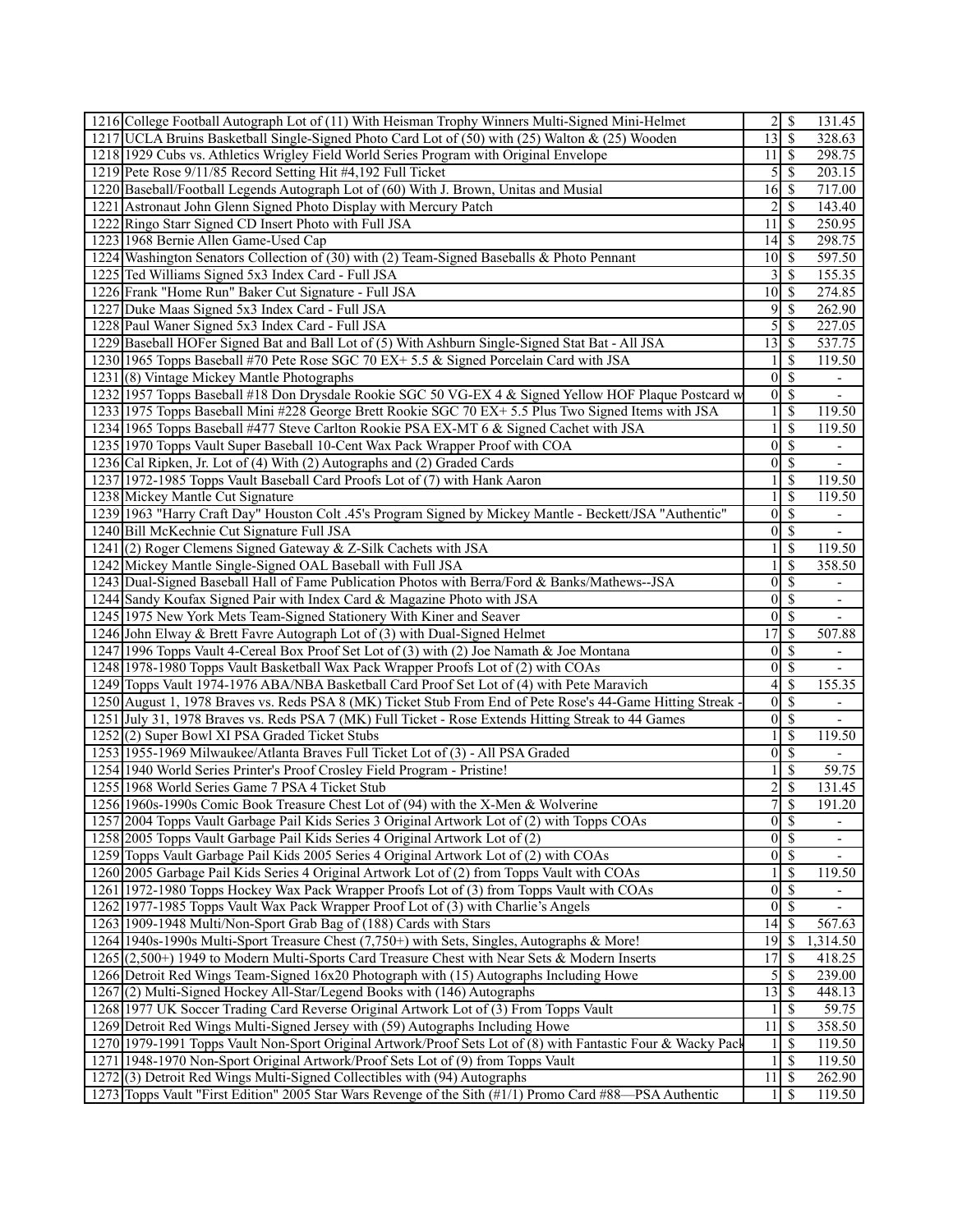| | | | | |
|---|---|---|---|---|
| 1216 | College Football Autograph Lot of (11) With Heisman Trophy Winners Multi-Signed Mini-Helmet | 2 | $ | 131.45 |
| 1217 | UCLA Bruins Basketball Single-Signed Photo Card Lot of (50) with (25) Walton & (25) Wooden | 13 | $ | 328.63 |
| 1218 | 1929 Cubs vs. Athletics Wrigley Field World Series Program with Original Envelope | 11 | $ | 298.75 |
| 1219 | Pete Rose 9/11/85 Record Setting Hit #4,192 Full Ticket | 5 | $ | 203.15 |
| 1220 | Baseball/Football Legends Autograph Lot of (60) With J. Brown, Unitas and Musial | 16 | $ | 717.00 |
| 1221 | Astronaut John Glenn Signed Photo Display with Mercury Patch | 2 | $ | 143.40 |
| 1222 | Ringo Starr Signed CD Insert Photo with Full JSA | 11 | $ | 250.95 |
| 1223 | 1968 Bernie Allen Game-Used Cap | 14 | $ | 298.75 |
| 1224 | Washington Senators Collection of (30) with (2) Team-Signed Baseballs & Photo Pennant | 10 | $ | 597.50 |
| 1225 | Ted Williams Signed 5x3 Index Card - Full JSA | 3 | $ | 155.35 |
| 1226 | Frank "Home Run" Baker Cut Signature - Full JSA | 10 | $ | 274.85 |
| 1227 | Duke Maas Signed 5x3 Index Card - Full JSA | 9 | $ | 262.90 |
| 1228 | Paul Waner Signed 5x3 Index Card - Full JSA | 5 | $ | 227.05 |
| 1229 | Baseball HOFer Signed Bat and Ball Lot of (5) With Ashburn Single-Signed Stat Bat - All JSA | 13 | $ | 537.75 |
| 1230 | 1965 Topps Baseball #70 Pete Rose SGC 70 EX+ 5.5 & Signed Porcelain Card with JSA | 1 | $ | 119.50 |
| 1231 | (8) Vintage Mickey Mantle Photographs | 0 | $ | - |
| 1232 | 1957 Topps Baseball #18 Don Drysdale Rookie SGC 50 VG-EX 4 & Signed Yellow HOF Plaque Postcard w | 0 | $ | - |
| 1233 | 1975 Topps Baseball Mini #228 George Brett Rookie SGC 70 EX+ 5.5 Plus Two Signed Items with JSA | 1 | $ | 119.50 |
| 1234 | 1965 Topps Baseball #477 Steve Carlton Rookie PSA EX-MT 6 & Signed Cachet with JSA | 1 | $ | 119.50 |
| 1235 | 1970 Topps Vault Super Baseball 10-Cent Wax Pack Wrapper Proof with COA | 0 | $ | - |
| 1236 | Cal Ripken, Jr. Lot of (4) With (2) Autographs and (2) Graded Cards | 0 | $ | - |
| 1237 | 1972-1985 Topps Vault Baseball Card Proofs Lot of (7) with Hank Aaron | 1 | $ | 119.50 |
| 1238 | Mickey Mantle Cut Signature | 1 | $ | 119.50 |
| 1239 | 1963 "Harry Craft Day" Houston Colt .45's Program Signed by Mickey Mantle - Beckett/JSA "Authentic" | 0 | $ | - |
| 1240 | Bill McKechnie Cut Signature Full JSA | 0 | $ | - |
| 1241 | (2) Roger Clemens Signed Gateway & Z-Silk Cachets with JSA | 1 | $ | 119.50 |
| 1242 | Mickey Mantle Single-Signed OAL Baseball with Full JSA | 1 | $ | 358.50 |
| 1243 | Dual-Signed Baseball Hall of Fame Publication Photos with Berra/Ford & Banks/Mathews--JSA | 0 | $ | - |
| 1244 | Sandy Koufax Signed Pair with Index Card & Magazine Photo with JSA | 0 | $ | - |
| 1245 | 1975 New York Mets Team-Signed Stationery With Kiner and Seaver | 0 | $ | - |
| 1246 | John Elway & Brett Favre Autograph Lot of (3) with Dual-Signed Helmet | 17 | $ | 507.88 |
| 1247 | 1996 Topps Vault 4-Cereal Box Proof Set Lot of (3) with (2) Joe Namath & Joe Montana | 0 | $ | - |
| 1248 | 1978-1980 Topps Vault Basketball Wax Pack Wrapper Proofs Lot of (2) with COAs | 0 | $ | - |
| 1249 | Topps Vault 1974-1976 ABA/NBA Basketball Card Proof Set Lot of (4) with Pete Maravich | 4 | $ | 155.35 |
| 1250 | August 1, 1978 Braves vs. Reds PSA 8 (MK) Ticket Stub From End of Pete Rose's 44-Game Hitting Streak - | 0 | $ | - |
| 1251 | July 31, 1978 Braves vs. Reds PSA 7 (MK) Full Ticket - Rose Extends Hitting Streak to 44 Games | 0 | $ | - |
| 1252 | (2) Super Bowl XI PSA Graded Ticket Stubs | 1 | $ | 119.50 |
| 1253 | 1955-1969 Milwaukee/Atlanta Braves Full Ticket Lot of (3) - All PSA Graded | 0 | $ | - |
| 1254 | 1940 World Series Printer's Proof Crosley Field Program - Pristine! | 1 | $ | 59.75 |
| 1255 | 1968 World Series Game 7 PSA 4 Ticket Stub | 2 | $ | 131.45 |
| 1256 | 1960s-1990s Comic Book Treasure Chest Lot of (94) with the X-Men & Wolverine | 7 | $ | 191.20 |
| 1257 | 2004 Topps Vault Garbage Pail Kids Series 3 Original Artwork Lot of (2) with Topps COAs | 0 | $ | - |
| 1258 | 2005 Topps Vault Garbage Pail Kids Series 4 Original Artwork Lot of (2) | 0 | $ | - |
| 1259 | Topps Vault Garbage Pail Kids 2005 Series 4 Original Artwork Lot of (2) with COAs | 0 | $ | - |
| 1260 | 2005 Garbage Pail Kids Series 4 Original Artwork Lot of (2) from Topps Vault with COAs | 1 | $ | 119.50 |
| 1261 | 1972-1980 Topps Hockey Wax Pack Wrapper Proofs Lot of (3) from Topps Vault with COAs | 0 | $ | - |
| 1262 | 1977-1985 Topps Vault Wax Pack Wrapper Proof Lot of (3) with Charlie's Angels | 0 | $ | - |
| 1263 | 1909-1948 Multi/Non-Sport Grab Bag of (188) Cards with Stars | 14 | $ | 567.63 |
| 1264 | 1940s-1990s Multi-Sport Treasure Chest (7,750+) with Sets, Singles, Autographs & More! | 19 | $ | 1,314.50 |
| 1265 | (2,500+) 1949 to Modern Multi-Sports Card Treasure Chest with Near Sets & Modern Inserts | 17 | $ | 418.25 |
| 1266 | Detroit Red Wings Team-Signed 16x20 Photograph with (15) Autographs Including Howe | 5 | $ | 239.00 |
| 1267 | (2) Multi-Signed Hockey All-Star/Legend Books with (146) Autographs | 13 | $ | 448.13 |
| 1268 | 1977 UK Soccer Trading Card Reverse Original Artwork Lot of (3) From Topps Vault | 1 | $ | 59.75 |
| 1269 | Detroit Red Wings Multi-Signed Jersey with (59) Autographs Including Howe | 11 | $ | 358.50 |
| 1270 | 1979-1991 Topps Vault Non-Sport Original Artwork/Proof Sets Lot of (8) with Fantastic Four & Wacky Pack | 1 | $ | 119.50 |
| 1271 | 1948-1970 Non-Sport Original Artwork/Proof Sets Lot of (9) from Topps Vault | 1 | $ | 119.50 |
| 1272 | (3) Detroit Red Wings Multi-Signed Collectibles with (94) Autographs | 11 | $ | 262.90 |
| 1273 | Topps Vault "First Edition" 2005 Star Wars Revenge of the Sith (#1/1) Promo Card #88—PSA Authentic | 1 | $ | 119.50 |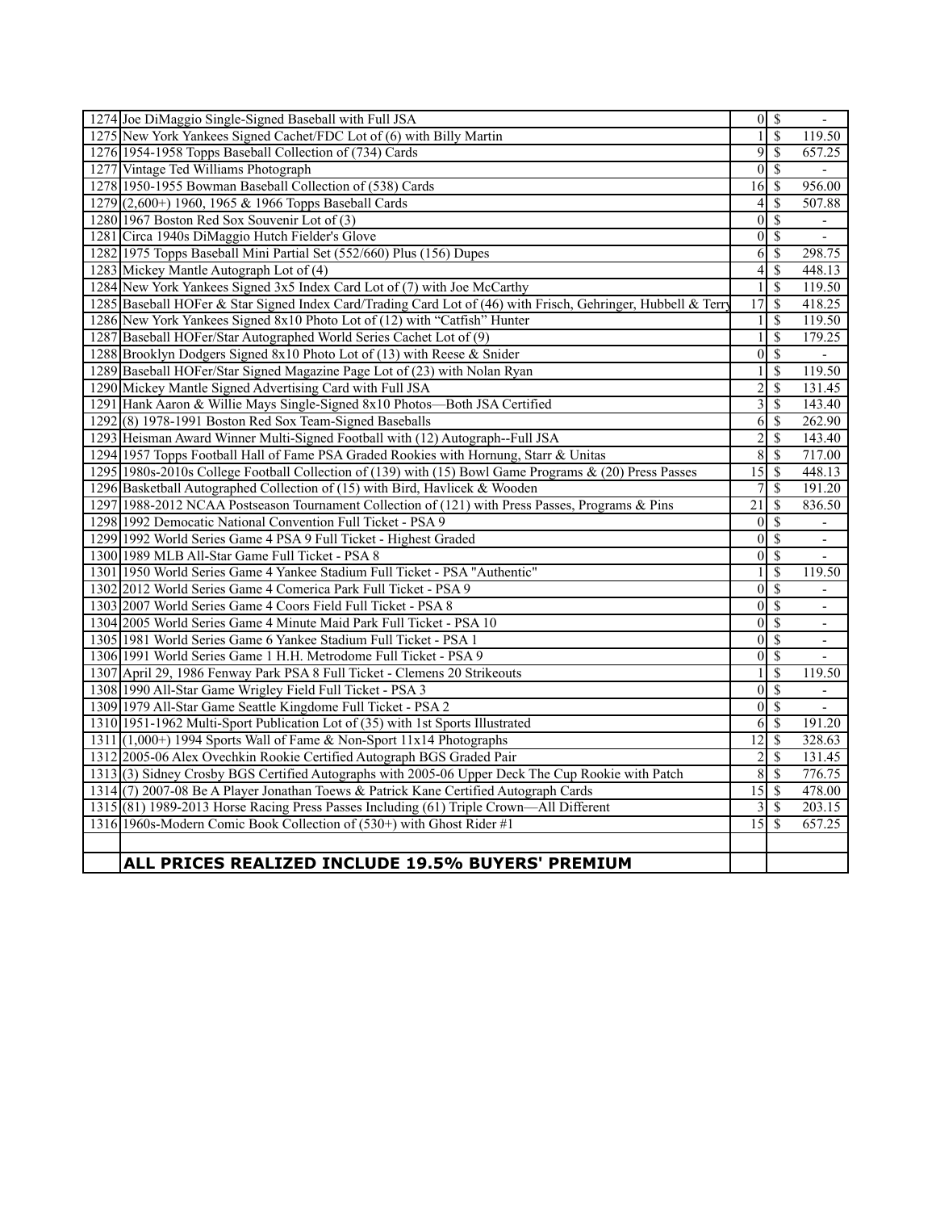| | | | | |
|---|---|---|---|---|
| 1274 | Joe DiMaggio Single-Signed Baseball with Full JSA | 0 | $ | - |
| 1275 | New York Yankees Signed Cachet/FDC Lot of (6) with Billy Martin | 1 | $ | 119.50 |
| 1276 | 1954-1958 Topps Baseball Collection of (734) Cards | 9 | $ | 657.25 |
| 1277 | Vintage Ted Williams Photograph | 0 | $ | - |
| 1278 | 1950-1955 Bowman Baseball Collection of (538) Cards | 16 | $ | 956.00 |
| 1279 | (2,600+) 1960, 1965 & 1966 Topps Baseball Cards | 4 | $ | 507.88 |
| 1280 | 1967 Boston Red Sox Souvenir Lot of (3) | 0 | $ | - |
| 1281 | Circa 1940s DiMaggio Hutch Fielder's Glove | 0 | $ | - |
| 1282 | 1975 Topps Baseball Mini Partial Set (552/660) Plus (156) Dupes | 6 | $ | 298.75 |
| 1283 | Mickey Mantle Autograph Lot of (4) | 4 | $ | 448.13 |
| 1284 | New York Yankees Signed 3x5 Index Card Lot of (7) with Joe McCarthy | 1 | $ | 119.50 |
| 1285 | Baseball HOFer & Star Signed Index Card/Trading Card Lot of (46) with Frisch, Gehringer, Hubbell & Terry | 17 | $ | 418.25 |
| 1286 | New York Yankees Signed 8x10 Photo Lot of (12) with "Catfish" Hunter | 1 | $ | 119.50 |
| 1287 | Baseball HOFer/Star Autographed World Series Cachet Lot of (9) | 1 | $ | 179.25 |
| 1288 | Brooklyn Dodgers Signed 8x10 Photo Lot of (13) with Reese & Snider | 0 | $ | - |
| 1289 | Baseball HOFer/Star Signed Magazine Page Lot of (23) with Nolan Ryan | 1 | $ | 119.50 |
| 1290 | Mickey Mantle Signed Advertising Card with Full JSA | 2 | $ | 131.45 |
| 1291 | Hank Aaron & Willie Mays Single-Signed 8x10 Photos—Both JSA Certified | 3 | $ | 143.40 |
| 1292 | (8) 1978-1991 Boston Red Sox Team-Signed Baseballs | 6 | $ | 262.90 |
| 1293 | Heisman Award Winner Multi-Signed Football with (12) Autograph--Full JSA | 2 | $ | 143.40 |
| 1294 | 1957 Topps Football Hall of Fame PSA Graded Rookies with Hornung, Starr & Unitas | 8 | $ | 717.00 |
| 1295 | 1980s-2010s College Football Collection of (139) with (15) Bowl Game Programs & (20) Press Passes | 15 | $ | 448.13 |
| 1296 | Basketball Autographed Collection of (15) with Bird, Havlicek & Wooden | 7 | $ | 191.20 |
| 1297 | 1988-2012 NCAA Postseason Tournament Collection of (121) with Press Passes, Programs & Pins | 21 | $ | 836.50 |
| 1298 | 1992 Democatic National Convention Full Ticket - PSA 9 | 0 | $ | - |
| 1299 | 1992 World Series Game 4 PSA 9 Full Ticket - Highest Graded | 0 | $ | - |
| 1300 | 1989 MLB All-Star Game Full Ticket - PSA 8 | 0 | $ | - |
| 1301 | 1950 World Series Game 4 Yankee Stadium Full Ticket - PSA "Authentic" | 1 | $ | 119.50 |
| 1302 | 2012 World Series Game 4 Comerica Park Full Ticket - PSA 9 | 0 | $ | - |
| 1303 | 2007 World Series Game 4 Coors Field Full Ticket - PSA 8 | 0 | $ | - |
| 1304 | 2005 World Series Game 4 Minute Maid Park Full Ticket - PSA 10 | 0 | $ | - |
| 1305 | 1981 World Series Game 6 Yankee Stadium Full Ticket - PSA 1 | 0 | $ | - |
| 1306 | 1991 World Series Game 1 H.H. Metrodome Full Ticket - PSA 9 | 0 | $ | - |
| 1307 | April 29, 1986 Fenway Park PSA 8 Full Ticket - Clemens 20 Strikeouts | 1 | $ | 119.50 |
| 1308 | 1990 All-Star Game Wrigley Field Full Ticket - PSA 3 | 0 | $ | - |
| 1309 | 1979 All-Star Game Seattle Kingdome Full Ticket - PSA 2 | 0 | $ | - |
| 1310 | 1951-1962 Multi-Sport Publication Lot of (35) with 1st Sports Illustrated | 6 | $ | 191.20 |
| 1311 | (1,000+) 1994 Sports Wall of Fame & Non-Sport 11x14 Photographs | 12 | $ | 328.63 |
| 1312 | 2005-06 Alex Ovechkin Rookie Certified Autograph BGS Graded Pair | 2 | $ | 131.45 |
| 1313 | (3) Sidney Crosby BGS Certified Autographs with 2005-06 Upper Deck The Cup Rookie with Patch | 8 | $ | 776.75 |
| 1314 | (7) 2007-08 Be A Player Jonathan Toews & Patrick Kane Certified Autograph Cards | 15 | $ | 478.00 |
| 1315 | (81) 1989-2013 Horse Racing Press Passes Including (61) Triple Crown—All Different | 3 | $ | 203.15 |
| 1316 | 1960s-Modern Comic Book Collection of (530+) with Ghost Rider #1 | 15 | $ | 657.25 |
| | | | | |
| | **ALL PRICES REALIZED INCLUDE 19.5% BUYERS' PREMIUM** | | | |